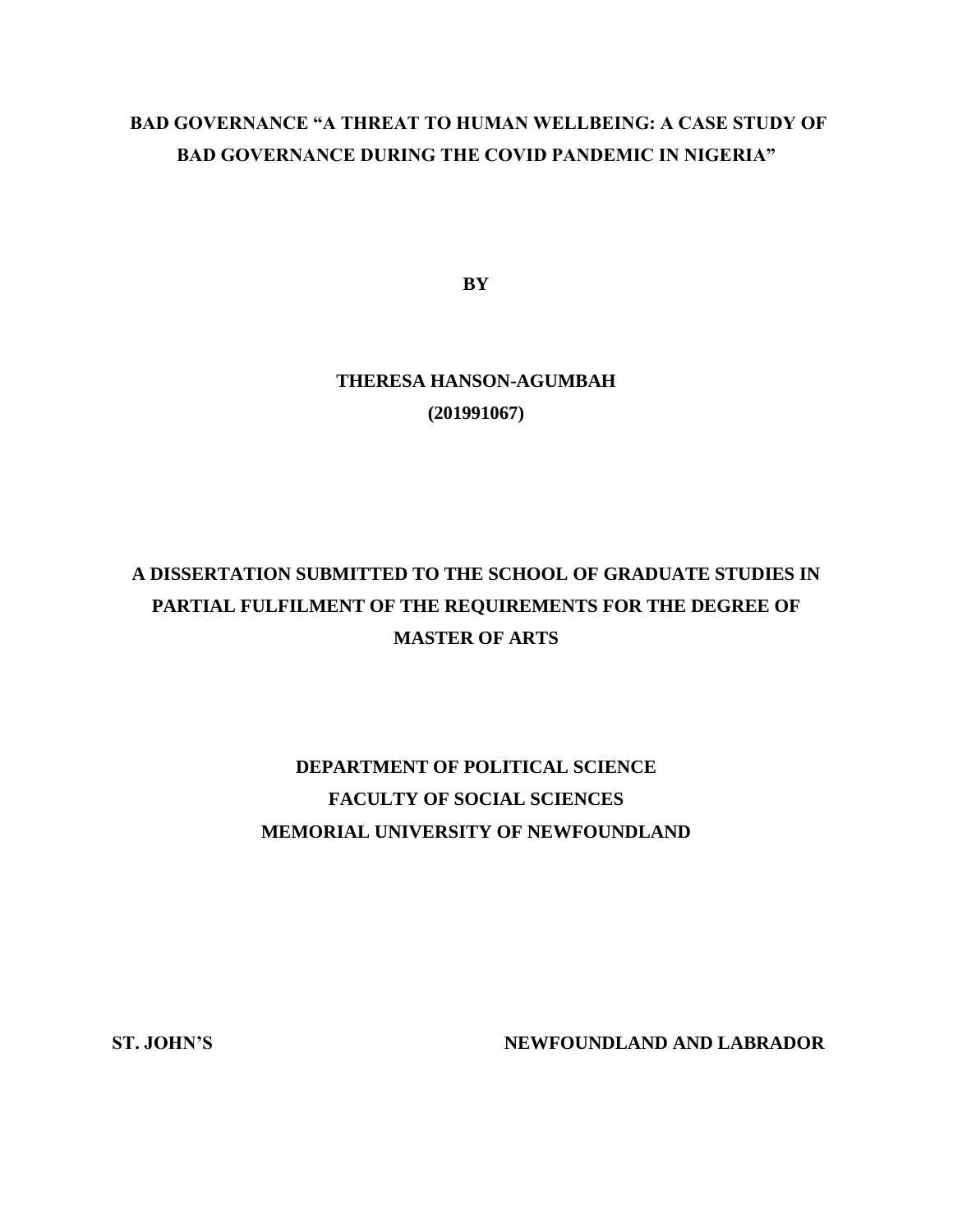# BAD GOVERNANCE "A THREAT TO HUMAN WELLBEING: A CASE STUDY OF BAD GOVERNANCE DURING THE COVID PANDEMIC IN NIGERIA"

**BY**

**THERESA HANSON-AGUMBAH**

**(201991067)**

**A DISSERTATION SUBMITTED TO THE SCHOOL OF GRADUATE STUDIES IN PARTIAL FULFILMENT OF THE REQUIREMENTS FOR THE DEGREE OF MASTER OF ARTS**

**DEPARTMENT OF POLITICAL SCIENCE**
**FACULTY OF SOCIAL SCIENCES**
**MEMORIAL UNIVERSITY OF NEWFOUNDLAND**

**ST. JOHN'S** **NEWFOUNDLAND AND LABRADOR**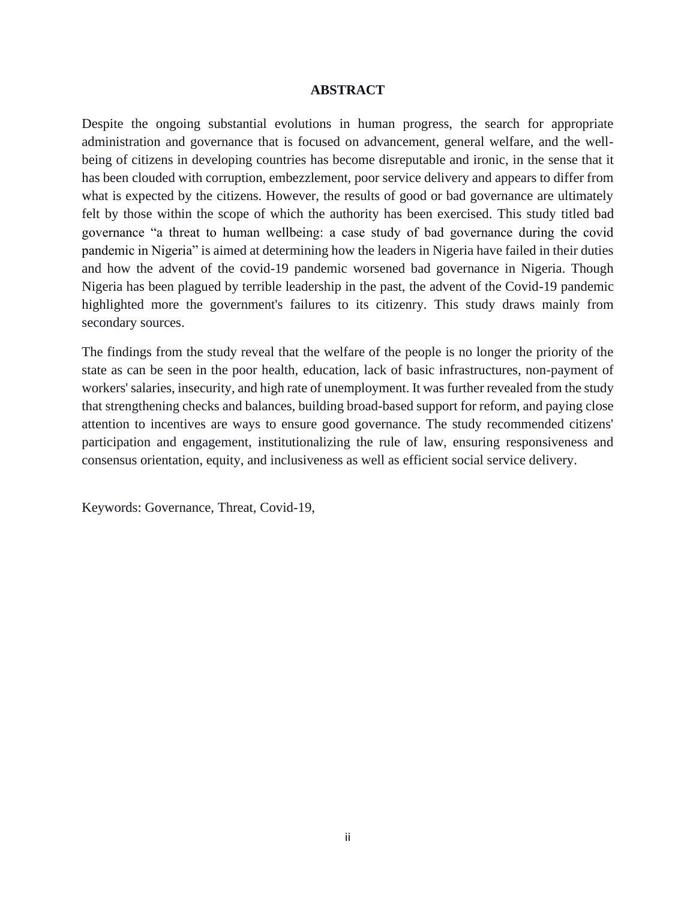## ABSTRACT

Despite the ongoing substantial evolutions in human progress, the search for appropriate administration and governance that is focused on advancement, general welfare, and the well-being of citizens in developing countries has become disreputable and ironic, in the sense that it has been clouded with corruption, embezzlement, poor service delivery and appears to differ from what is expected by the citizens. However, the results of good or bad governance are ultimately felt by those within the scope of which the authority has been exercised. This study titled bad governance "a threat to human wellbeing: a case study of bad governance during the covid pandemic in Nigeria" is aimed at determining how the leaders in Nigeria have failed in their duties and how the advent of the covid-19 pandemic worsened bad governance in Nigeria. Though Nigeria has been plagued by terrible leadership in the past, the advent of the Covid-19 pandemic highlighted more the government's failures to its citizenry. This study draws mainly from secondary sources.

The findings from the study reveal that the welfare of the people is no longer the priority of the state as can be seen in the poor health, education, lack of basic infrastructures, non-payment of workers' salaries, insecurity, and high rate of unemployment. It was further revealed from the study that strengthening checks and balances, building broad-based support for reform, and paying close attention to incentives are ways to ensure good governance. The study recommended citizens' participation and engagement, institutionalizing the rule of law, ensuring responsiveness and consensus orientation, equity, and inclusiveness as well as efficient social service delivery.

Keywords: Governance, Threat, Covid-19,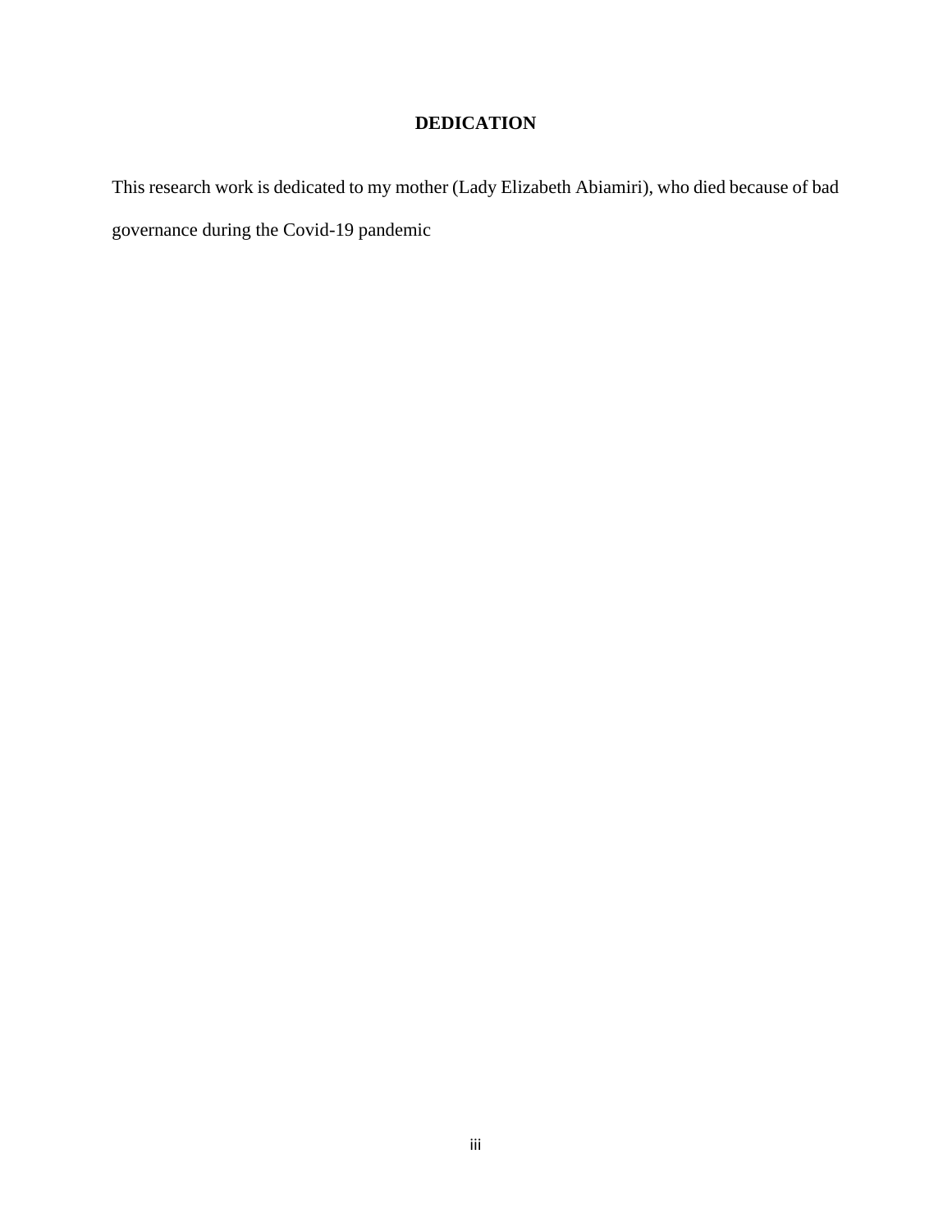# DEDICATION

This research work is dedicated to my mother (Lady Elizabeth Abiamiri), who died because of bad governance during the Covid-19 pandemic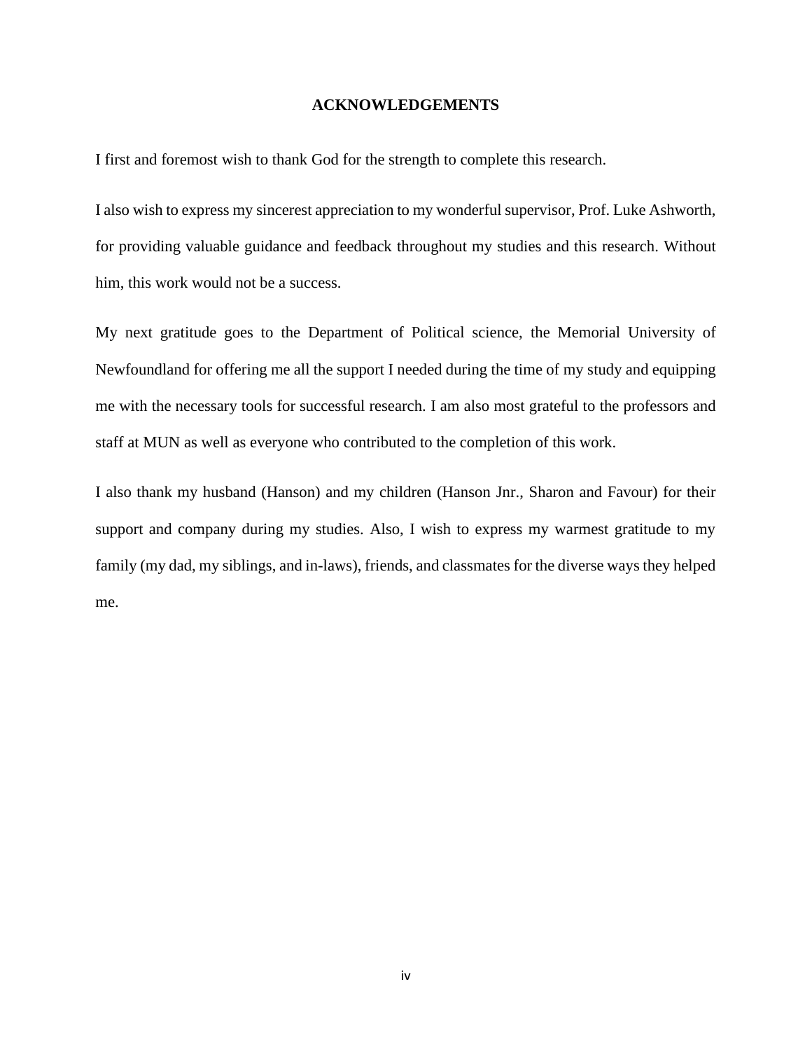# ACKNOWLEDGEMENTS

I first and foremost wish to thank God for the strength to complete this research.

I also wish to express my sincerest appreciation to my wonderful supervisor, Prof. Luke Ashworth, for providing valuable guidance and feedback throughout my studies and this research. Without him, this work would not be a success.

My next gratitude goes to the Department of Political science, the Memorial University of Newfoundland for offering me all the support I needed during the time of my study and equipping me with the necessary tools for successful research. I am also most grateful to the professors and staff at MUN as well as everyone who contributed to the completion of this work.

I also thank my husband (Hanson) and my children (Hanson Jnr., Sharon and Favour) for their support and company during my studies. Also, I wish to express my warmest gratitude to my family (my dad, my siblings, and in-laws), friends, and classmates for the diverse ways they helped me.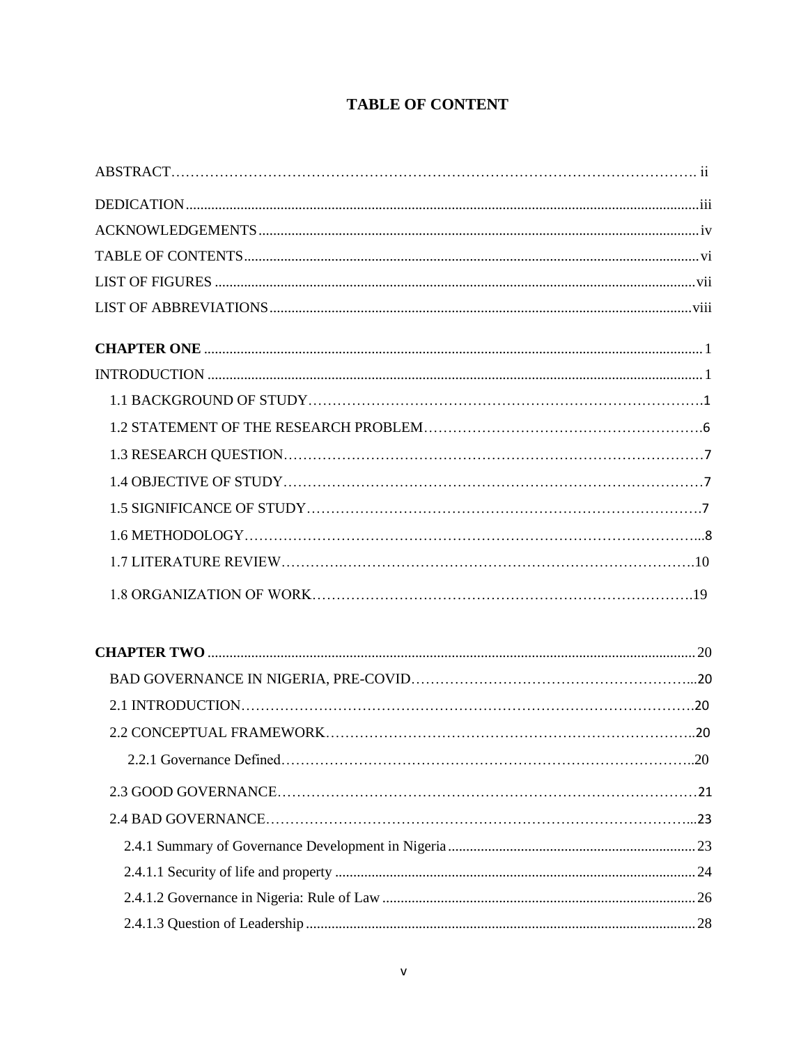# TABLE OF CONTENT

ABSTRACT………………………………………………………………………………………………. ii

DEDICATION.....................................................................................................................................iii

ACKNOWLEDGEMENTS.................................................................................................................iv

TABLE OF CONTENTS....................................................................................................................vi

LIST OF FIGURES ...........................................................................................................................vii

LIST OF ABBREVIATIONS............................................................................................................viii

**CHAPTER ONE** ................................................................................................................................ 1

INTRODUCTION ................................................................................................................................ 1

1.1 BACKGROUND OF STUDY……………………………………………………………………….1

1.2 STATEMENT OF THE RESEARCH PROBLEM………………………………………………….6

1.3 RESEARCH QUESTION……………………………………………………………………………7

1.4 OBJECTIVE OF STUDY……………………………………………………………………………7

1.5 SIGNIFICANCE OF STUDY……………………………………………………………………….7

1.6 METHODOLOGY…………………………………………………………………………………...8

1.7 LITERATURE REVIEW…………………………………………………………………………….10

1.8 ORGANIZATION OF WORK……………………………………………………………………….19

**CHAPTER TWO** ............................................................................................................................. 20

BAD GOVERNANCE IN NIGERIA, PRE-COVID…………………………………………………...20

2.1 INTRODUCTION…………………………………………………………………………………….20

2.2 CONCEPTUAL FRAMEWORK…………………………………………………………………….20

2.2.1 Governance Defined……………………………………………………………………………..20

2.3 GOOD GOVERNANCE……………………………………………………………………………21

2.4 BAD GOVERNANCE………………………………………………………………………………...23

2.4.1 Summary of Governance Development in Nigeria ................................................................... 23

2.4.1.1 Security of life and property ................................................................................................... 24

2.4.1.2 Governance in Nigeria: Rule of Law ...................................................................................... 26

2.4.1.3 Question of Leadership ........................................................................................................... 28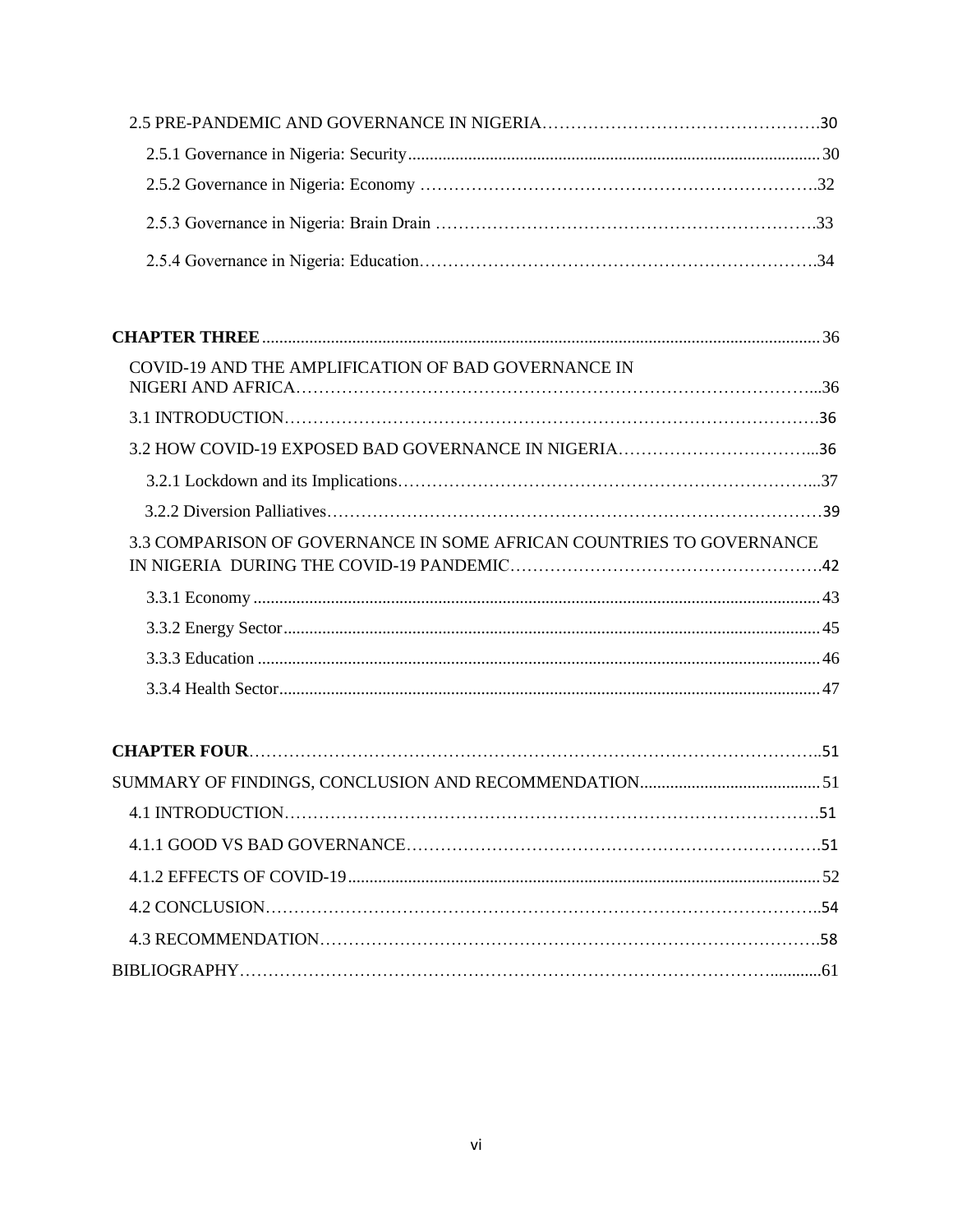2.5 PRE-PANDEMIC AND GOVERNANCE IN NIGERIA……………………………………………30

2.5.1 Governance in Nigeria: Security……………………………………………30

2.5.2 Governance in Nigeria: Economy ………………………………………………………….32

2.5.3 Governance in Nigeria: Brain Drain ……………………………………………………….33

2.5.4 Governance in Nigeria: Education………………………………………………………….34

**CHAPTER THREE**……………………………………………36

COVID-19 AND THE AMPLIFICATION OF BAD GOVERNANCE IN NIGERI AND AFRICA……………………………………………………………………………...36

3.1 INTRODUCTION……………………………………………………………………………….36

3.2 HOW COVID-19 EXPOSED BAD GOVERNANCE IN NIGERIA……………………………...36

3.2.1 Lockdown and its Implications………………………………………………………………...37

3.2.2 Diversion Palliatives…………………………………………………………………………39

3.3 COMPARISON OF GOVERNANCE IN SOME AFRICAN COUNTRIES TO GOVERNANCE IN NIGERIA DURING THE COVID-19 PANDEMIC……………………………………………….42

3.3.1 Economy……………………………………………43

3.3.2 Energy Sector……………………………………………45

3.3.3 Education……………………………………………46

3.3.4 Health Sector……………………………………………47

**CHAPTER FOUR**……………………………………………………………………………………..51

SUMMARY OF FINDINGS, CONCLUSION AND RECOMMENDATION……………………………51

4.1 INTRODUCTION……………………………………………………………………………….51

4.1.1 GOOD VS BAD GOVERNANCE…………………………………………………………….51

4.1.2 EFFECTS OF COVID-19……………………………………………52

4.2 CONCLUSION…………………………………………………………………………………..54

4.3 RECOMMENDATION……………………………………………………………………………58

BIBLIOGRAPHY……………………………………………………………………………………...61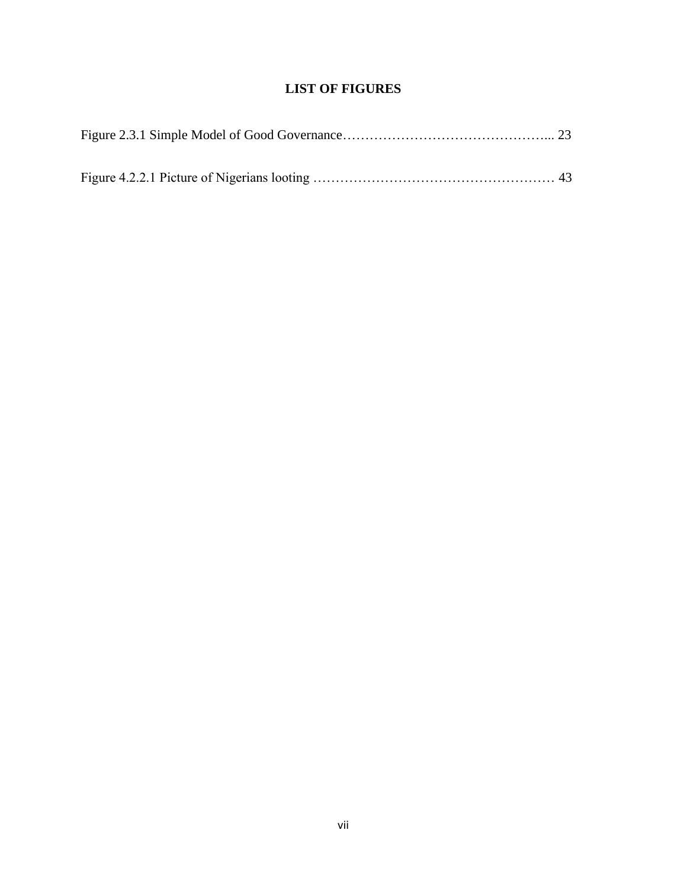## LIST OF FIGURES

Figure 2.3.1 Simple Model of Good Governance……………………………………... 23

Figure 4.2.2.1 Picture of Nigerians looting ……………………………………………… 43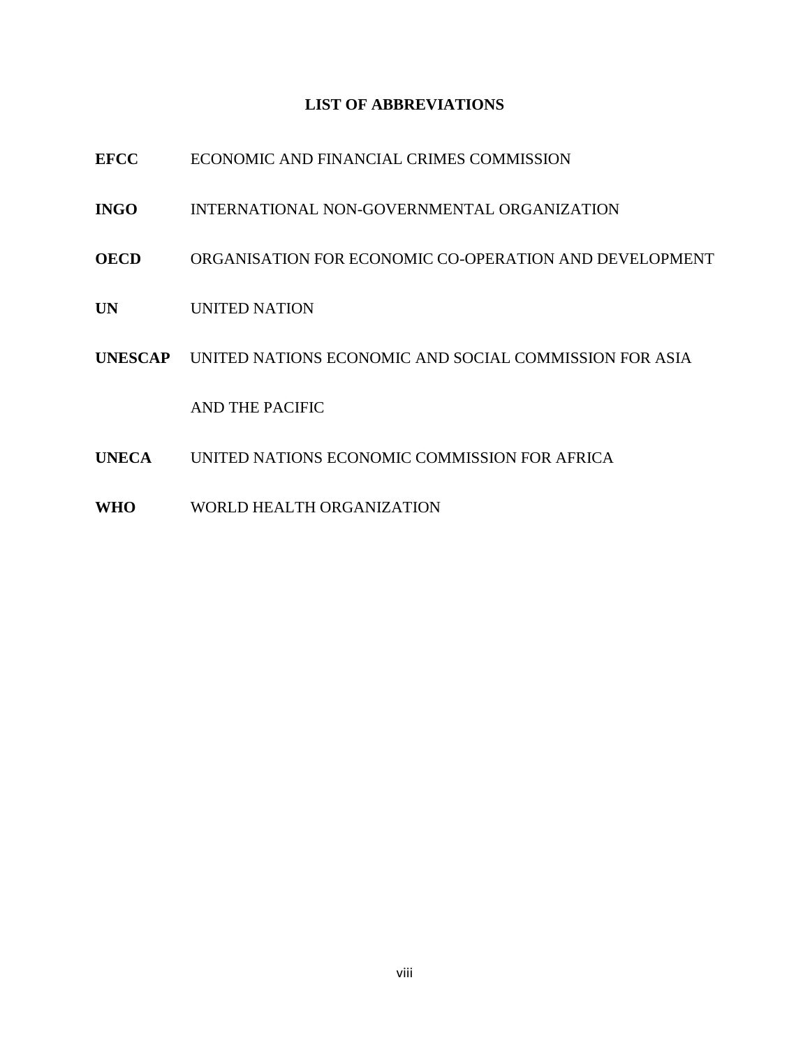## LIST OF ABBREVIATIONS

**EFCC** ECONOMIC AND FINANCIAL CRIMES COMMISSION

**INGO** INTERNATIONAL NON-GOVERNMENTAL ORGANIZATION

**OECD** ORGANISATION FOR ECONOMIC CO-OPERATION AND DEVELOPMENT

**UN** UNITED NATION

**UNESCAP** UNITED NATIONS ECONOMIC AND SOCIAL COMMISSION FOR ASIA AND THE PACIFIC

**UNECA** UNITED NATIONS ECONOMIC COMMISSION FOR AFRICA

**WHO** WORLD HEALTH ORGANIZATION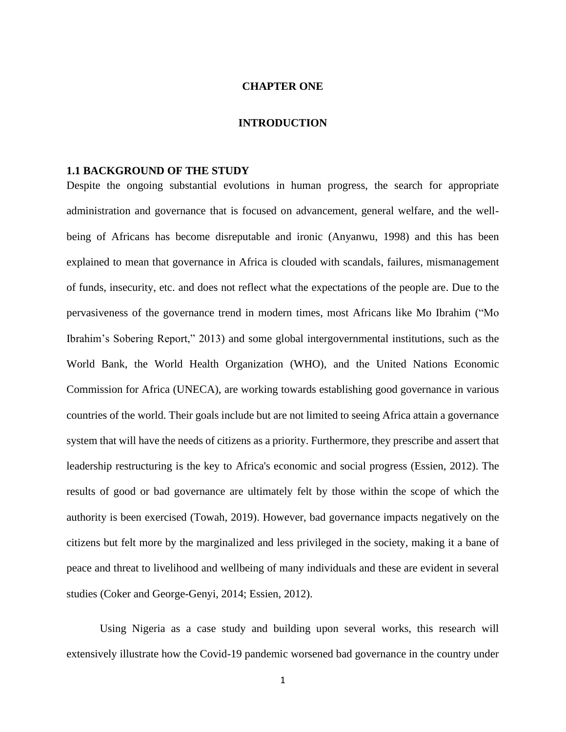# CHAPTER ONE

# INTRODUCTION

## 1.1 BACKGROUND OF THE STUDY

Despite the ongoing substantial evolutions in human progress, the search for appropriate administration and governance that is focused on advancement, general welfare, and the well-being of Africans has become disreputable and ironic (Anyanwu, 1998) and this has been explained to mean that governance in Africa is clouded with scandals, failures, mismanagement of funds, insecurity, etc. and does not reflect what the expectations of the people are. Due to the pervasiveness of the governance trend in modern times, most Africans like Mo Ibrahim ("Mo Ibrahim's Sobering Report," 2013) and some global intergovernmental institutions, such as the World Bank, the World Health Organization (WHO), and the United Nations Economic Commission for Africa (UNECA), are working towards establishing good governance in various countries of the world. Their goals include but are not limited to seeing Africa attain a governance system that will have the needs of citizens as a priority. Furthermore, they prescribe and assert that leadership restructuring is the key to Africa's economic and social progress (Essien, 2012). The results of good or bad governance are ultimately felt by those within the scope of which the authority is been exercised (Towah, 2019). However, bad governance impacts negatively on the citizens but felt more by the marginalized and less privileged in the society, making it a bane of peace and threat to livelihood and wellbeing of many individuals and these are evident in several studies (Coker and George-Genyi, 2014; Essien, 2012).

Using Nigeria as a case study and building upon several works, this research will extensively illustrate how the Covid-19 pandemic worsened bad governance in the country under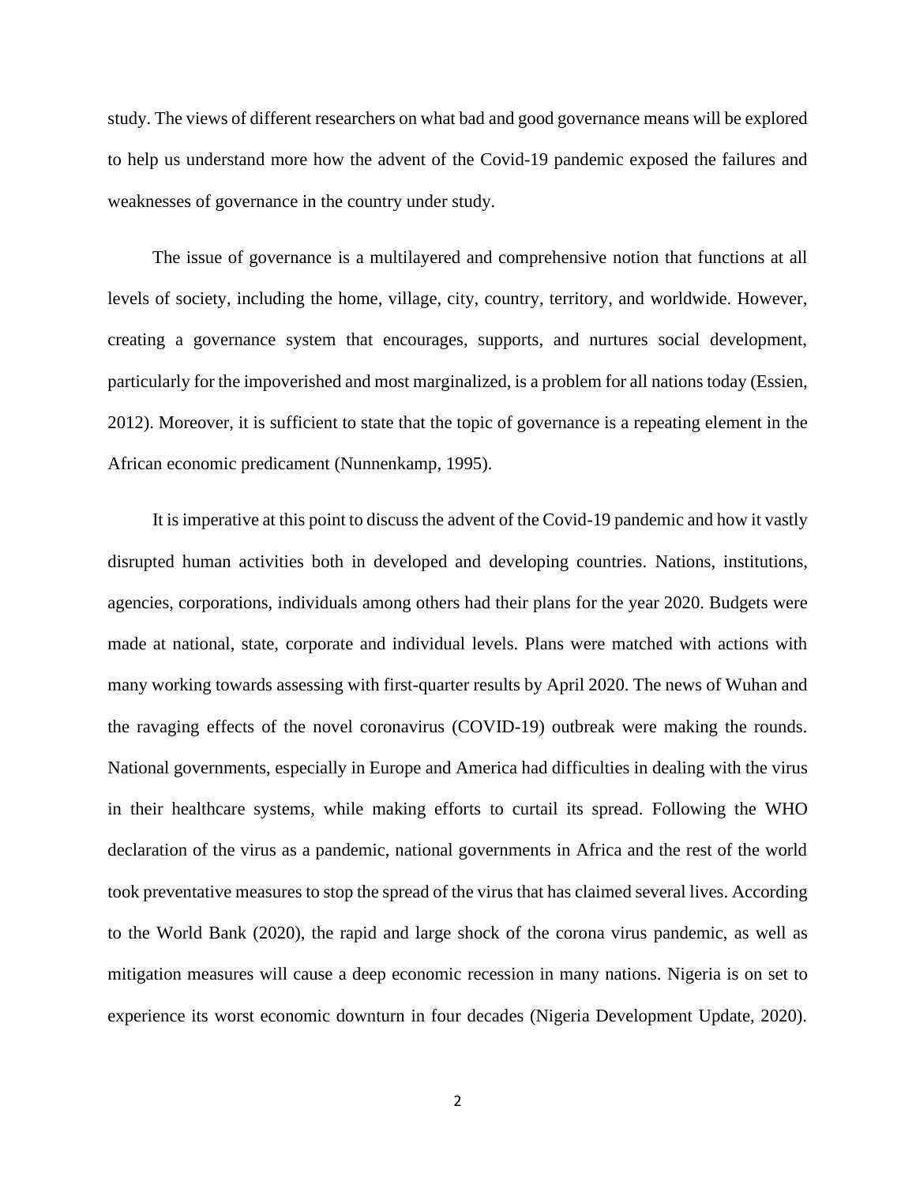study. The views of different researchers on what bad and good governance means will be explored to help us understand more how the advent of the Covid-19 pandemic exposed the failures and weaknesses of governance in the country under study.

The issue of governance is a multilayered and comprehensive notion that functions at all levels of society, including the home, village, city, country, territory, and worldwide. However, creating a governance system that encourages, supports, and nurtures social development, particularly for the impoverished and most marginalized, is a problem for all nations today (Essien, 2012). Moreover, it is sufficient to state that the topic of governance is a repeating element in the African economic predicament (Nunnenkamp, 1995).

It is imperative at this point to discuss the advent of the Covid-19 pandemic and how it vastly disrupted human activities both in developed and developing countries. Nations, institutions, agencies, corporations, individuals among others had their plans for the year 2020. Budgets were made at national, state, corporate and individual levels. Plans were matched with actions with many working towards assessing with first-quarter results by April 2020. The news of Wuhan and the ravaging effects of the novel coronavirus (COVID-19) outbreak were making the rounds. National governments, especially in Europe and America had difficulties in dealing with the virus in their healthcare systems, while making efforts to curtail its spread. Following the WHO declaration of the virus as a pandemic, national governments in Africa and the rest of the world took preventative measures to stop the spread of the virus that has claimed several lives. According to the World Bank (2020), the rapid and large shock of the corona virus pandemic, as well as mitigation measures will cause a deep economic recession in many nations. Nigeria is on set to experience its worst economic downturn in four decades (Nigeria Development Update, 2020).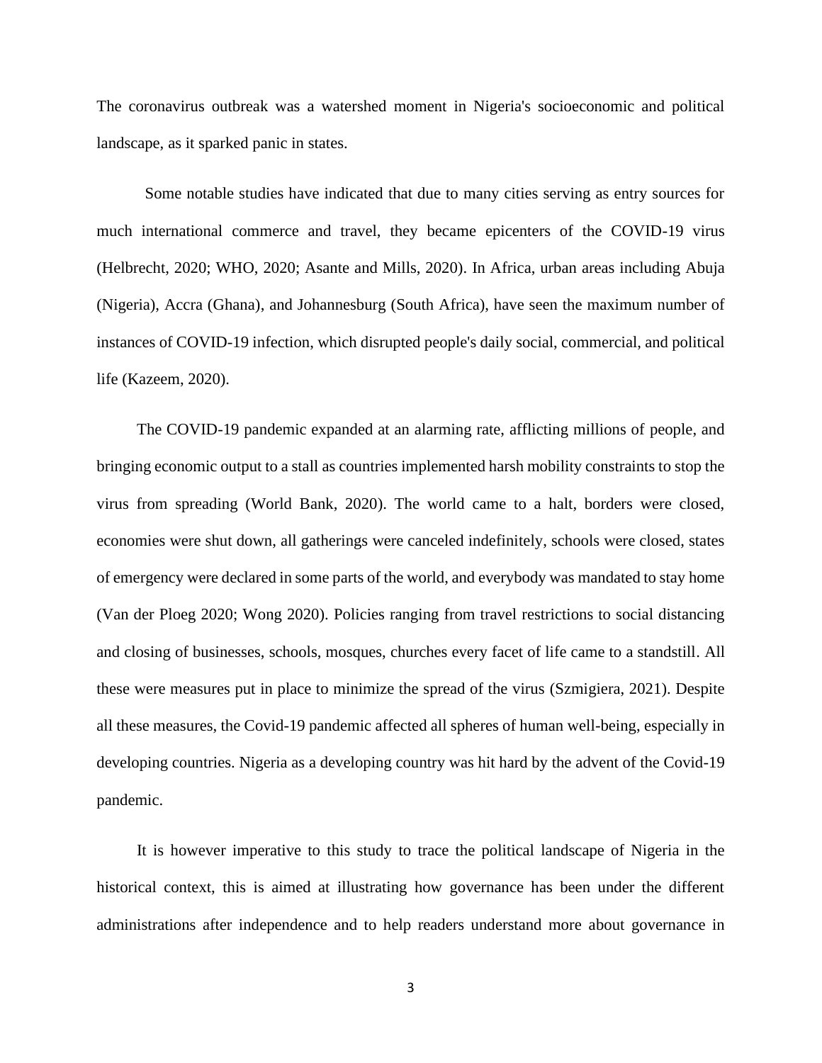The coronavirus outbreak was a watershed moment in Nigeria's socioeconomic and political landscape, as it sparked panic in states.

Some notable studies have indicated that due to many cities serving as entry sources for much international commerce and travel, they became epicenters of the COVID-19 virus (Helbrecht, 2020; WHO, 2020; Asante and Mills, 2020). In Africa, urban areas including Abuja (Nigeria), Accra (Ghana), and Johannesburg (South Africa), have seen the maximum number of instances of COVID-19 infection, which disrupted people's daily social, commercial, and political life (Kazeem, 2020).

The COVID-19 pandemic expanded at an alarming rate, afflicting millions of people, and bringing economic output to a stall as countries implemented harsh mobility constraints to stop the virus from spreading (World Bank, 2020). The world came to a halt, borders were closed, economies were shut down, all gatherings were canceled indefinitely, schools were closed, states of emergency were declared in some parts of the world, and everybody was mandated to stay home (Van der Ploeg 2020; Wong 2020). Policies ranging from travel restrictions to social distancing and closing of businesses, schools, mosques, churches every facet of life came to a standstill. All these were measures put in place to minimize the spread of the virus (Szmigiera, 2021). Despite all these measures, the Covid-19 pandemic affected all spheres of human well-being, especially in developing countries. Nigeria as a developing country was hit hard by the advent of the Covid-19 pandemic.

It is however imperative to this study to trace the political landscape of Nigeria in the historical context, this is aimed at illustrating how governance has been under the different administrations after independence and to help readers understand more about governance in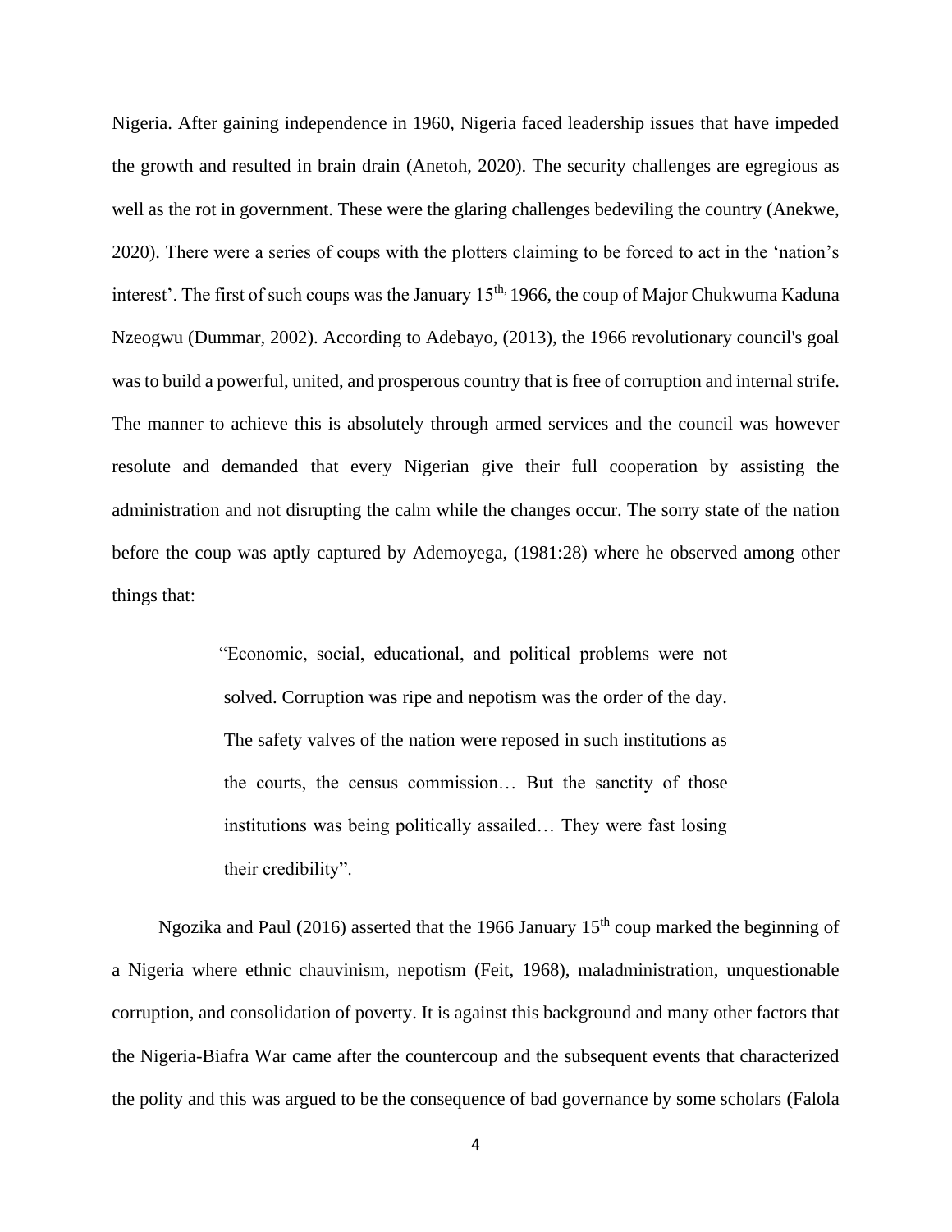Nigeria. After gaining independence in 1960, Nigeria faced leadership issues that have impeded the growth and resulted in brain drain (Anetoh, 2020). The security challenges are egregious as well as the rot in government. These were the glaring challenges bedeviling the country (Anekwe, 2020). There were a series of coups with the plotters claiming to be forced to act in the 'nation's interest'. The first of such coups was the January 15th, 1966, the coup of Major Chukwuma Kaduna Nzeogwu (Dummar, 2002). According to Adebayo, (2013), the 1966 revolutionary council's goal was to build a powerful, united, and prosperous country that is free of corruption and internal strife. The manner to achieve this is absolutely through armed services and the council was however resolute and demanded that every Nigerian give their full cooperation by assisting the administration and not disrupting the calm while the changes occur. The sorry state of the nation before the coup was aptly captured by Ademoyega, (1981:28) where he observed among other things that:

> "Economic, social, educational, and political problems were not solved. Corruption was ripe and nepotism was the order of the day. The safety valves of the nation were reposed in such institutions as the courts, the census commission… But the sanctity of those institutions was being politically assailed… They were fast losing their credibility".

Ngozika and Paul (2016) asserted that the 1966 January 15th coup marked the beginning of a Nigeria where ethnic chauvinism, nepotism (Feit, 1968), maladministration, unquestionable corruption, and consolidation of poverty. It is against this background and many other factors that the Nigeria-Biafra War came after the countercoup and the subsequent events that characterized the polity and this was argued to be the consequence of bad governance by some scholars (Falola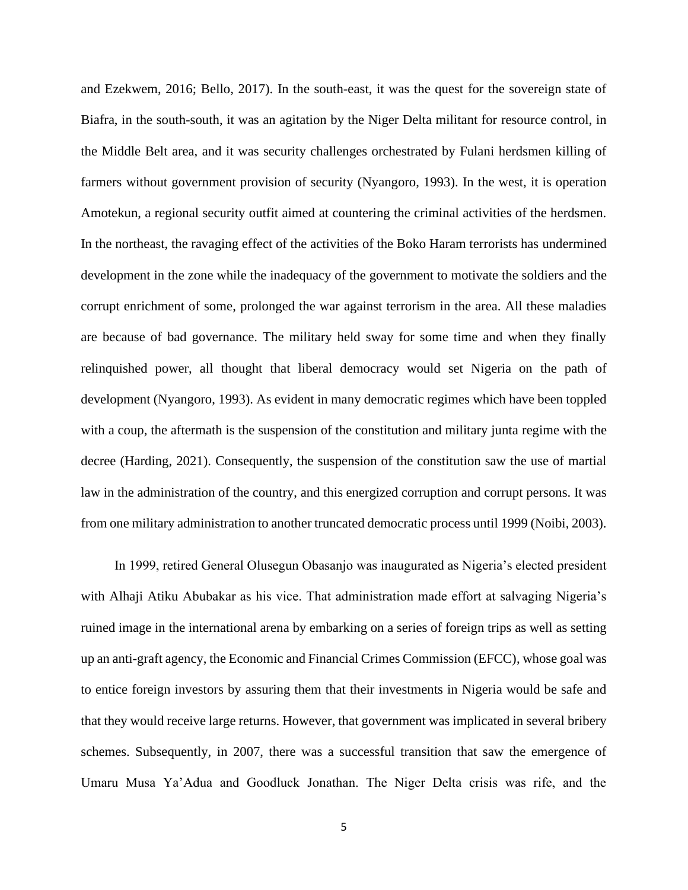and Ezekwem, 2016; Bello, 2017). In the south-east, it was the quest for the sovereign state of Biafra, in the south-south, it was an agitation by the Niger Delta militant for resource control, in the Middle Belt area, and it was security challenges orchestrated by Fulani herdsmen killing of farmers without government provision of security (Nyangoro, 1993). In the west, it is operation Amotekun, a regional security outfit aimed at countering the criminal activities of the herdsmen. In the northeast, the ravaging effect of the activities of the Boko Haram terrorists has undermined development in the zone while the inadequacy of the government to motivate the soldiers and the corrupt enrichment of some, prolonged the war against terrorism in the area. All these maladies are because of bad governance. The military held sway for some time and when they finally relinquished power, all thought that liberal democracy would set Nigeria on the path of development (Nyangoro, 1993). As evident in many democratic regimes which have been toppled with a coup, the aftermath is the suspension of the constitution and military junta regime with the decree (Harding, 2021). Consequently, the suspension of the constitution saw the use of martial law in the administration of the country, and this energized corruption and corrupt persons. It was from one military administration to another truncated democratic process until 1999 (Noibi, 2003).

In 1999, retired General Olusegun Obasanjo was inaugurated as Nigeria's elected president with Alhaji Atiku Abubakar as his vice. That administration made effort at salvaging Nigeria's ruined image in the international arena by embarking on a series of foreign trips as well as setting up an anti-graft agency, the Economic and Financial Crimes Commission (EFCC), whose goal was to entice foreign investors by assuring them that their investments in Nigeria would be safe and that they would receive large returns. However, that government was implicated in several bribery schemes. Subsequently, in 2007, there was a successful transition that saw the emergence of Umaru Musa Ya'Adua and Goodluck Jonathan. The Niger Delta crisis was rife, and the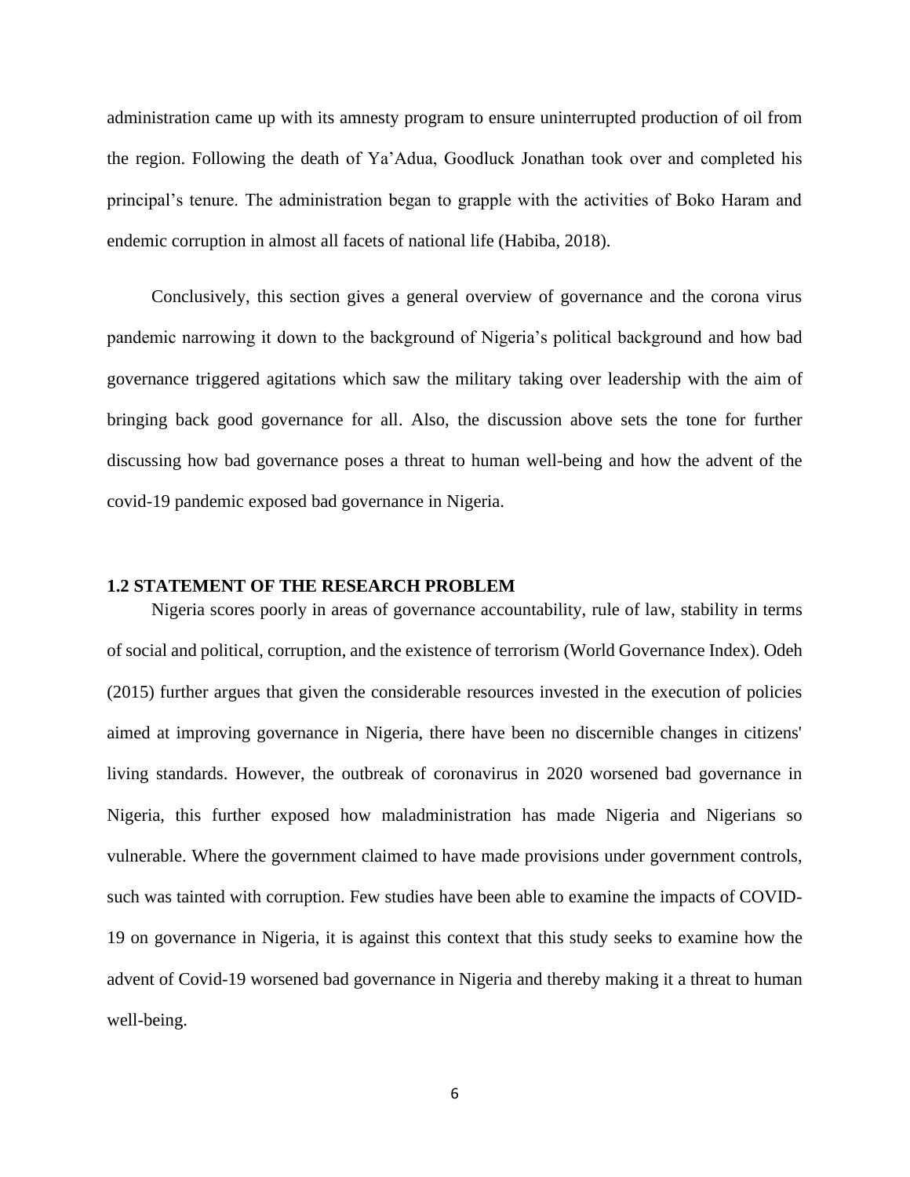administration came up with its amnesty program to ensure uninterrupted production of oil from the region. Following the death of Ya'Adua, Goodluck Jonathan took over and completed his principal's tenure. The administration began to grapple with the activities of Boko Haram and endemic corruption in almost all facets of national life (Habiba, 2018).

Conclusively, this section gives a general overview of governance and the corona virus pandemic narrowing it down to the background of Nigeria's political background and how bad governance triggered agitations which saw the military taking over leadership with the aim of bringing back good governance for all. Also, the discussion above sets the tone for further discussing how bad governance poses a threat to human well-being and how the advent of the covid-19 pandemic exposed bad governance in Nigeria.

## 1.2 STATEMENT OF THE RESEARCH PROBLEM

Nigeria scores poorly in areas of governance accountability, rule of law, stability in terms of social and political, corruption, and the existence of terrorism (World Governance Index). Odeh (2015) further argues that given the considerable resources invested in the execution of policies aimed at improving governance in Nigeria, there have been no discernible changes in citizens' living standards. However, the outbreak of coronavirus in 2020 worsened bad governance in Nigeria, this further exposed how maladministration has made Nigeria and Nigerians so vulnerable. Where the government claimed to have made provisions under government controls, such was tainted with corruption. Few studies have been able to examine the impacts of COVID-19 on governance in Nigeria, it is against this context that this study seeks to examine how the advent of Covid-19 worsened bad governance in Nigeria and thereby making it a threat to human well-being.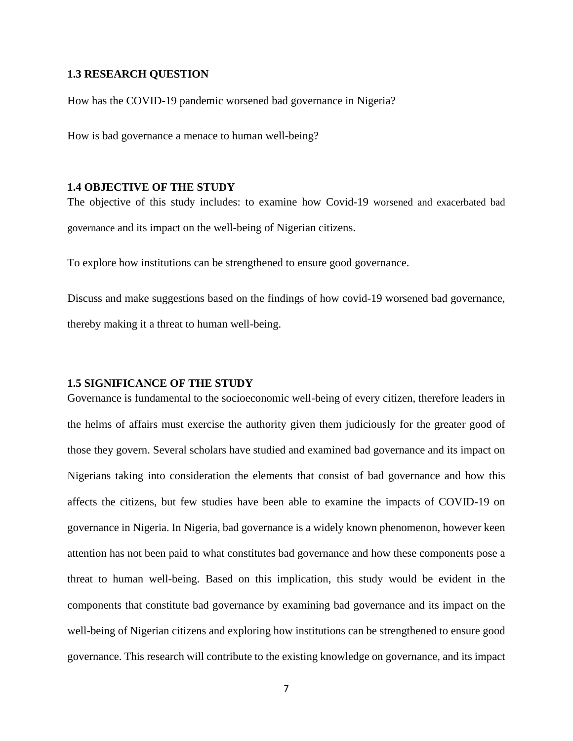### 1.3 RESEARCH QUESTION

How has the COVID-19 pandemic worsened bad governance in Nigeria?

How is bad governance a menace to human well-being?

### 1.4 OBJECTIVE OF THE STUDY

The objective of this study includes: to examine how Covid-19 worsened and exacerbated bad governance and its impact on the well-being of Nigerian citizens.

To explore how institutions can be strengthened to ensure good governance.

Discuss and make suggestions based on the findings of how covid-19 worsened bad governance, thereby making it a threat to human well-being.

### 1.5 SIGNIFICANCE OF THE STUDY

Governance is fundamental to the socioeconomic well-being of every citizen, therefore leaders in the helms of affairs must exercise the authority given them judiciously for the greater good of those they govern. Several scholars have studied and examined bad governance and its impact on Nigerians taking into consideration the elements that consist of bad governance and how this affects the citizens, but few studies have been able to examine the impacts of COVID-19 on governance in Nigeria. In Nigeria, bad governance is a widely known phenomenon, however keen attention has not been paid to what constitutes bad governance and how these components pose a threat to human well-being. Based on this implication, this study would be evident in the components that constitute bad governance by examining bad governance and its impact on the well-being of Nigerian citizens and exploring how institutions can be strengthened to ensure good governance. This research will contribute to the existing knowledge on governance, and its impact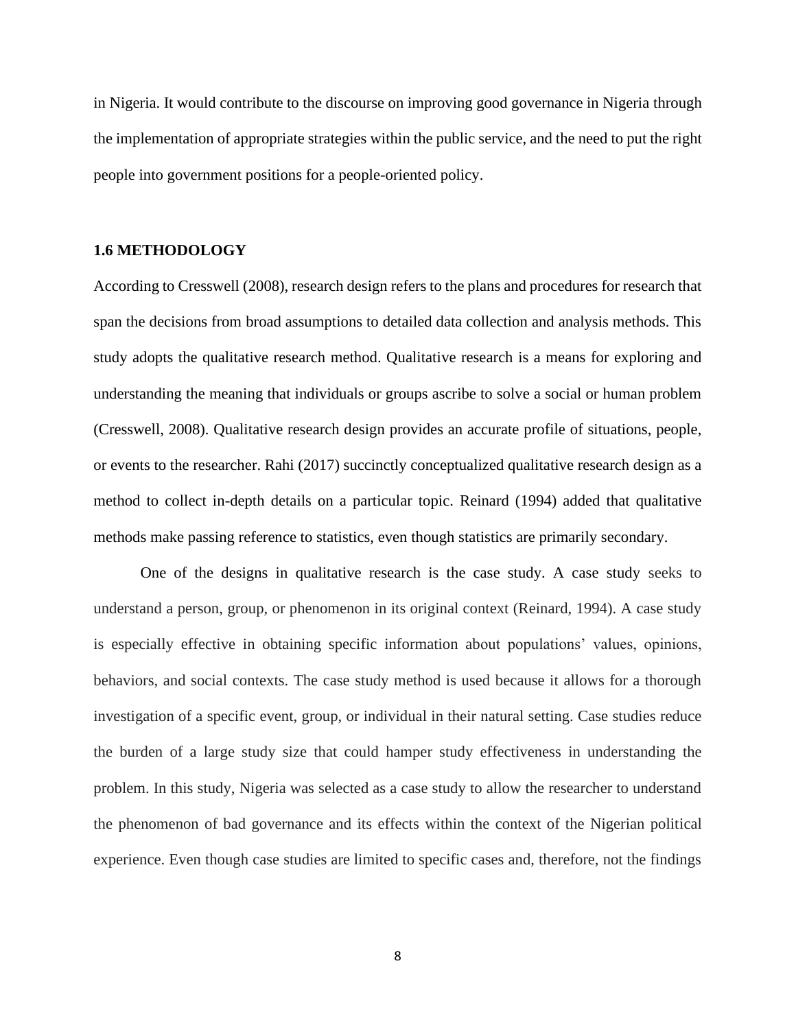in Nigeria. It would contribute to the discourse on improving good governance in Nigeria through the implementation of appropriate strategies within the public service, and the need to put the right people into government positions for a people-oriented policy.

### 1.6 METHODOLOGY

According to Cresswell (2008), research design refers to the plans and procedures for research that span the decisions from broad assumptions to detailed data collection and analysis methods. This study adopts the qualitative research method. Qualitative research is a means for exploring and understanding the meaning that individuals or groups ascribe to solve a social or human problem (Cresswell, 2008). Qualitative research design provides an accurate profile of situations, people, or events to the researcher. Rahi (2017) succinctly conceptualized qualitative research design as a method to collect in-depth details on a particular topic. Reinard (1994) added that qualitative methods make passing reference to statistics, even though statistics are primarily secondary.

One of the designs in qualitative research is the case study. A case study seeks to understand a person, group, or phenomenon in its original context (Reinard, 1994). A case study is especially effective in obtaining specific information about populations' values, opinions, behaviors, and social contexts. The case study method is used because it allows for a thorough investigation of a specific event, group, or individual in their natural setting. Case studies reduce the burden of a large study size that could hamper study effectiveness in understanding the problem. In this study, Nigeria was selected as a case study to allow the researcher to understand the phenomenon of bad governance and its effects within the context of the Nigerian political experience. Even though case studies are limited to specific cases and, therefore, not the findings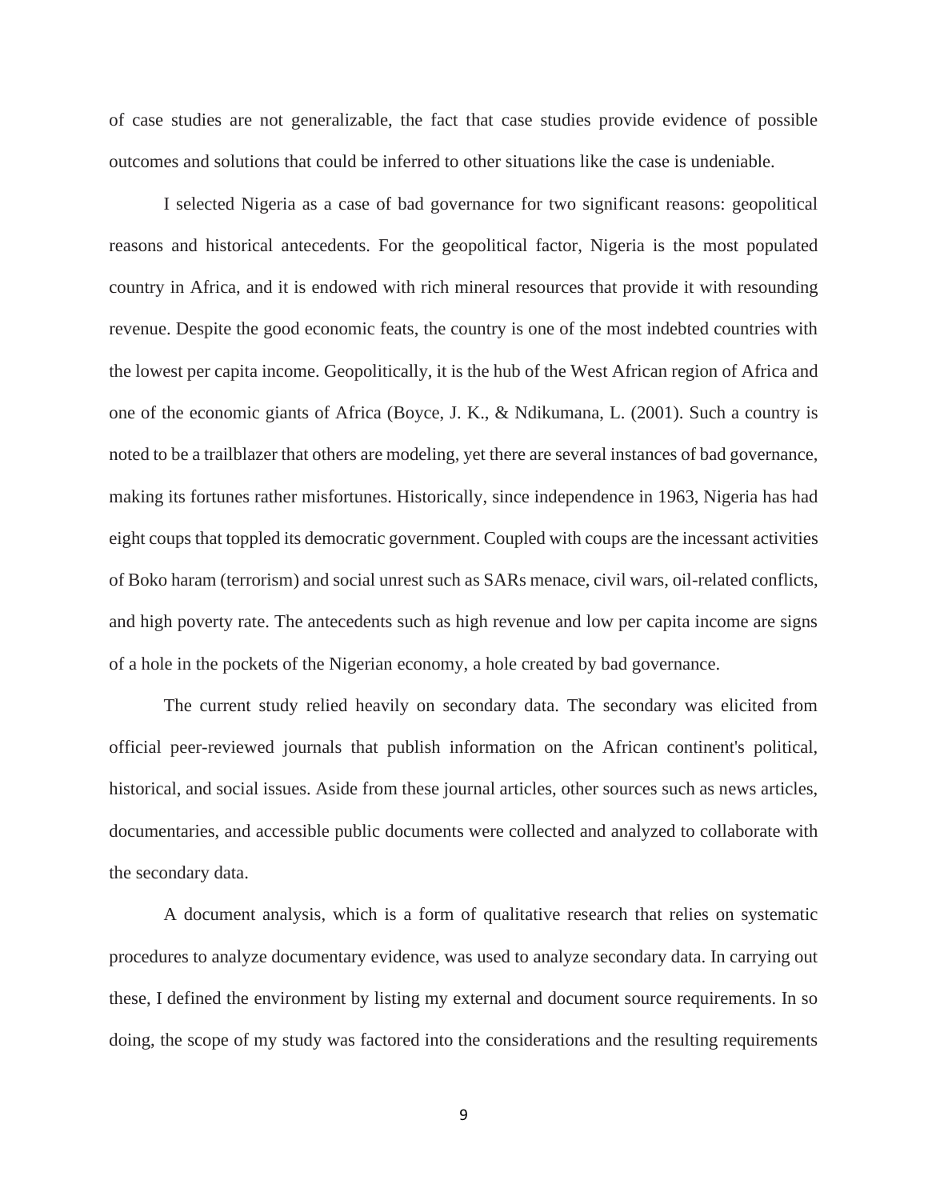of case studies are not generalizable, the fact that case studies provide evidence of possible outcomes and solutions that could be inferred to other situations like the case is undeniable.

I selected Nigeria as a case of bad governance for two significant reasons: geopolitical reasons and historical antecedents. For the geopolitical factor, Nigeria is the most populated country in Africa, and it is endowed with rich mineral resources that provide it with resounding revenue. Despite the good economic feats, the country is one of the most indebted countries with the lowest per capita income. Geopolitically, it is the hub of the West African region of Africa and one of the economic giants of Africa (Boyce, J. K., & Ndikumana, L. (2001). Such a country is noted to be a trailblazer that others are modeling, yet there are several instances of bad governance, making its fortunes rather misfortunes. Historically, since independence in 1963, Nigeria has had eight coups that toppled its democratic government. Coupled with coups are the incessant activities of Boko haram (terrorism) and social unrest such as SARs menace, civil wars, oil-related conflicts, and high poverty rate. The antecedents such as high revenue and low per capita income are signs of a hole in the pockets of the Nigerian economy, a hole created by bad governance.

The current study relied heavily on secondary data. The secondary was elicited from official peer-reviewed journals that publish information on the African continent's political, historical, and social issues. Aside from these journal articles, other sources such as news articles, documentaries, and accessible public documents were collected and analyzed to collaborate with the secondary data.

A document analysis, which is a form of qualitative research that relies on systematic procedures to analyze documentary evidence, was used to analyze secondary data. In carrying out these, I defined the environment by listing my external and document source requirements. In so doing, the scope of my study was factored into the considerations and the resulting requirements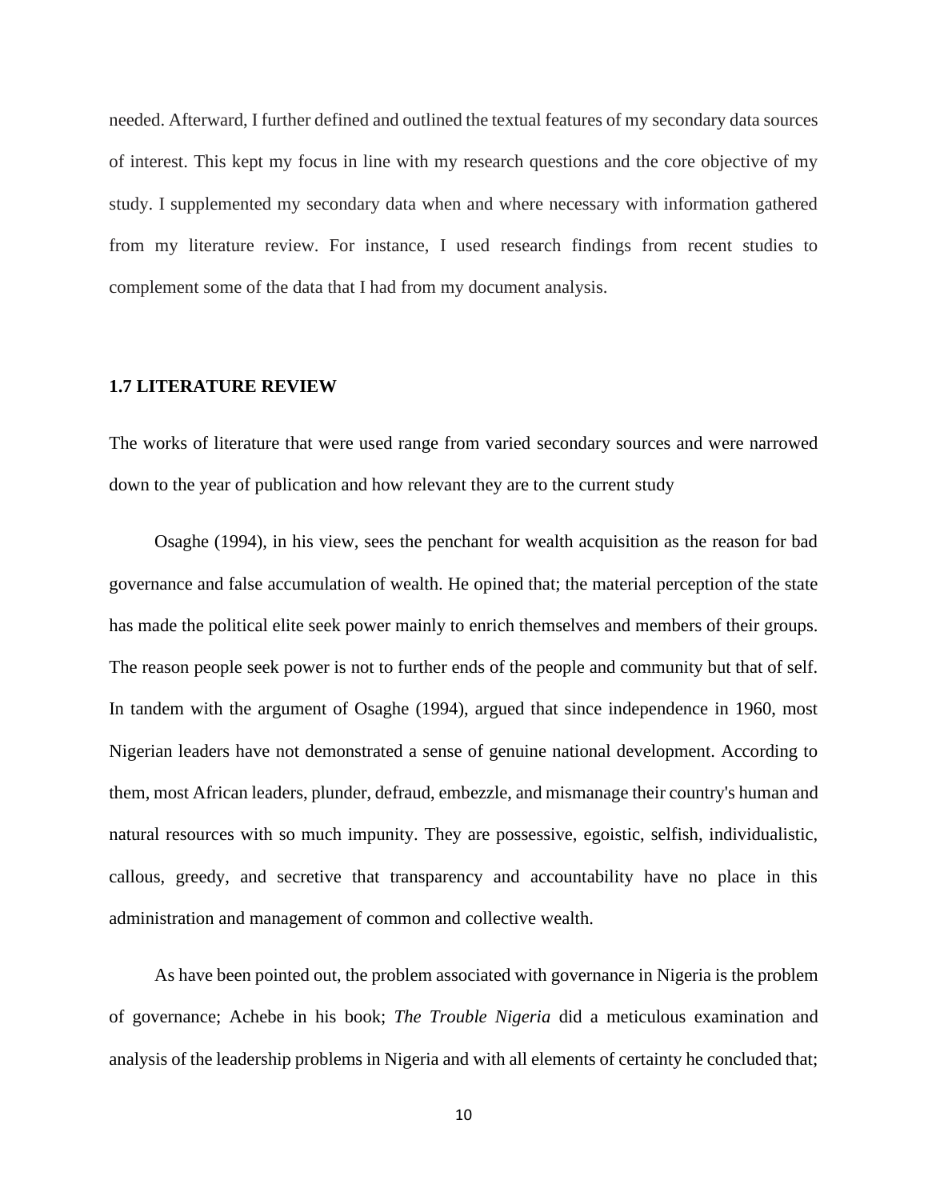needed. Afterward, I further defined and outlined the textual features of my secondary data sources of interest. This kept my focus in line with my research questions and the core objective of my study. I supplemented my secondary data when and where necessary with information gathered from my literature review. For instance, I used research findings from recent studies to complement some of the data that I had from my document analysis.

## 1.7 LITERATURE REVIEW

The works of literature that were used range from varied secondary sources and were narrowed down to the year of publication and how relevant they are to the current study

Osaghe (1994), in his view, sees the penchant for wealth acquisition as the reason for bad governance and false accumulation of wealth. He opined that; the material perception of the state has made the political elite seek power mainly to enrich themselves and members of their groups. The reason people seek power is not to further ends of the people and community but that of self. In tandem with the argument of Osaghe (1994), argued that since independence in 1960, most Nigerian leaders have not demonstrated a sense of genuine national development. According to them, most African leaders, plunder, defraud, embezzle, and mismanage their country's human and natural resources with so much impunity. They are possessive, egoistic, selfish, individualistic, callous, greedy, and secretive that transparency and accountability have no place in this administration and management of common and collective wealth.

As have been pointed out, the problem associated with governance in Nigeria is the problem of governance; Achebe in his book; *The Trouble Nigeria* did a meticulous examination and analysis of the leadership problems in Nigeria and with all elements of certainty he concluded that;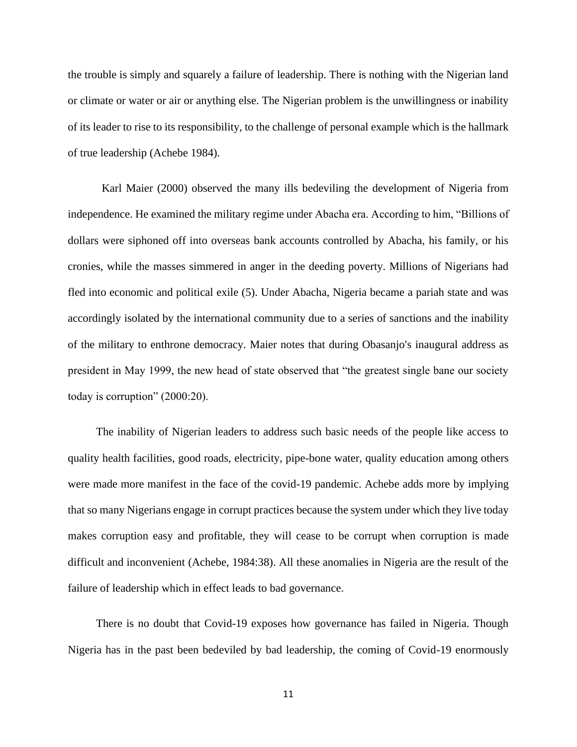the trouble is simply and squarely a failure of leadership. There is nothing with the Nigerian land or climate or water or air or anything else. The Nigerian problem is the unwillingness or inability of its leader to rise to its responsibility, to the challenge of personal example which is the hallmark of true leadership (Achebe 1984).

Karl Maier (2000) observed the many ills bedeviling the development of Nigeria from independence. He examined the military regime under Abacha era. According to him, "Billions of dollars were siphoned off into overseas bank accounts controlled by Abacha, his family, or his cronies, while the masses simmered in anger in the deeding poverty. Millions of Nigerians had fled into economic and political exile (5). Under Abacha, Nigeria became a pariah state and was accordingly isolated by the international community due to a series of sanctions and the inability of the military to enthrone democracy. Maier notes that during Obasanjo's inaugural address as president in May 1999, the new head of state observed that "the greatest single bane our society today is corruption" (2000:20).

The inability of Nigerian leaders to address such basic needs of the people like access to quality health facilities, good roads, electricity, pipe-bone water, quality education among others were made more manifest in the face of the covid-19 pandemic. Achebe adds more by implying that so many Nigerians engage in corrupt practices because the system under which they live today makes corruption easy and profitable, they will cease to be corrupt when corruption is made difficult and inconvenient (Achebe, 1984:38). All these anomalies in Nigeria are the result of the failure of leadership which in effect leads to bad governance.

There is no doubt that Covid-19 exposes how governance has failed in Nigeria. Though Nigeria has in the past been bedeviled by bad leadership, the coming of Covid-19 enormously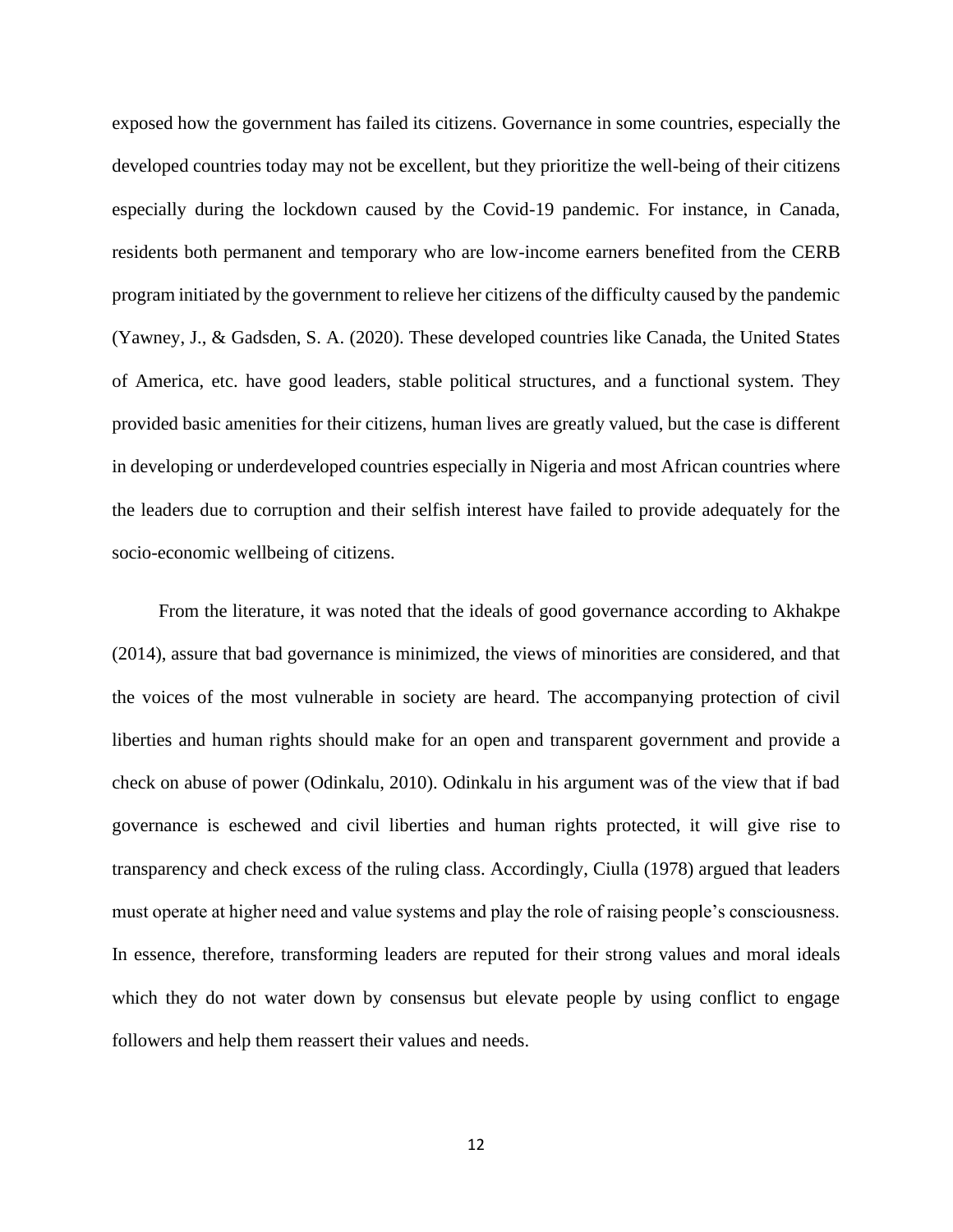exposed how the government has failed its citizens. Governance in some countries, especially the developed countries today may not be excellent, but they prioritize the well-being of their citizens especially during the lockdown caused by the Covid-19 pandemic. For instance, in Canada, residents both permanent and temporary who are low-income earners benefited from the CERB program initiated by the government to relieve her citizens of the difficulty caused by the pandemic (Yawney, J., & Gadsden, S. A. (2020). These developed countries like Canada, the United States of America, etc. have good leaders, stable political structures, and a functional system. They provided basic amenities for their citizens, human lives are greatly valued, but the case is different in developing or underdeveloped countries especially in Nigeria and most African countries where the leaders due to corruption and their selfish interest have failed to provide adequately for the socio-economic wellbeing of citizens.

From the literature, it was noted that the ideals of good governance according to Akhakpe (2014), assure that bad governance is minimized, the views of minorities are considered, and that the voices of the most vulnerable in society are heard. The accompanying protection of civil liberties and human rights should make for an open and transparent government and provide a check on abuse of power (Odinkalu, 2010). Odinkalu in his argument was of the view that if bad governance is eschewed and civil liberties and human rights protected, it will give rise to transparency and check excess of the ruling class. Accordingly, Ciulla (1978) argued that leaders must operate at higher need and value systems and play the role of raising people's consciousness. In essence, therefore, transforming leaders are reputed for their strong values and moral ideals which they do not water down by consensus but elevate people by using conflict to engage followers and help them reassert their values and needs.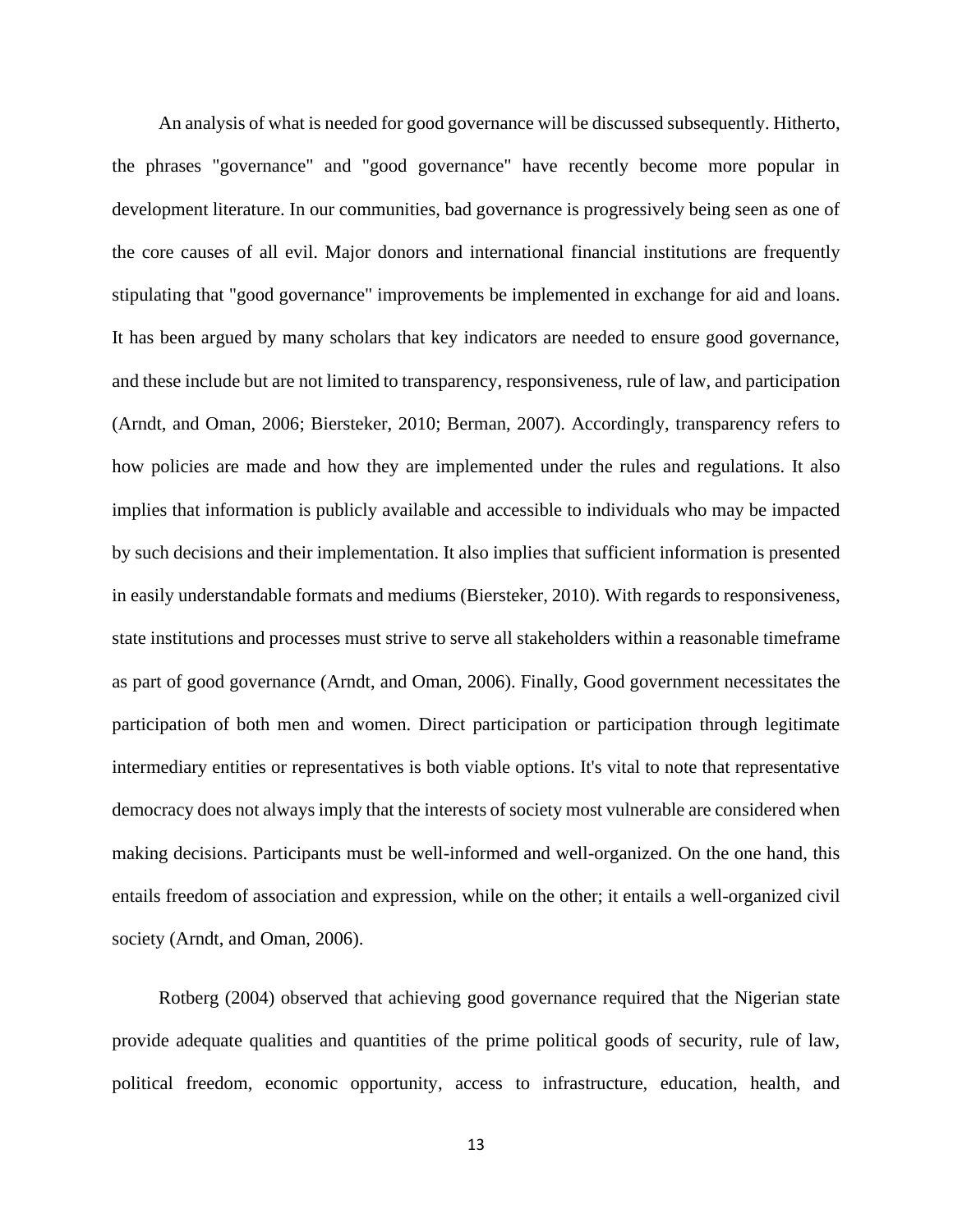An analysis of what is needed for good governance will be discussed subsequently. Hitherto, the phrases "governance" and "good governance" have recently become more popular in development literature. In our communities, bad governance is progressively being seen as one of the core causes of all evil. Major donors and international financial institutions are frequently stipulating that "good governance" improvements be implemented in exchange for aid and loans. It has been argued by many scholars that key indicators are needed to ensure good governance, and these include but are not limited to transparency, responsiveness, rule of law, and participation (Arndt, and Oman, 2006; Biersteker, 2010; Berman, 2007). Accordingly, transparency refers to how policies are made and how they are implemented under the rules and regulations. It also implies that information is publicly available and accessible to individuals who may be impacted by such decisions and their implementation. It also implies that sufficient information is presented in easily understandable formats and mediums (Biersteker, 2010). With regards to responsiveness, state institutions and processes must strive to serve all stakeholders within a reasonable timeframe as part of good governance (Arndt, and Oman, 2006). Finally, Good government necessitates the participation of both men and women. Direct participation or participation through legitimate intermediary entities or representatives is both viable options. It's vital to note that representative democracy does not always imply that the interests of society most vulnerable are considered when making decisions. Participants must be well-informed and well-organized. On the one hand, this entails freedom of association and expression, while on the other; it entails a well-organized civil society (Arndt, and Oman, 2006).

Rotberg (2004) observed that achieving good governance required that the Nigerian state provide adequate qualities and quantities of the prime political goods of security, rule of law, political freedom, economic opportunity, access to infrastructure, education, health, and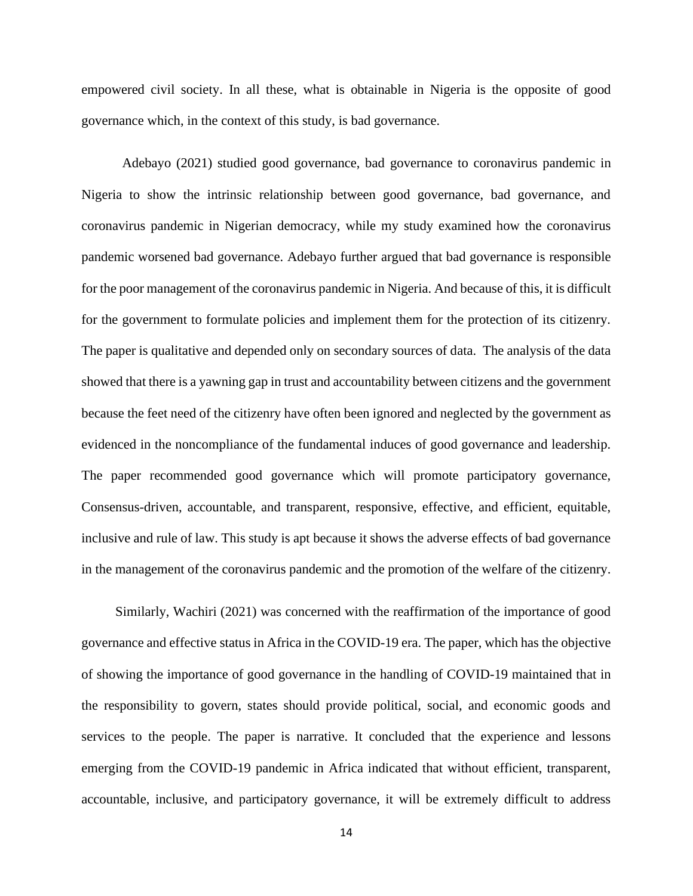empowered civil society. In all these, what is obtainable in Nigeria is the opposite of good governance which, in the context of this study, is bad governance.

Adebayo (2021) studied good governance, bad governance to coronavirus pandemic in Nigeria to show the intrinsic relationship between good governance, bad governance, and coronavirus pandemic in Nigerian democracy, while my study examined how the coronavirus pandemic worsened bad governance. Adebayo further argued that bad governance is responsible for the poor management of the coronavirus pandemic in Nigeria. And because of this, it is difficult for the government to formulate policies and implement them for the protection of its citizenry. The paper is qualitative and depended only on secondary sources of data. The analysis of the data showed that there is a yawning gap in trust and accountability between citizens and the government because the feet need of the citizenry have often been ignored and neglected by the government as evidenced in the noncompliance of the fundamental induces of good governance and leadership. The paper recommended good governance which will promote participatory governance, Consensus-driven, accountable, and transparent, responsive, effective, and efficient, equitable, inclusive and rule of law. This study is apt because it shows the adverse effects of bad governance in the management of the coronavirus pandemic and the promotion of the welfare of the citizenry.

Similarly, Wachiri (2021) was concerned with the reaffirmation of the importance of good governance and effective status in Africa in the COVID-19 era. The paper, which has the objective of showing the importance of good governance in the handling of COVID-19 maintained that in the responsibility to govern, states should provide political, social, and economic goods and services to the people. The paper is narrative. It concluded that the experience and lessons emerging from the COVID-19 pandemic in Africa indicated that without efficient, transparent, accountable, inclusive, and participatory governance, it will be extremely difficult to address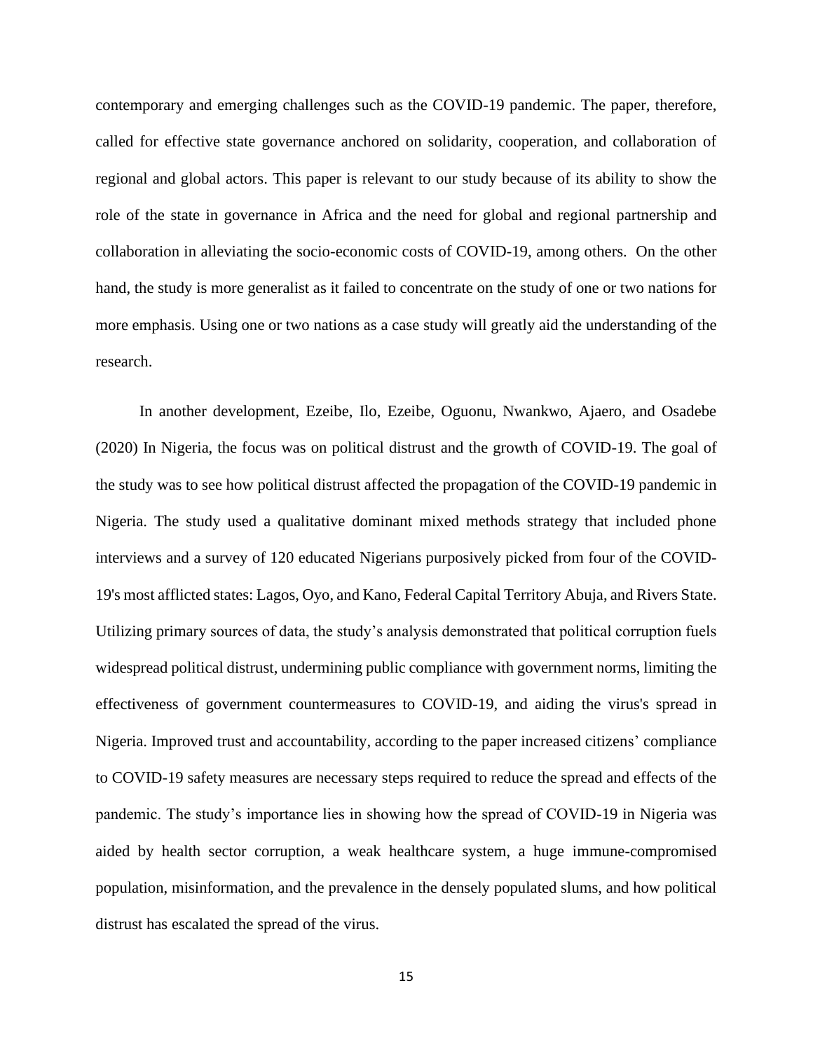contemporary and emerging challenges such as the COVID-19 pandemic. The paper, therefore, called for effective state governance anchored on solidarity, cooperation, and collaboration of regional and global actors. This paper is relevant to our study because of its ability to show the role of the state in governance in Africa and the need for global and regional partnership and collaboration in alleviating the socio-economic costs of COVID-19, among others. On the other hand, the study is more generalist as it failed to concentrate on the study of one or two nations for more emphasis. Using one or two nations as a case study will greatly aid the understanding of the research.

In another development, Ezeibe, Ilo, Ezeibe, Oguonu, Nwankwo, Ajaero, and Osadebe (2020) In Nigeria, the focus was on political distrust and the growth of COVID-19. The goal of the study was to see how political distrust affected the propagation of the COVID-19 pandemic in Nigeria. The study used a qualitative dominant mixed methods strategy that included phone interviews and a survey of 120 educated Nigerians purposively picked from four of the COVID-19's most afflicted states: Lagos, Oyo, and Kano, Federal Capital Territory Abuja, and Rivers State. Utilizing primary sources of data, the study's analysis demonstrated that political corruption fuels widespread political distrust, undermining public compliance with government norms, limiting the effectiveness of government countermeasures to COVID-19, and aiding the virus's spread in Nigeria. Improved trust and accountability, according to the paper increased citizens' compliance to COVID-19 safety measures are necessary steps required to reduce the spread and effects of the pandemic. The study's importance lies in showing how the spread of COVID-19 in Nigeria was aided by health sector corruption, a weak healthcare system, a huge immune-compromised population, misinformation, and the prevalence in the densely populated slums, and how political distrust has escalated the spread of the virus.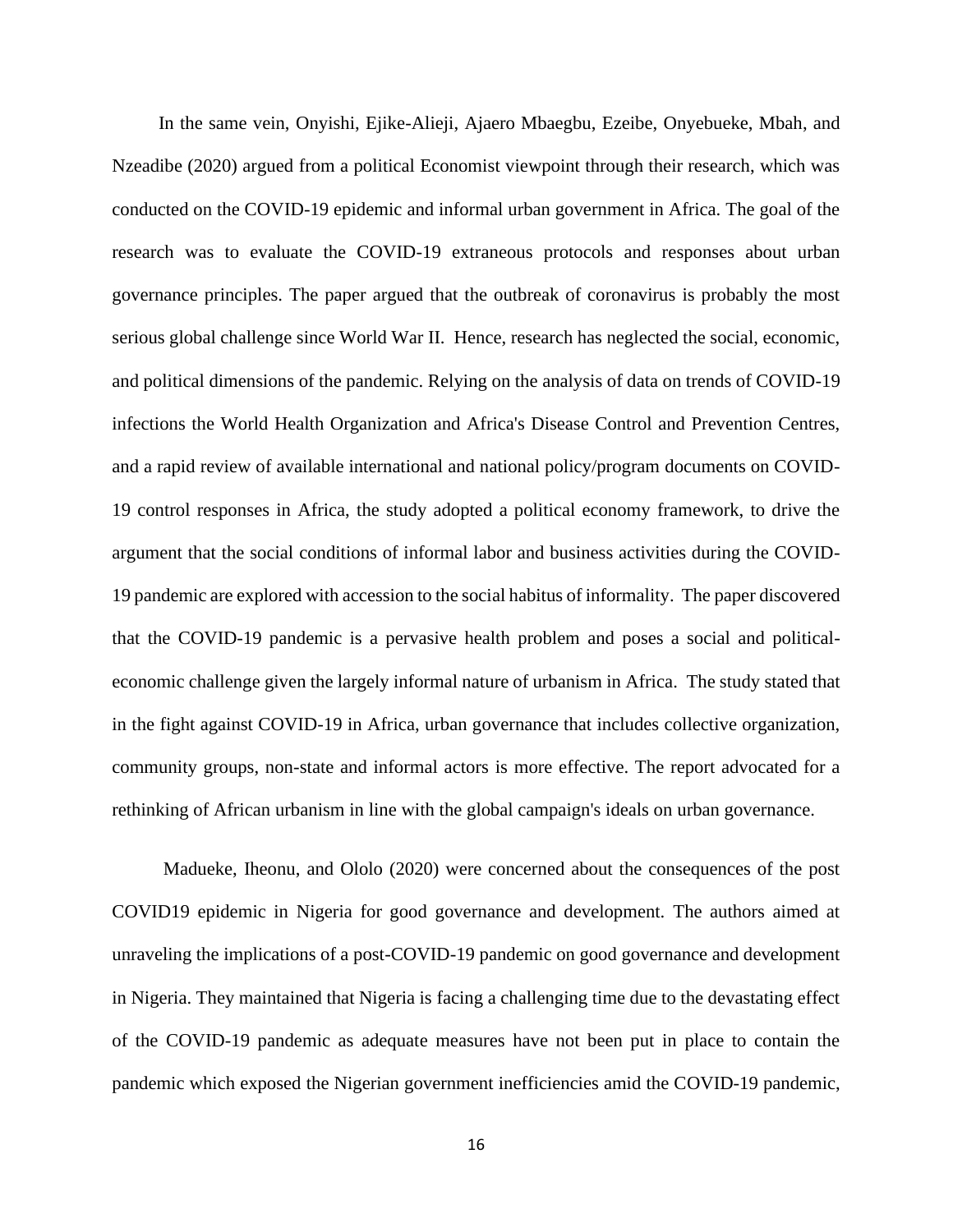In the same vein, Onyishi, Ejike-Alieji, Ajaero Mbaegbu, Ezeibe, Onyebueke, Mbah, and Nzeadibe (2020) argued from a political Economist viewpoint through their research, which was conducted on the COVID-19 epidemic and informal urban government in Africa. The goal of the research was to evaluate the COVID-19 extraneous protocols and responses about urban governance principles. The paper argued that the outbreak of coronavirus is probably the most serious global challenge since World War II. Hence, research has neglected the social, economic, and political dimensions of the pandemic. Relying on the analysis of data on trends of COVID-19 infections the World Health Organization and Africa's Disease Control and Prevention Centres, and a rapid review of available international and national policy/program documents on COVID-19 control responses in Africa, the study adopted a political economy framework, to drive the argument that the social conditions of informal labor and business activities during the COVID-19 pandemic are explored with accession to the social habitus of informality. The paper discovered that the COVID-19 pandemic is a pervasive health problem and poses a social and political-economic challenge given the largely informal nature of urbanism in Africa. The study stated that in the fight against COVID-19 in Africa, urban governance that includes collective organization, community groups, non-state and informal actors is more effective. The report advocated for a rethinking of African urbanism in line with the global campaign's ideals on urban governance.

Madueke, Iheonu, and Ololo (2020) were concerned about the consequences of the post COVID19 epidemic in Nigeria for good governance and development. The authors aimed at unraveling the implications of a post-COVID-19 pandemic on good governance and development in Nigeria. They maintained that Nigeria is facing a challenging time due to the devastating effect of the COVID-19 pandemic as adequate measures have not been put in place to contain the pandemic which exposed the Nigerian government inefficiencies amid the COVID-19 pandemic,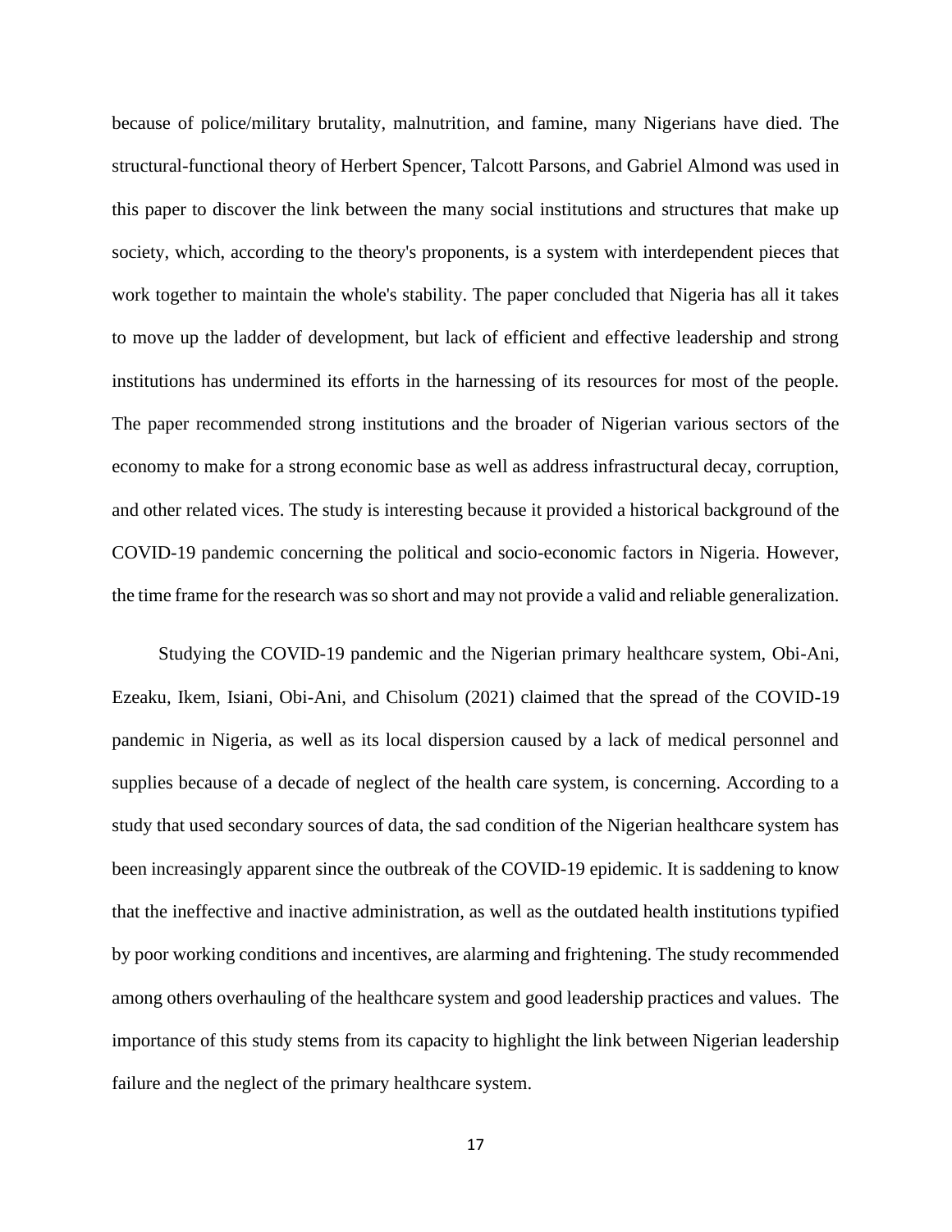because of police/military brutality, malnutrition, and famine, many Nigerians have died. The structural-functional theory of Herbert Spencer, Talcott Parsons, and Gabriel Almond was used in this paper to discover the link between the many social institutions and structures that make up society, which, according to the theory's proponents, is a system with interdependent pieces that work together to maintain the whole's stability. The paper concluded that Nigeria has all it takes to move up the ladder of development, but lack of efficient and effective leadership and strong institutions has undermined its efforts in the harnessing of its resources for most of the people. The paper recommended strong institutions and the broader of Nigerian various sectors of the economy to make for a strong economic base as well as address infrastructural decay, corruption, and other related vices. The study is interesting because it provided a historical background of the COVID-19 pandemic concerning the political and socio-economic factors in Nigeria. However, the time frame for the research was so short and may not provide a valid and reliable generalization.

Studying the COVID-19 pandemic and the Nigerian primary healthcare system, Obi-Ani, Ezeaku, Ikem, Isiani, Obi-Ani, and Chisolum (2021) claimed that the spread of the COVID-19 pandemic in Nigeria, as well as its local dispersion caused by a lack of medical personnel and supplies because of a decade of neglect of the health care system, is concerning. According to a study that used secondary sources of data, the sad condition of the Nigerian healthcare system has been increasingly apparent since the outbreak of the COVID-19 epidemic. It is saddening to know that the ineffective and inactive administration, as well as the outdated health institutions typified by poor working conditions and incentives, are alarming and frightening. The study recommended among others overhauling of the healthcare system and good leadership practices and values. The importance of this study stems from its capacity to highlight the link between Nigerian leadership failure and the neglect of the primary healthcare system.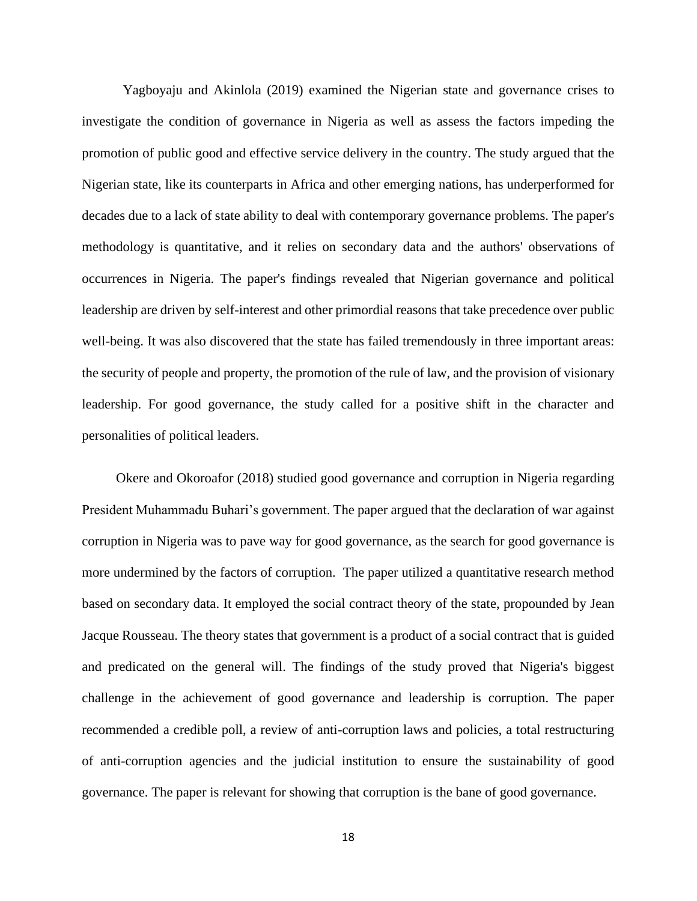Yagboyaju and Akinlola (2019) examined the Nigerian state and governance crises to investigate the condition of governance in Nigeria as well as assess the factors impeding the promotion of public good and effective service delivery in the country. The study argued that the Nigerian state, like its counterparts in Africa and other emerging nations, has underperformed for decades due to a lack of state ability to deal with contemporary governance problems. The paper's methodology is quantitative, and it relies on secondary data and the authors' observations of occurrences in Nigeria. The paper's findings revealed that Nigerian governance and political leadership are driven by self-interest and other primordial reasons that take precedence over public well-being. It was also discovered that the state has failed tremendously in three important areas: the security of people and property, the promotion of the rule of law, and the provision of visionary leadership. For good governance, the study called for a positive shift in the character and personalities of political leaders.

Okere and Okoroafor (2018) studied good governance and corruption in Nigeria regarding President Muhammadu Buhari's government. The paper argued that the declaration of war against corruption in Nigeria was to pave way for good governance, as the search for good governance is more undermined by the factors of corruption. The paper utilized a quantitative research method based on secondary data. It employed the social contract theory of the state, propounded by Jean Jacque Rousseau. The theory states that government is a product of a social contract that is guided and predicated on the general will. The findings of the study proved that Nigeria's biggest challenge in the achievement of good governance and leadership is corruption. The paper recommended a credible poll, a review of anti-corruption laws and policies, a total restructuring of anti-corruption agencies and the judicial institution to ensure the sustainability of good governance. The paper is relevant for showing that corruption is the bane of good governance.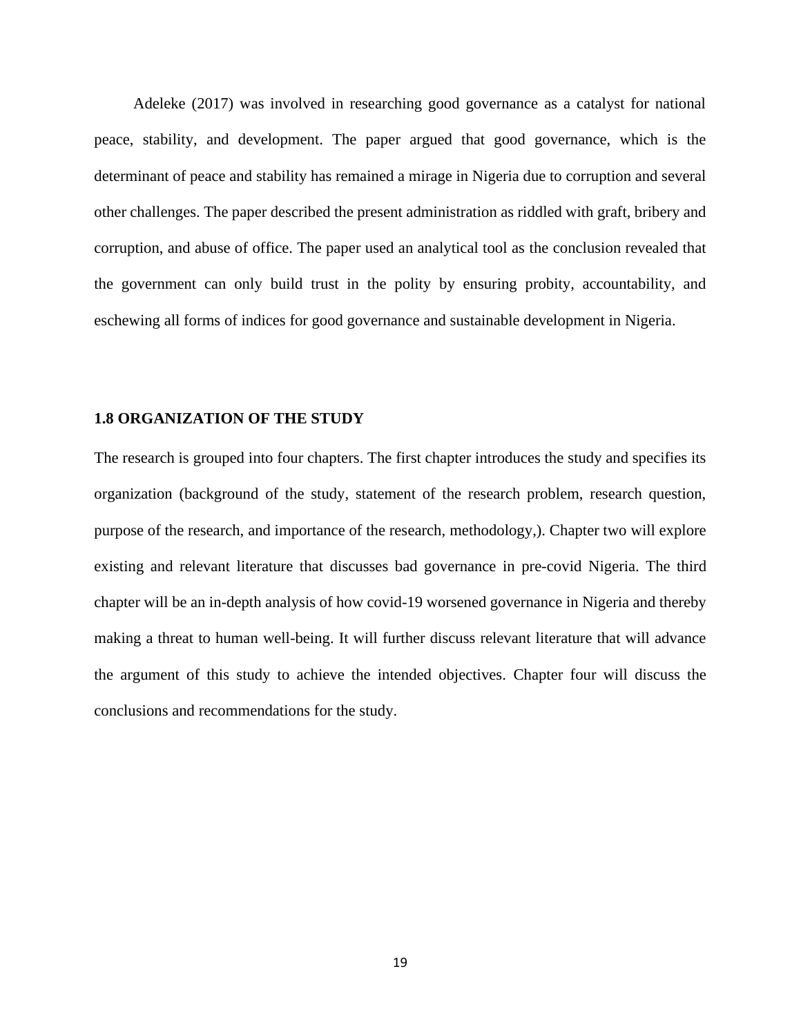Adeleke (2017) was involved in researching good governance as a catalyst for national peace, stability, and development. The paper argued that good governance, which is the determinant of peace and stability has remained a mirage in Nigeria due to corruption and several other challenges. The paper described the present administration as riddled with graft, bribery and corruption, and abuse of office. The paper used an analytical tool as the conclusion revealed that the government can only build trust in the polity by ensuring probity, accountability, and eschewing all forms of indices for good governance and sustainable development in Nigeria.

### 1.8 ORGANIZATION OF THE STUDY

The research is grouped into four chapters. The first chapter introduces the study and specifies its organization (background of the study, statement of the research problem, research question, purpose of the research, and importance of the research, methodology,). Chapter two will explore existing and relevant literature that discusses bad governance in pre-covid Nigeria. The third chapter will be an in-depth analysis of how covid-19 worsened governance in Nigeria and thereby making a threat to human well-being. It will further discuss relevant literature that will advance the argument of this study to achieve the intended objectives. Chapter four will discuss the conclusions and recommendations for the study.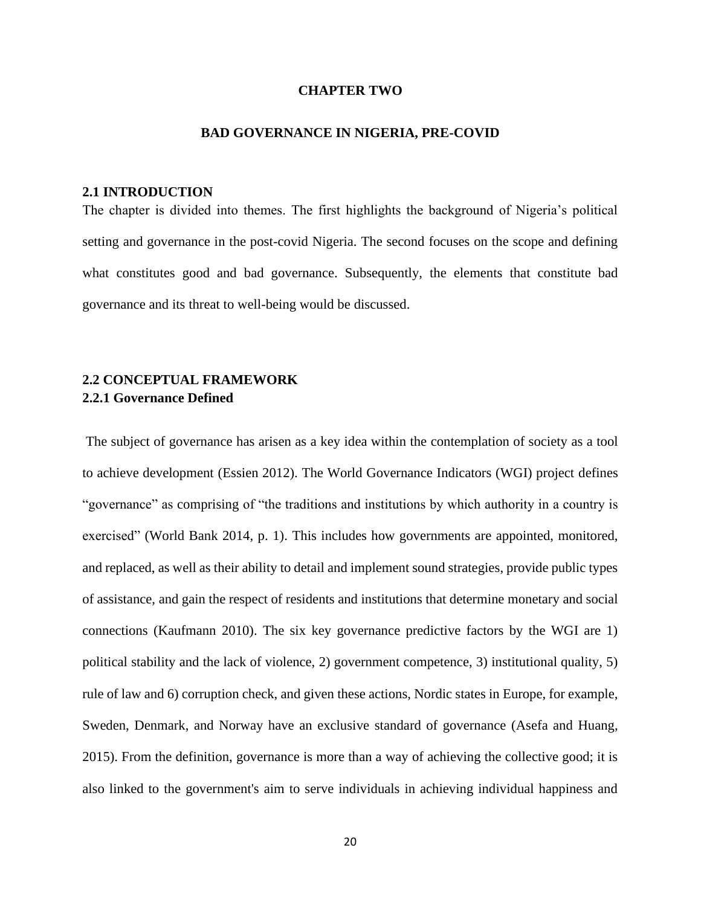# CHAPTER TWO

# BAD GOVERNANCE IN NIGERIA, PRE-COVID

## 2.1 INTRODUCTION

The chapter is divided into themes. The first highlights the background of Nigeria's political setting and governance in the post-covid Nigeria. The second focuses on the scope and defining what constitutes good and bad governance. Subsequently, the elements that constitute bad governance and its threat to well-being would be discussed.

## 2.2 CONCEPTUAL FRAMEWORK

### 2.2.1 Governance Defined

The subject of governance has arisen as a key idea within the contemplation of society as a tool to achieve development (Essien 2012). The World Governance Indicators (WGI) project defines "governance" as comprising of "the traditions and institutions by which authority in a country is exercised" (World Bank 2014, p. 1). This includes how governments are appointed, monitored, and replaced, as well as their ability to detail and implement sound strategies, provide public types of assistance, and gain the respect of residents and institutions that determine monetary and social connections (Kaufmann 2010). The six key governance predictive factors by the WGI are 1) political stability and the lack of violence, 2) government competence, 3) institutional quality, 5) rule of law and 6) corruption check, and given these actions, Nordic states in Europe, for example, Sweden, Denmark, and Norway have an exclusive standard of governance (Asefa and Huang, 2015). From the definition, governance is more than a way of achieving the collective good; it is also linked to the government's aim to serve individuals in achieving individual happiness and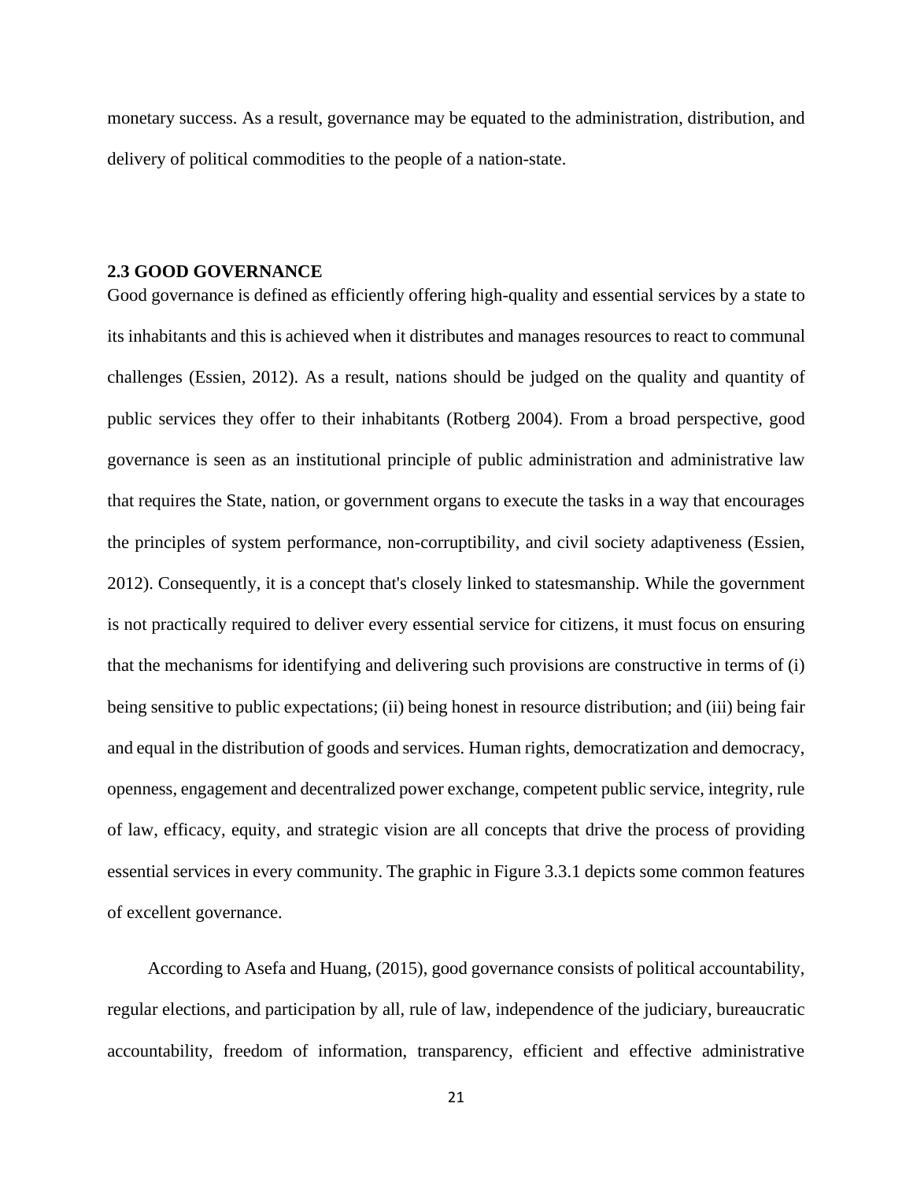monetary success. As a result, governance may be equated to the administration, distribution, and delivery of political commodities to the people of a nation-state.

## 2.3 GOOD GOVERNANCE

Good governance is defined as efficiently offering high-quality and essential services by a state to its inhabitants and this is achieved when it distributes and manages resources to react to communal challenges (Essien, 2012). As a result, nations should be judged on the quality and quantity of public services they offer to their inhabitants (Rotberg 2004). From a broad perspective, good governance is seen as an institutional principle of public administration and administrative law that requires the State, nation, or government organs to execute the tasks in a way that encourages the principles of system performance, non-corruptibility, and civil society adaptiveness (Essien, 2012). Consequently, it is a concept that's closely linked to statesmanship. While the government is not practically required to deliver every essential service for citizens, it must focus on ensuring that the mechanisms for identifying and delivering such provisions are constructive in terms of (i) being sensitive to public expectations; (ii) being honest in resource distribution; and (iii) being fair and equal in the distribution of goods and services. Human rights, democratization and democracy, openness, engagement and decentralized power exchange, competent public service, integrity, rule of law, efficacy, equity, and strategic vision are all concepts that drive the process of providing essential services in every community. The graphic in Figure 3.3.1 depicts some common features of excellent governance.

According to Asefa and Huang, (2015), good governance consists of political accountability, regular elections, and participation by all, rule of law, independence of the judiciary, bureaucratic accountability, freedom of information, transparency, efficient and effective administrative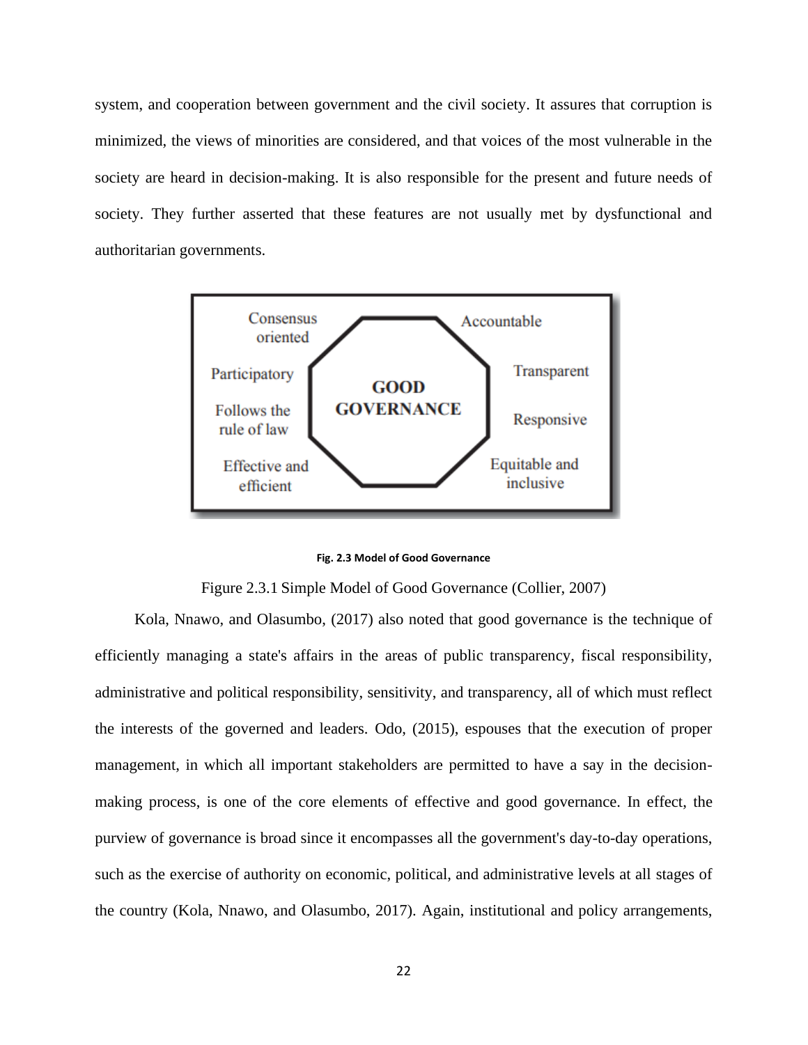system, and cooperation between government and the civil society. It assures that corruption is minimized, the views of minorities are considered, and that voices of the most vulnerable in the society are heard in decision-making. It is also responsible for the present and future needs of society. They further asserted that these features are not usually met by dysfunctional and authoritarian governments.

**GOOD GOVERNANCE**

- Consensus oriented
- Participatory
- Follows the rule of law
- Effective and efficient
- Accountable
- Transparent
- Responsive
- Equitable and inclusive

**Fig. 2.3 Model of Good Governance**

Figure 2.3.1 Simple Model of Good Governance (Collier, 2007)

Kola, Nnawo, and Olasumbo, (2017) also noted that good governance is the technique of efficiently managing a state's affairs in the areas of public transparency, fiscal responsibility, administrative and political responsibility, sensitivity, and transparency, all of which must reflect the interests of the governed and leaders. Odo, (2015), espouses that the execution of proper management, in which all important stakeholders are permitted to have a say in the decision-making process, is one of the core elements of effective and good governance. In effect, the purview of governance is broad since it encompasses all the government's day-to-day operations, such as the exercise of authority on economic, political, and administrative levels at all stages of the country (Kola, Nnawo, and Olasumbo, 2017). Again, institutional and policy arrangements,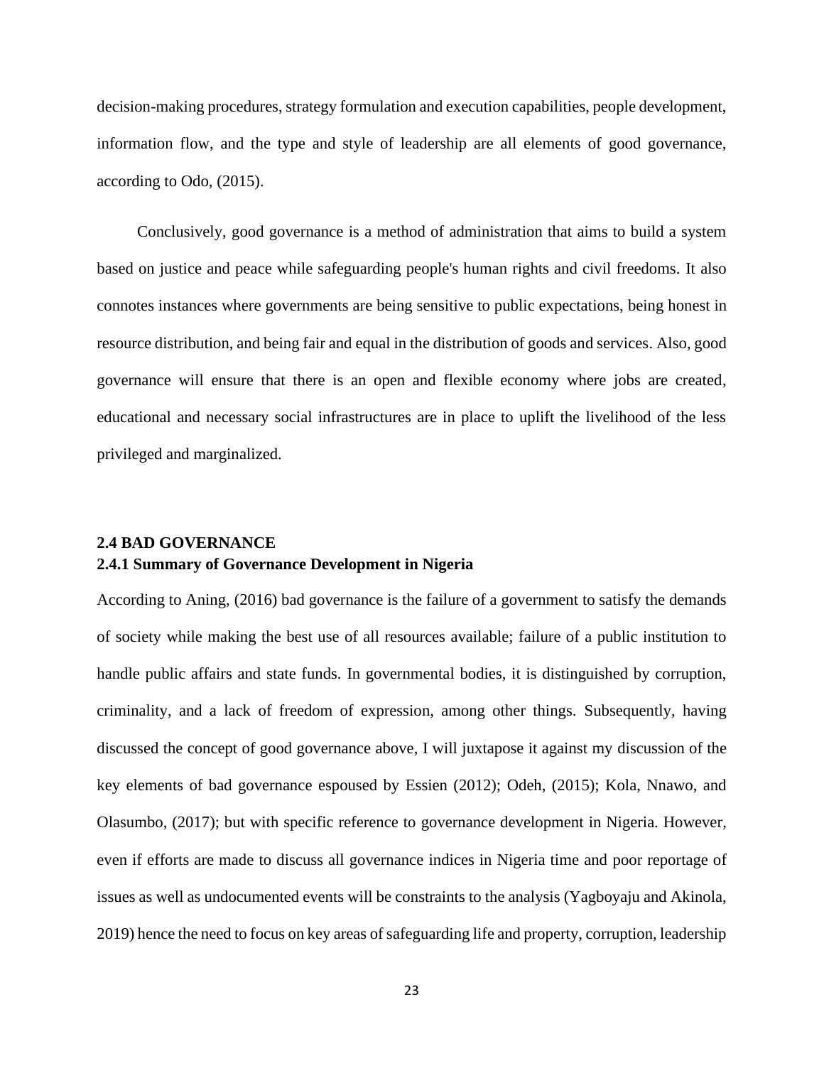decision-making procedures, strategy formulation and execution capabilities, people development, information flow, and the type and style of leadership are all elements of good governance, according to Odo, (2015).

Conclusively, good governance is a method of administration that aims to build a system based on justice and peace while safeguarding people's human rights and civil freedoms. It also connotes instances where governments are being sensitive to public expectations, being honest in resource distribution, and being fair and equal in the distribution of goods and services. Also, good governance will ensure that there is an open and flexible economy where jobs are created, educational and necessary social infrastructures are in place to uplift the livelihood of the less privileged and marginalized.

## 2.4 BAD GOVERNANCE

### 2.4.1 Summary of Governance Development in Nigeria

According to Aning, (2016) bad governance is the failure of a government to satisfy the demands of society while making the best use of all resources available; failure of a public institution to handle public affairs and state funds. In governmental bodies, it is distinguished by corruption, criminality, and a lack of freedom of expression, among other things. Subsequently, having discussed the concept of good governance above, I will juxtapose it against my discussion of the key elements of bad governance espoused by Essien (2012); Odeh, (2015); Kola, Nnawo, and Olasumbo, (2017); but with specific reference to governance development in Nigeria. However, even if efforts are made to discuss all governance indices in Nigeria time and poor reportage of issues as well as undocumented events will be constraints to the analysis (Yagboyaju and Akinola, 2019) hence the need to focus on key areas of safeguarding life and property, corruption, leadership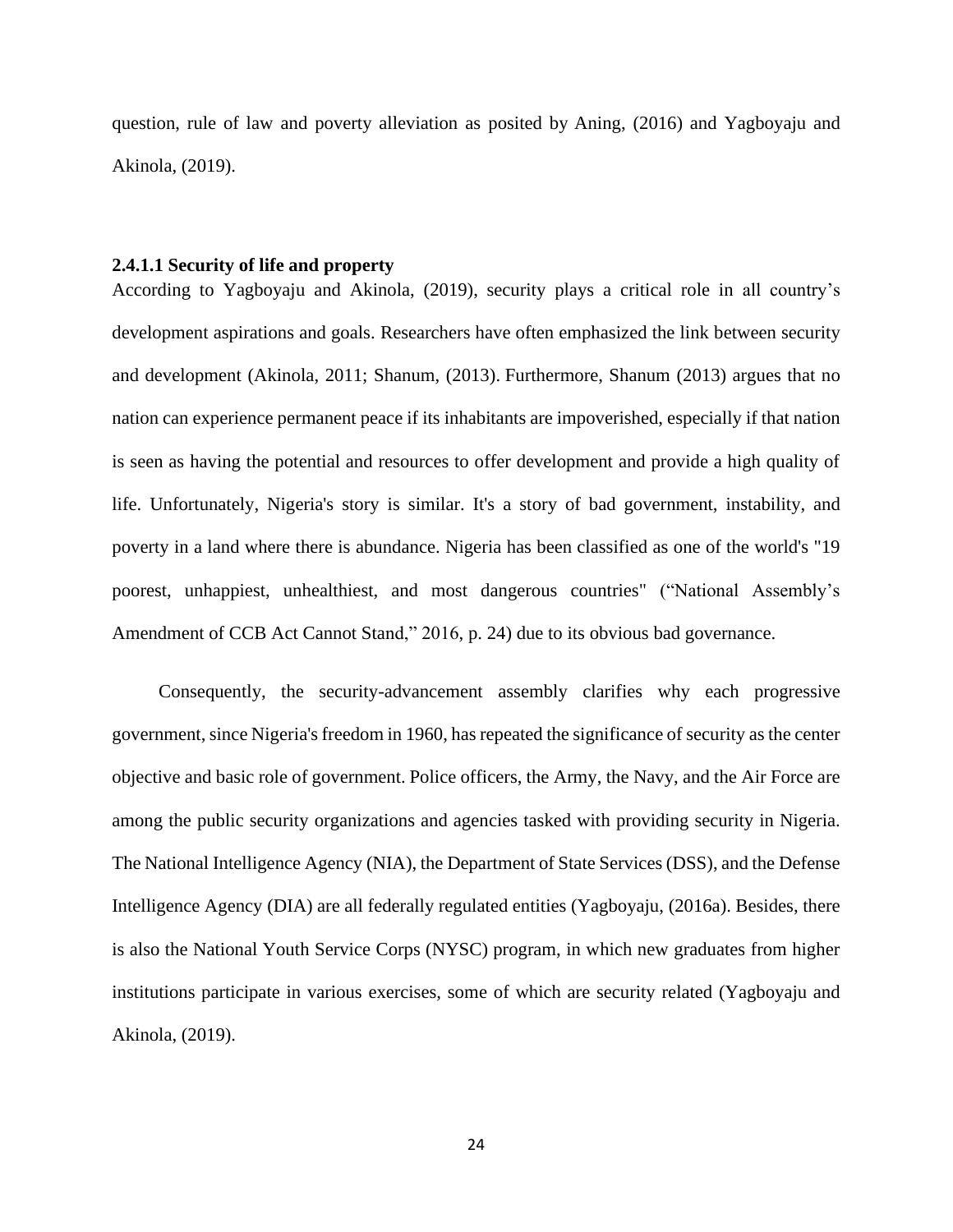question, rule of law and poverty alleviation as posited by Aning, (2016) and Yagboyaju and Akinola, (2019).

#### 2.4.1.1 Security of life and property

According to Yagboyaju and Akinola, (2019), security plays a critical role in all country's development aspirations and goals. Researchers have often emphasized the link between security and development (Akinola, 2011; Shanum, (2013). Furthermore, Shanum (2013) argues that no nation can experience permanent peace if its inhabitants are impoverished, especially if that nation is seen as having the potential and resources to offer development and provide a high quality of life. Unfortunately, Nigeria's story is similar. It's a story of bad government, instability, and poverty in a land where there is abundance. Nigeria has been classified as one of the world's "19 poorest, unhappiest, unhealthiest, and most dangerous countries" ("National Assembly's Amendment of CCB Act Cannot Stand," 2016, p. 24) due to its obvious bad governance.

Consequently, the security-advancement assembly clarifies why each progressive government, since Nigeria's freedom in 1960, has repeated the significance of security as the center objective and basic role of government. Police officers, the Army, the Navy, and the Air Force are among the public security organizations and agencies tasked with providing security in Nigeria. The National Intelligence Agency (NIA), the Department of State Services (DSS), and the Defense Intelligence Agency (DIA) are all federally regulated entities (Yagboyaju, (2016a). Besides, there is also the National Youth Service Corps (NYSC) program, in which new graduates from higher institutions participate in various exercises, some of which are security related (Yagboyaju and Akinola, (2019).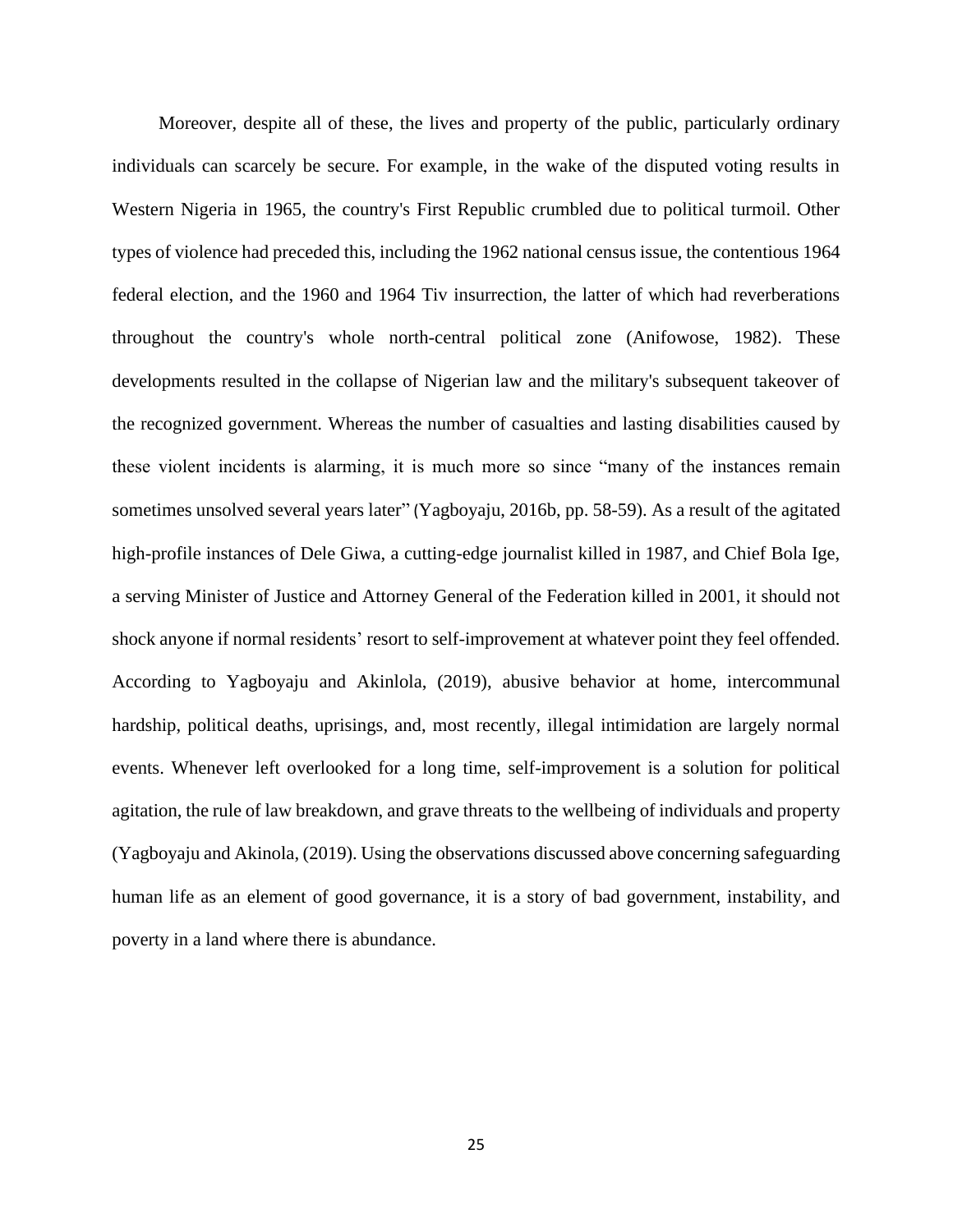Moreover, despite all of these, the lives and property of the public, particularly ordinary individuals can scarcely be secure. For example, in the wake of the disputed voting results in Western Nigeria in 1965, the country's First Republic crumbled due to political turmoil. Other types of violence had preceded this, including the 1962 national census issue, the contentious 1964 federal election, and the 1960 and 1964 Tiv insurrection, the latter of which had reverberations throughout the country's whole north-central political zone (Anifowose, 1982). These developments resulted in the collapse of Nigerian law and the military's subsequent takeover of the recognized government. Whereas the number of casualties and lasting disabilities caused by these violent incidents is alarming, it is much more so since "many of the instances remain sometimes unsolved several years later" (Yagboyaju, 2016b, pp. 58-59). As a result of the agitated high-profile instances of Dele Giwa, a cutting-edge journalist killed in 1987, and Chief Bola Ige, a serving Minister of Justice and Attorney General of the Federation killed in 2001, it should not shock anyone if normal residents' resort to self-improvement at whatever point they feel offended. According to Yagboyaju and Akinlola, (2019), abusive behavior at home, intercommunal hardship, political deaths, uprisings, and, most recently, illegal intimidation are largely normal events. Whenever left overlooked for a long time, self-improvement is a solution for political agitation, the rule of law breakdown, and grave threats to the wellbeing of individuals and property (Yagboyaju and Akinola, (2019). Using the observations discussed above concerning safeguarding human life as an element of good governance, it is a story of bad government, instability, and poverty in a land where there is abundance.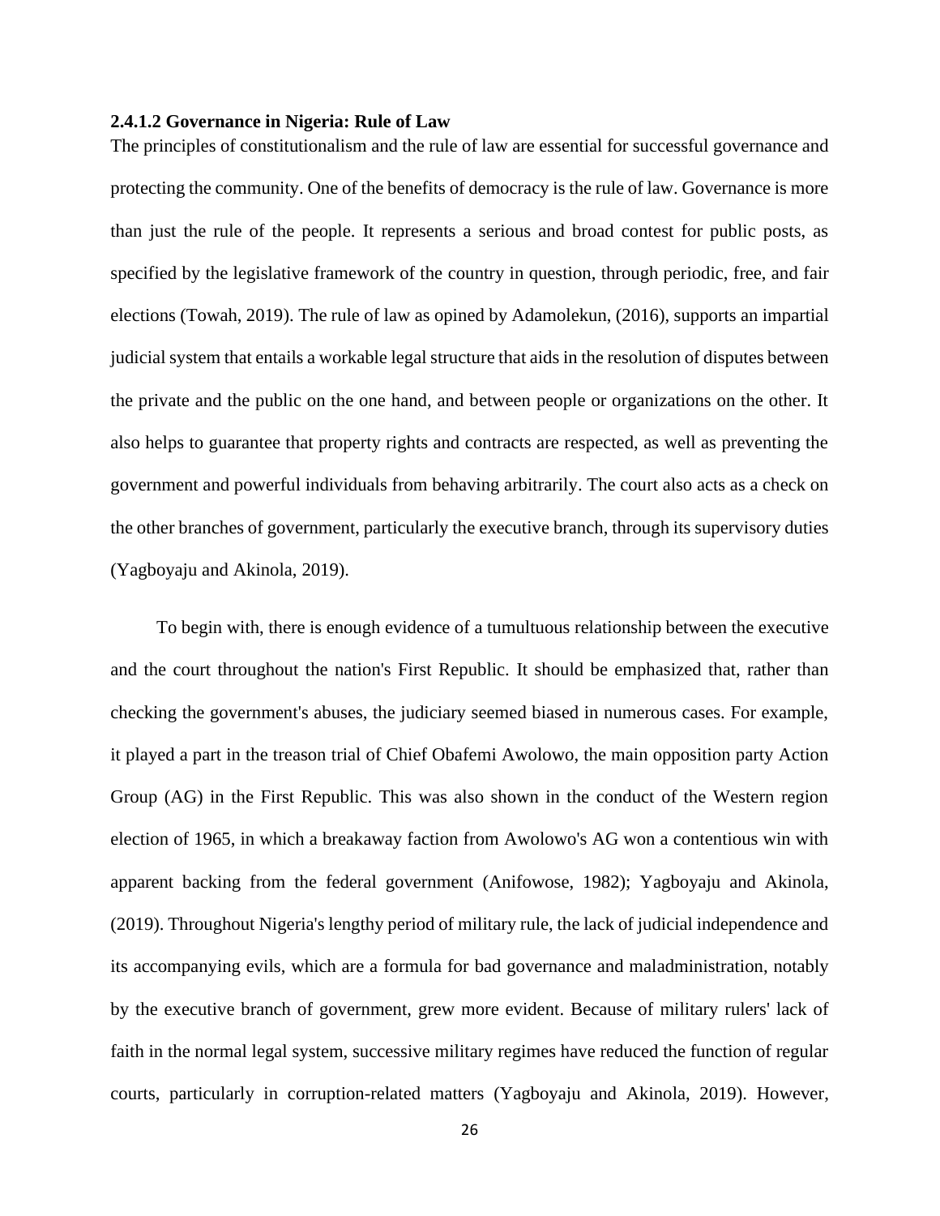**2.4.1.2 Governance in Nigeria: Rule of Law**

The principles of constitutionalism and the rule of law are essential for successful governance and protecting the community. One of the benefits of democracy is the rule of law. Governance is more than just the rule of the people. It represents a serious and broad contest for public posts, as specified by the legislative framework of the country in question, through periodic, free, and fair elections (Towah, 2019). The rule of law as opined by Adamolekun, (2016), supports an impartial judicial system that entails a workable legal structure that aids in the resolution of disputes between the private and the public on the one hand, and between people or organizations on the other. It also helps to guarantee that property rights and contracts are respected, as well as preventing the government and powerful individuals from behaving arbitrarily. The court also acts as a check on the other branches of government, particularly the executive branch, through its supervisory duties (Yagboyaju and Akinola, 2019).

To begin with, there is enough evidence of a tumultuous relationship between the executive and the court throughout the nation's First Republic. It should be emphasized that, rather than checking the government's abuses, the judiciary seemed biased in numerous cases. For example, it played a part in the treason trial of Chief Obafemi Awolowo, the main opposition party Action Group (AG) in the First Republic. This was also shown in the conduct of the Western region election of 1965, in which a breakaway faction from Awolowo's AG won a contentious win with apparent backing from the federal government (Anifowose, 1982); Yagboyaju and Akinola, (2019). Throughout Nigeria's lengthy period of military rule, the lack of judicial independence and its accompanying evils, which are a formula for bad governance and maladministration, notably by the executive branch of government, grew more evident. Because of military rulers' lack of faith in the normal legal system, successive military regimes have reduced the function of regular courts, particularly in corruption-related matters (Yagboyaju and Akinola, 2019). However,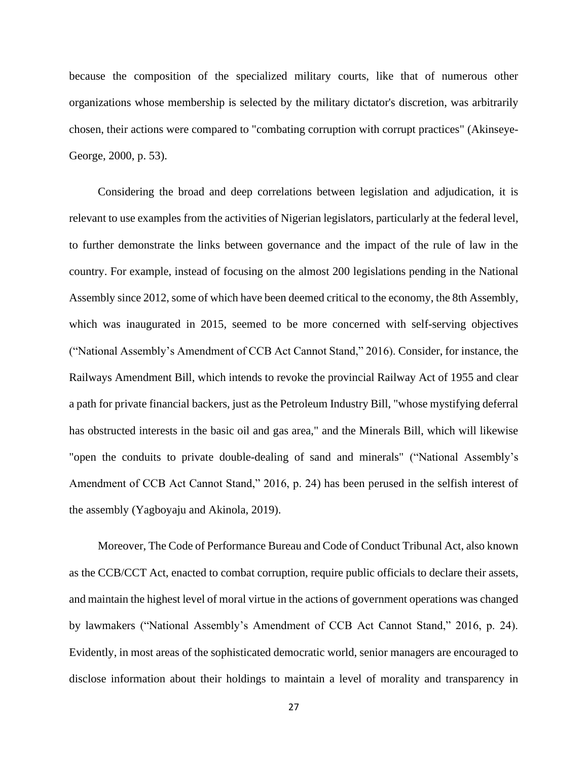because the composition of the specialized military courts, like that of numerous other organizations whose membership is selected by the military dictator's discretion, was arbitrarily chosen, their actions were compared to "combating corruption with corrupt practices" (Akinseye-George, 2000, p. 53).

Considering the broad and deep correlations between legislation and adjudication, it is relevant to use examples from the activities of Nigerian legislators, particularly at the federal level, to further demonstrate the links between governance and the impact of the rule of law in the country. For example, instead of focusing on the almost 200 legislations pending in the National Assembly since 2012, some of which have been deemed critical to the economy, the 8th Assembly, which was inaugurated in 2015, seemed to be more concerned with self-serving objectives ("National Assembly's Amendment of CCB Act Cannot Stand," 2016). Consider, for instance, the Railways Amendment Bill, which intends to revoke the provincial Railway Act of 1955 and clear a path for private financial backers, just as the Petroleum Industry Bill, "whose mystifying deferral has obstructed interests in the basic oil and gas area," and the Minerals Bill, which will likewise "open the conduits to private double-dealing of sand and minerals" ("National Assembly's Amendment of CCB Act Cannot Stand," 2016, p. 24) has been perused in the selfish interest of the assembly (Yagboyaju and Akinola, 2019).

Moreover, The Code of Performance Bureau and Code of Conduct Tribunal Act, also known as the CCB/CCT Act, enacted to combat corruption, require public officials to declare their assets, and maintain the highest level of moral virtue in the actions of government operations was changed by lawmakers ("National Assembly's Amendment of CCB Act Cannot Stand," 2016, p. 24). Evidently, in most areas of the sophisticated democratic world, senior managers are encouraged to disclose information about their holdings to maintain a level of morality and transparency in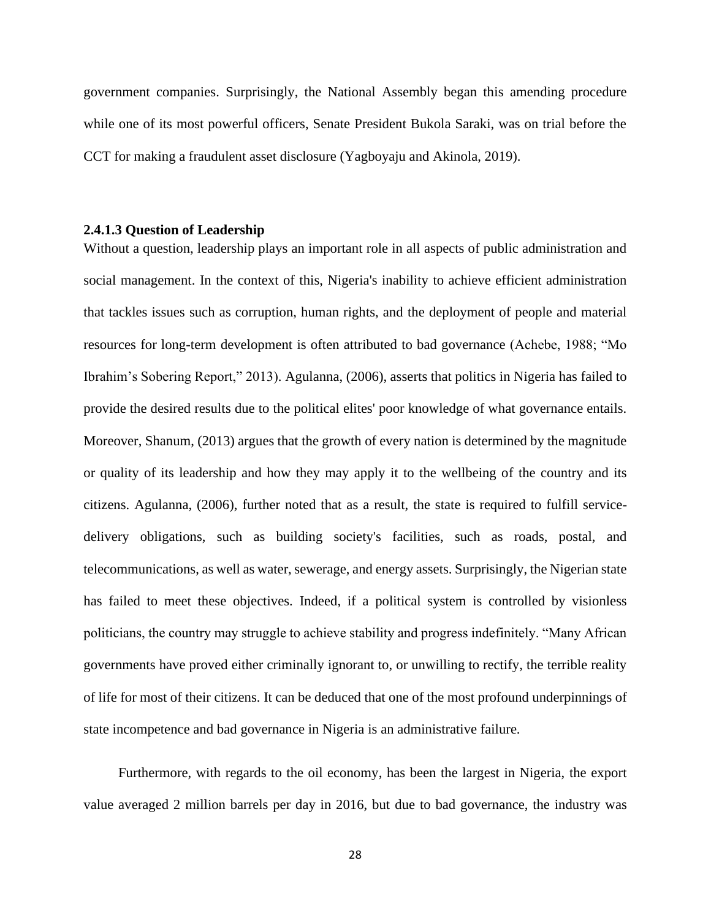government companies. Surprisingly, the National Assembly began this amending procedure while one of its most powerful officers, Senate President Bukola Saraki, was on trial before the CCT for making a fraudulent asset disclosure (Yagboyaju and Akinola, 2019).

#### 2.4.1.3 Question of Leadership

Without a question, leadership plays an important role in all aspects of public administration and social management. In the context of this, Nigeria's inability to achieve efficient administration that tackles issues such as corruption, human rights, and the deployment of people and material resources for long-term development is often attributed to bad governance (Achebe, 1988; "Mo Ibrahim's Sobering Report," 2013). Agulanna, (2006), asserts that politics in Nigeria has failed to provide the desired results due to the political elites' poor knowledge of what governance entails. Moreover, Shanum, (2013) argues that the growth of every nation is determined by the magnitude or quality of its leadership and how they may apply it to the wellbeing of the country and its citizens. Agulanna, (2006), further noted that as a result, the state is required to fulfill service-delivery obligations, such as building society's facilities, such as roads, postal, and telecommunications, as well as water, sewerage, and energy assets. Surprisingly, the Nigerian state has failed to meet these objectives. Indeed, if a political system is controlled by visionless politicians, the country may struggle to achieve stability and progress indefinitely. "Many African governments have proved either criminally ignorant to, or unwilling to rectify, the terrible reality of life for most of their citizens. It can be deduced that one of the most profound underpinnings of state incompetence and bad governance in Nigeria is an administrative failure.

Furthermore, with regards to the oil economy, has been the largest in Nigeria, the export value averaged 2 million barrels per day in 2016, but due to bad governance, the industry was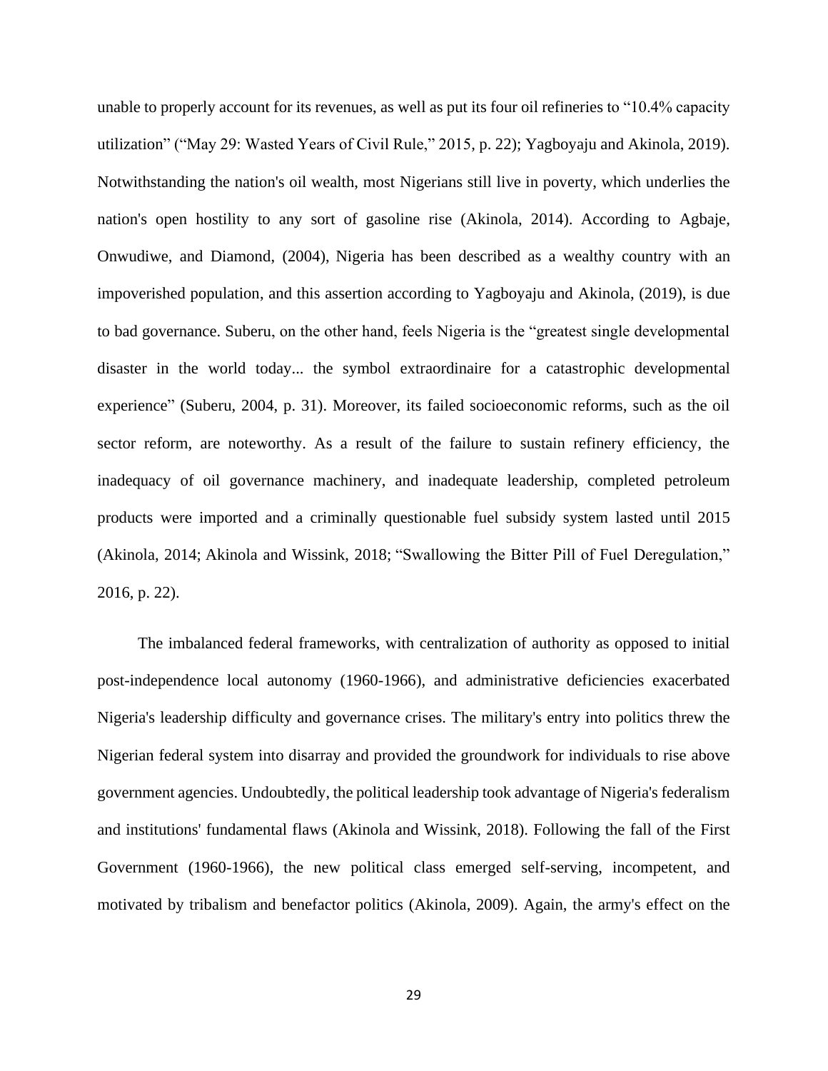unable to properly account for its revenues, as well as put its four oil refineries to "10.4% capacity utilization" ("May 29: Wasted Years of Civil Rule," 2015, p. 22); Yagboyaju and Akinola, 2019). Notwithstanding the nation's oil wealth, most Nigerians still live in poverty, which underlies the nation's open hostility to any sort of gasoline rise (Akinola, 2014). According to Agbaje, Onwudiwe, and Diamond, (2004), Nigeria has been described as a wealthy country with an impoverished population, and this assertion according to Yagboyaju and Akinola, (2019), is due to bad governance. Suberu, on the other hand, feels Nigeria is the "greatest single developmental disaster in the world today... the symbol extraordinaire for a catastrophic developmental experience" (Suberu, 2004, p. 31). Moreover, its failed socioeconomic reforms, such as the oil sector reform, are noteworthy. As a result of the failure to sustain refinery efficiency, the inadequacy of oil governance machinery, and inadequate leadership, completed petroleum products were imported and a criminally questionable fuel subsidy system lasted until 2015 (Akinola, 2014; Akinola and Wissink, 2018; "Swallowing the Bitter Pill of Fuel Deregulation," 2016, p. 22).

The imbalanced federal frameworks, with centralization of authority as opposed to initial post-independence local autonomy (1960-1966), and administrative deficiencies exacerbated Nigeria's leadership difficulty and governance crises. The military's entry into politics threw the Nigerian federal system into disarray and provided the groundwork for individuals to rise above government agencies. Undoubtedly, the political leadership took advantage of Nigeria's federalism and institutions' fundamental flaws (Akinola and Wissink, 2018). Following the fall of the First Government (1960-1966), the new political class emerged self-serving, incompetent, and motivated by tribalism and benefactor politics (Akinola, 2009). Again, the army's effect on the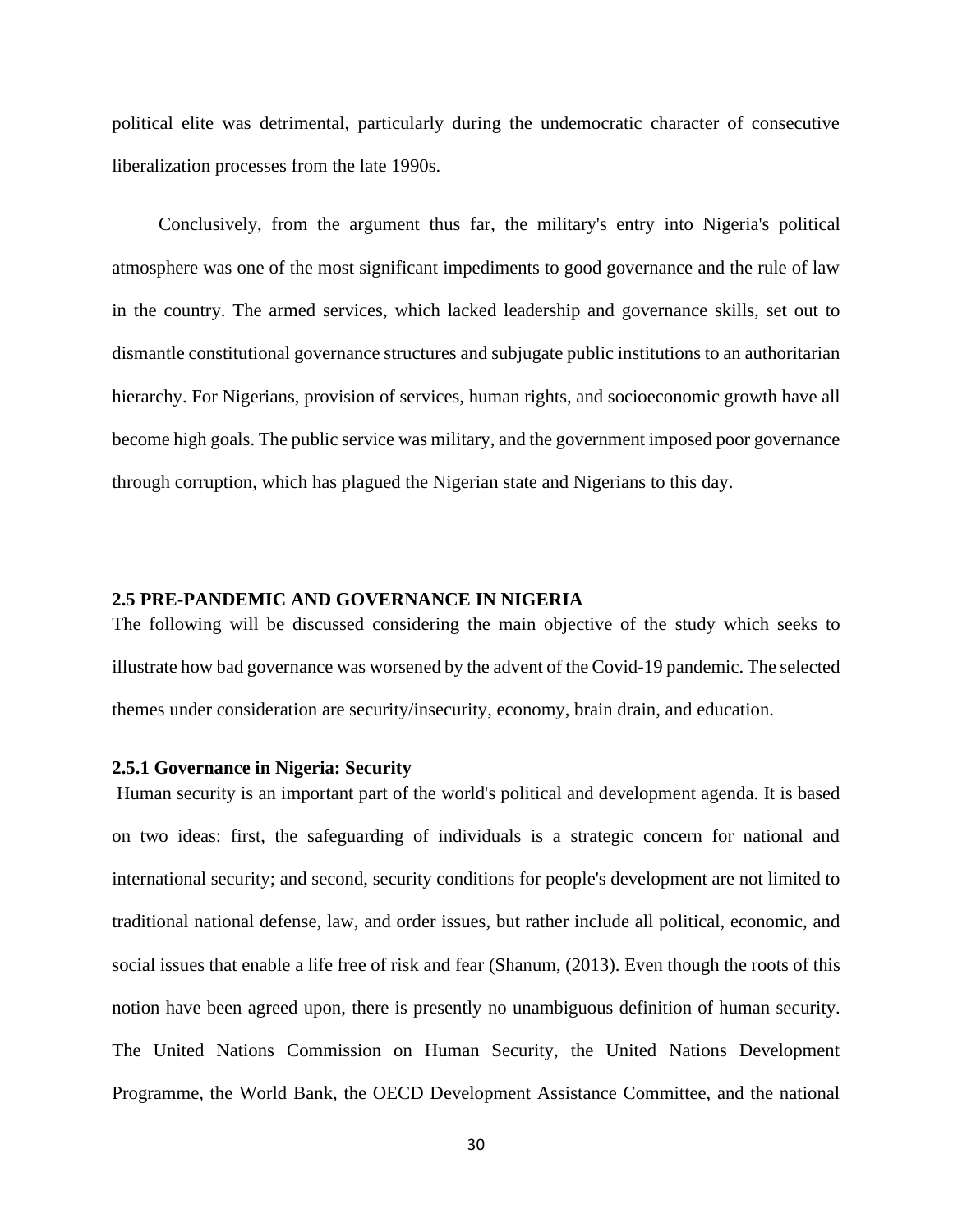political elite was detrimental, particularly during the undemocratic character of consecutive liberalization processes from the late 1990s.

Conclusively, from the argument thus far, the military's entry into Nigeria's political atmosphere was one of the most significant impediments to good governance and the rule of law in the country. The armed services, which lacked leadership and governance skills, set out to dismantle constitutional governance structures and subjugate public institutions to an authoritarian hierarchy. For Nigerians, provision of services, human rights, and socioeconomic growth have all become high goals. The public service was military, and the government imposed poor governance through corruption, which has plagued the Nigerian state and Nigerians to this day.

## 2.5 PRE-PANDEMIC AND GOVERNANCE IN NIGERIA

The following will be discussed considering the main objective of the study which seeks to illustrate how bad governance was worsened by the advent of the Covid-19 pandemic. The selected themes under consideration are security/insecurity, economy, brain drain, and education.

### 2.5.1 Governance in Nigeria: Security

Human security is an important part of the world's political and development agenda. It is based on two ideas: first, the safeguarding of individuals is a strategic concern for national and international security; and second, security conditions for people's development are not limited to traditional national defense, law, and order issues, but rather include all political, economic, and social issues that enable a life free of risk and fear (Shanum, (2013). Even though the roots of this notion have been agreed upon, there is presently no unambiguous definition of human security. The United Nations Commission on Human Security, the United Nations Development Programme, the World Bank, the OECD Development Assistance Committee, and the national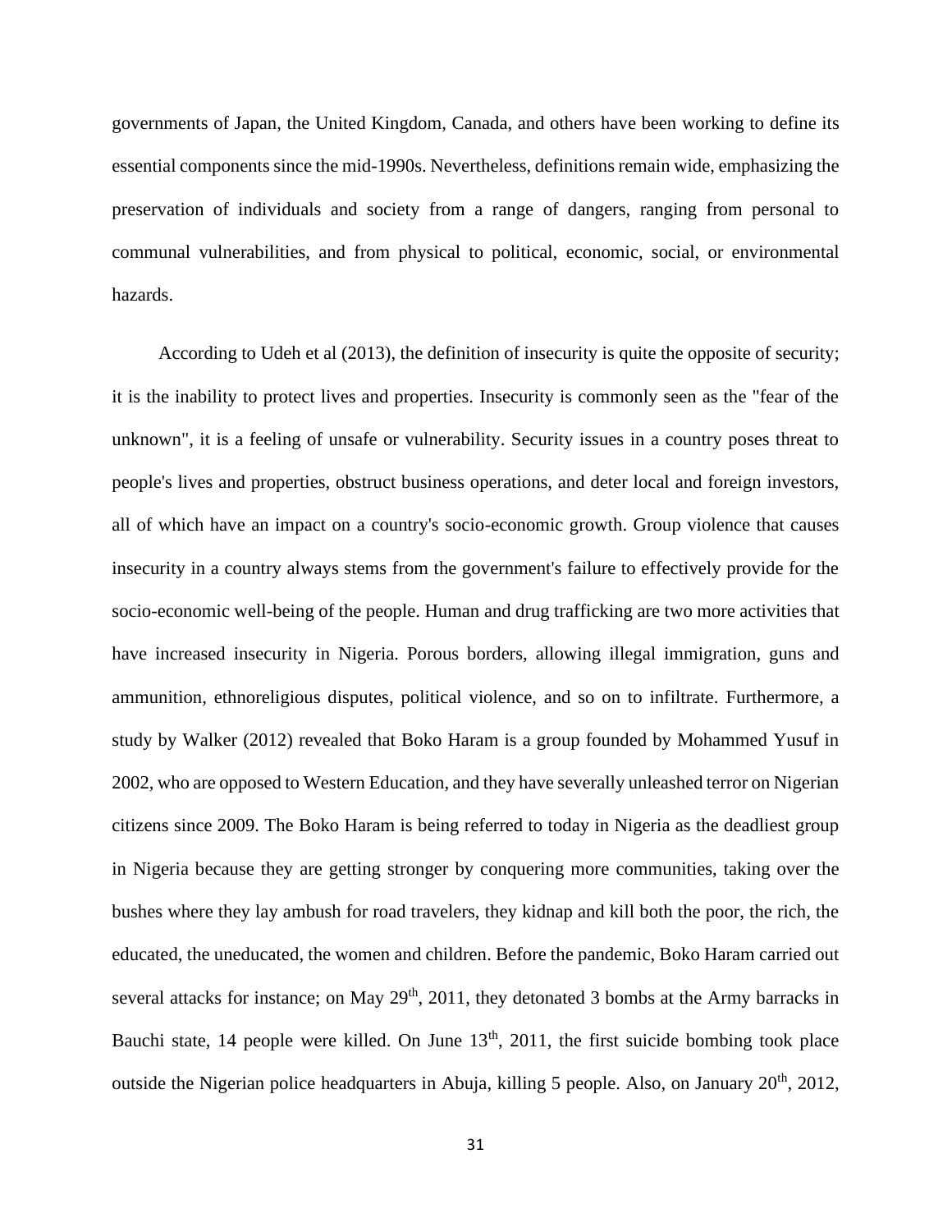governments of Japan, the United Kingdom, Canada, and others have been working to define its essential components since the mid-1990s. Nevertheless, definitions remain wide, emphasizing the preservation of individuals and society from a range of dangers, ranging from personal to communal vulnerabilities, and from physical to political, economic, social, or environmental hazards.

According to Udeh et al (2013), the definition of insecurity is quite the opposite of security; it is the inability to protect lives and properties. Insecurity is commonly seen as the "fear of the unknown", it is a feeling of unsafe or vulnerability. Security issues in a country poses threat to people's lives and properties, obstruct business operations, and deter local and foreign investors, all of which have an impact on a country's socio-economic growth. Group violence that causes insecurity in a country always stems from the government's failure to effectively provide for the socio-economic well-being of the people. Human and drug trafficking are two more activities that have increased insecurity in Nigeria. Porous borders, allowing illegal immigration, guns and ammunition, ethnoreligious disputes, political violence, and so on to infiltrate. Furthermore, a study by Walker (2012) revealed that Boko Haram is a group founded by Mohammed Yusuf in 2002, who are opposed to Western Education, and they have severally unleashed terror on Nigerian citizens since 2009. The Boko Haram is being referred to today in Nigeria as the deadliest group in Nigeria because they are getting stronger by conquering more communities, taking over the bushes where they lay ambush for road travelers, they kidnap and kill both the poor, the rich, the educated, the uneducated, the women and children. Before the pandemic, Boko Haram carried out several attacks for instance; on May 29th, 2011, they detonated 3 bombs at the Army barracks in Bauchi state, 14 people were killed. On June 13th, 2011, the first suicide bombing took place outside the Nigerian police headquarters in Abuja, killing 5 people. Also, on January 20th, 2012,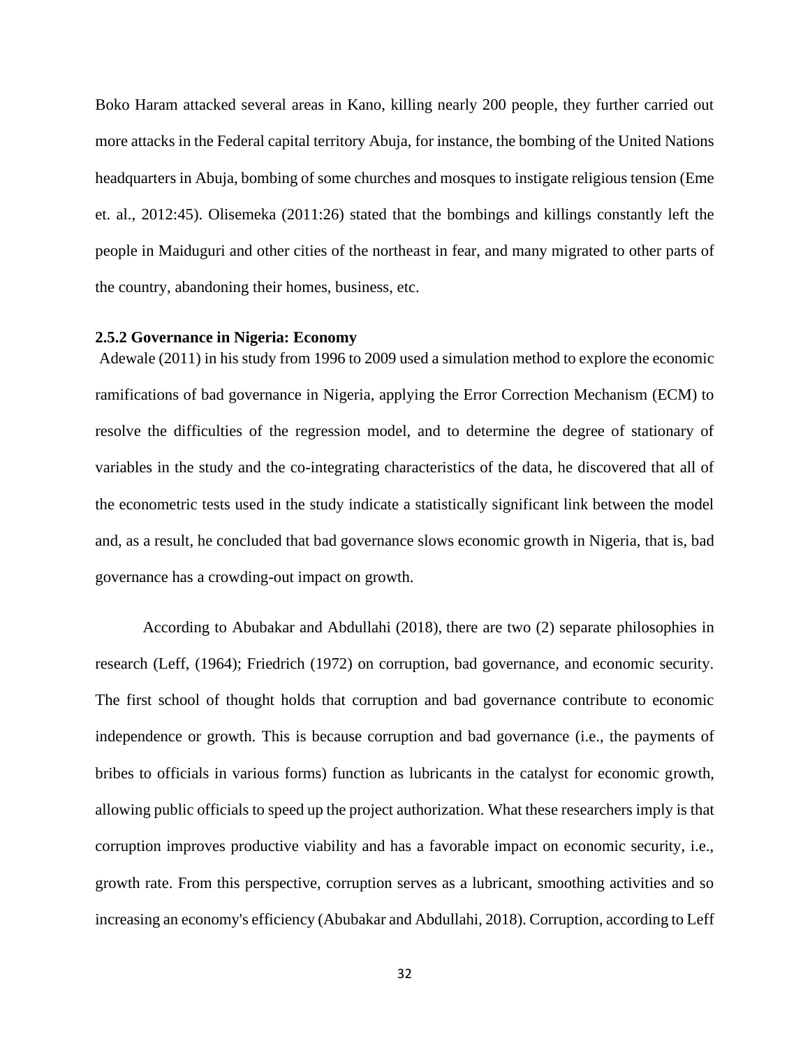Boko Haram attacked several areas in Kano, killing nearly 200 people, they further carried out more attacks in the Federal capital territory Abuja, for instance, the bombing of the United Nations headquarters in Abuja, bombing of some churches and mosques to instigate religious tension (Eme et. al., 2012:45). Olisemeka (2011:26) stated that the bombings and killings constantly left the people in Maiduguri and other cities of the northeast in fear, and many migrated to other parts of the country, abandoning their homes, business, etc.

**2.5.2 Governance in Nigeria: Economy**

Adewale (2011) in his study from 1996 to 2009 used a simulation method to explore the economic ramifications of bad governance in Nigeria, applying the Error Correction Mechanism (ECM) to resolve the difficulties of the regression model, and to determine the degree of stationary of variables in the study and the co-integrating characteristics of the data, he discovered that all of the econometric tests used in the study indicate a statistically significant link between the model and, as a result, he concluded that bad governance slows economic growth in Nigeria, that is, bad governance has a crowding-out impact on growth.

According to Abubakar and Abdullahi (2018), there are two (2) separate philosophies in research (Leff, (1964); Friedrich (1972) on corruption, bad governance, and economic security. The first school of thought holds that corruption and bad governance contribute to economic independence or growth. This is because corruption and bad governance (i.e., the payments of bribes to officials in various forms) function as lubricants in the catalyst for economic growth, allowing public officials to speed up the project authorization. What these researchers imply is that corruption improves productive viability and has a favorable impact on economic security, i.e., growth rate. From this perspective, corruption serves as a lubricant, smoothing activities and so increasing an economy's efficiency (Abubakar and Abdullahi, 2018). Corruption, according to Leff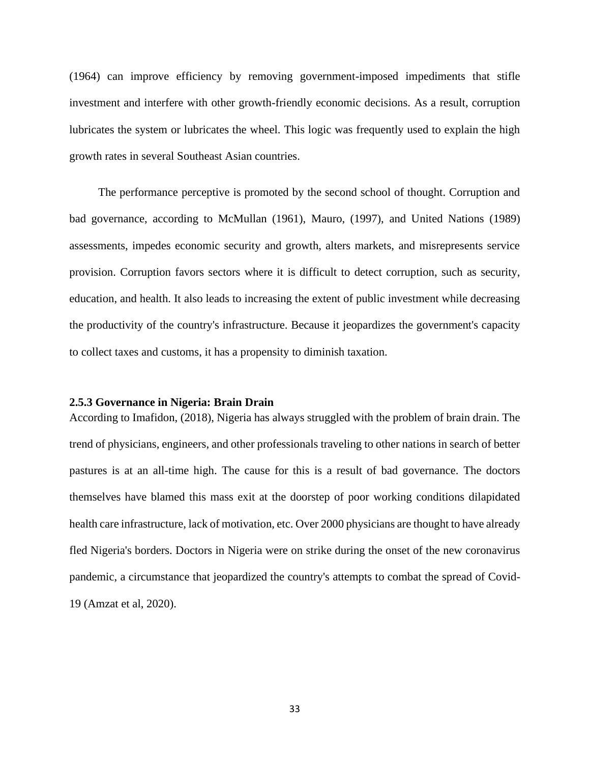(1964) can improve efficiency by removing government-imposed impediments that stifle investment and interfere with other growth-friendly economic decisions. As a result, corruption lubricates the system or lubricates the wheel. This logic was frequently used to explain the high growth rates in several Southeast Asian countries.

The performance perceptive is promoted by the second school of thought. Corruption and bad governance, according to McMullan (1961), Mauro, (1997), and United Nations (1989) assessments, impedes economic security and growth, alters markets, and misrepresents service provision. Corruption favors sectors where it is difficult to detect corruption, such as security, education, and health. It also leads to increasing the extent of public investment while decreasing the productivity of the country's infrastructure. Because it jeopardizes the government's capacity to collect taxes and customs, it has a propensity to diminish taxation.

### 2.5.3 Governance in Nigeria: Brain Drain

According to Imafidon, (2018), Nigeria has always struggled with the problem of brain drain. The trend of physicians, engineers, and other professionals traveling to other nations in search of better pastures is at an all-time high. The cause for this is a result of bad governance. The doctors themselves have blamed this mass exit at the doorstep of poor working conditions dilapidated health care infrastructure, lack of motivation, etc. Over 2000 physicians are thought to have already fled Nigeria's borders. Doctors in Nigeria were on strike during the onset of the new coronavirus pandemic, a circumstance that jeopardized the country's attempts to combat the spread of Covid-19 (Amzat et al, 2020).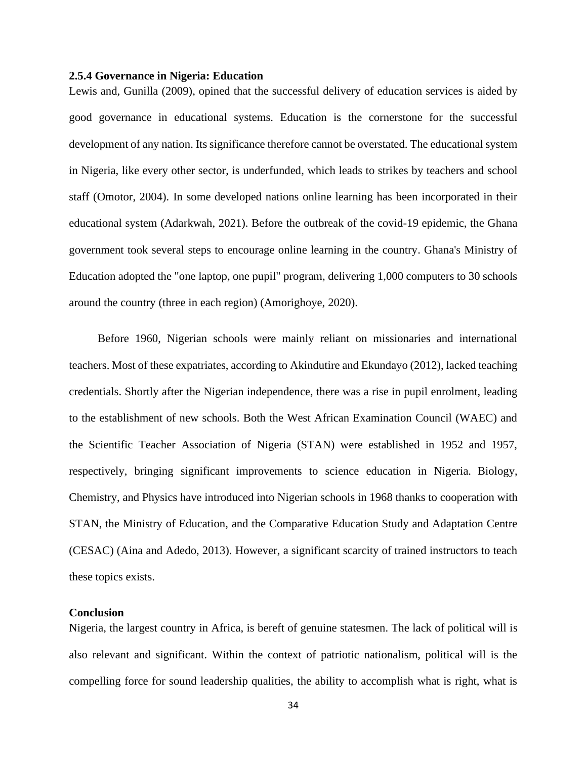### 2.5.4 Governance in Nigeria: Education

Lewis and, Gunilla (2009), opined that the successful delivery of education services is aided by good governance in educational systems. Education is the cornerstone for the successful development of any nation. Its significance therefore cannot be overstated. The educational system in Nigeria, like every other sector, is underfunded, which leads to strikes by teachers and school staff (Omotor, 2004). In some developed nations online learning has been incorporated in their educational system (Adarkwah, 2021). Before the outbreak of the covid-19 epidemic, the Ghana government took several steps to encourage online learning in the country. Ghana's Ministry of Education adopted the "one laptop, one pupil" program, delivering 1,000 computers to 30 schools around the country (three in each region) (Amorighoye, 2020).

Before 1960, Nigerian schools were mainly reliant on missionaries and international teachers. Most of these expatriates, according to Akindutire and Ekundayo (2012), lacked teaching credentials. Shortly after the Nigerian independence, there was a rise in pupil enrolment, leading to the establishment of new schools. Both the West African Examination Council (WAEC) and the Scientific Teacher Association of Nigeria (STAN) were established in 1952 and 1957, respectively, bringing significant improvements to science education in Nigeria. Biology, Chemistry, and Physics have introduced into Nigerian schools in 1968 thanks to cooperation with STAN, the Ministry of Education, and the Comparative Education Study and Adaptation Centre (CESAC) (Aina and Adedo, 2013). However, a significant scarcity of trained instructors to teach these topics exists.

**Conclusion**

Nigeria, the largest country in Africa, is bereft of genuine statesmen. The lack of political will is also relevant and significant. Within the context of patriotic nationalism, political will is the compelling force for sound leadership qualities, the ability to accomplish what is right, what is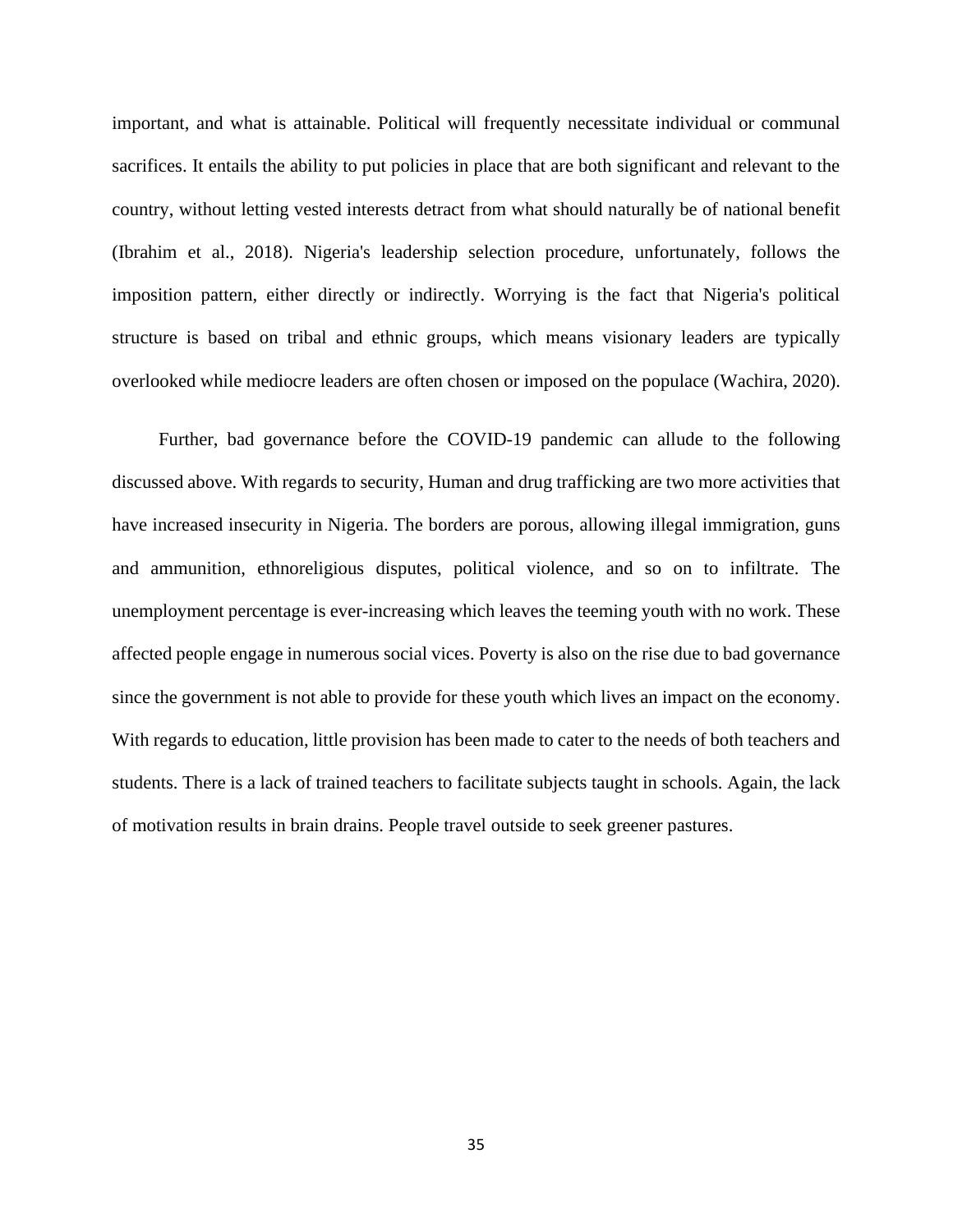important, and what is attainable. Political will frequently necessitate individual or communal sacrifices. It entails the ability to put policies in place that are both significant and relevant to the country, without letting vested interests detract from what should naturally be of national benefit (Ibrahim et al., 2018). Nigeria's leadership selection procedure, unfortunately, follows the imposition pattern, either directly or indirectly. Worrying is the fact that Nigeria's political structure is based on tribal and ethnic groups, which means visionary leaders are typically overlooked while mediocre leaders are often chosen or imposed on the populace (Wachira, 2020).

Further, bad governance before the COVID-19 pandemic can allude to the following discussed above. With regards to security, Human and drug trafficking are two more activities that have increased insecurity in Nigeria. The borders are porous, allowing illegal immigration, guns and ammunition, ethnoreligious disputes, political violence, and so on to infiltrate. The unemployment percentage is ever-increasing which leaves the teeming youth with no work. These affected people engage in numerous social vices. Poverty is also on the rise due to bad governance since the government is not able to provide for these youth which lives an impact on the economy. With regards to education, little provision has been made to cater to the needs of both teachers and students. There is a lack of trained teachers to facilitate subjects taught in schools. Again, the lack of motivation results in brain drains. People travel outside to seek greener pastures.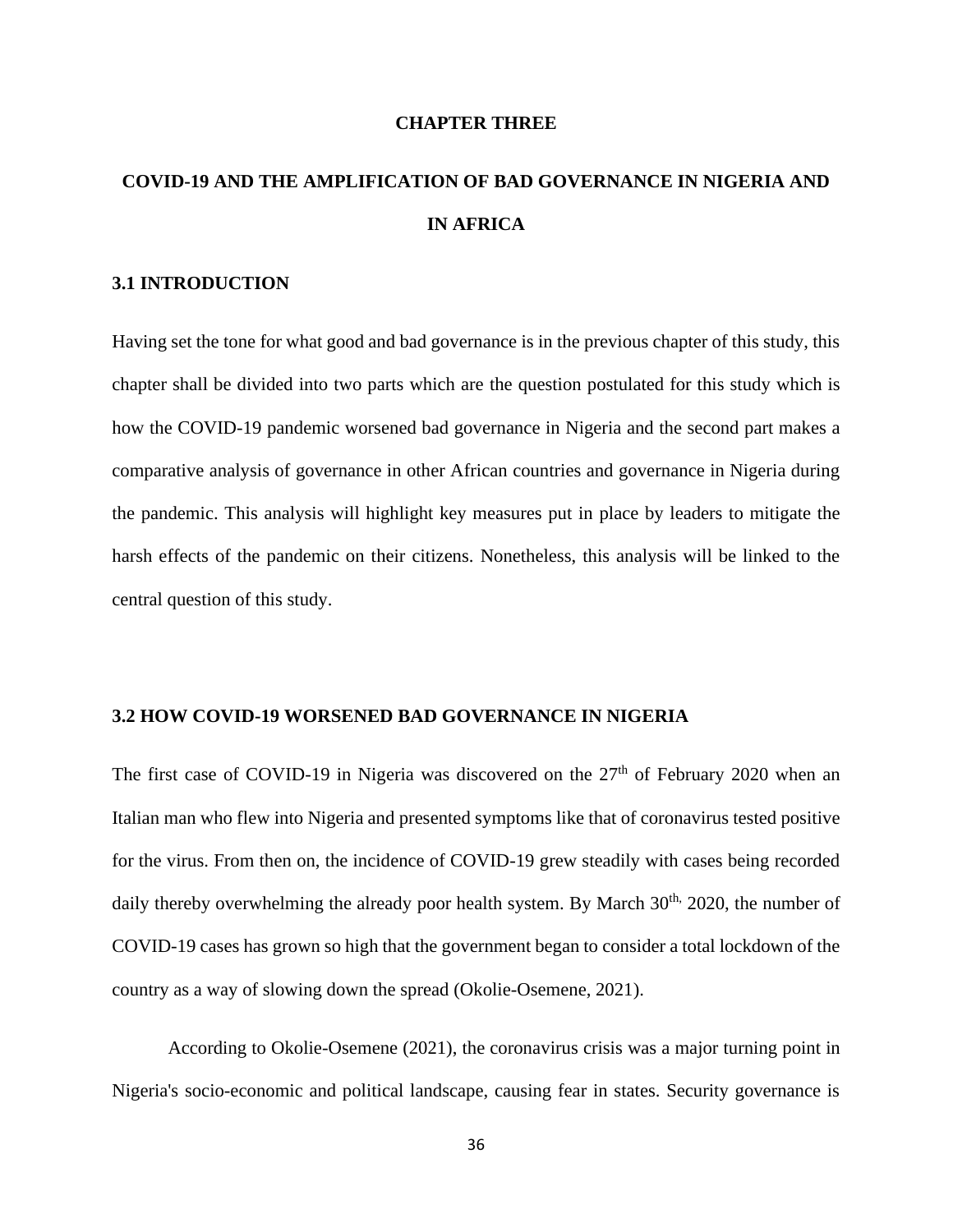# CHAPTER THREE

# COVID-19 AND THE AMPLIFICATION OF BAD GOVERNANCE IN NIGERIA AND IN AFRICA

## 3.1 INTRODUCTION

Having set the tone for what good and bad governance is in the previous chapter of this study, this chapter shall be divided into two parts which are the question postulated for this study which is how the COVID-19 pandemic worsened bad governance in Nigeria and the second part makes a comparative analysis of governance in other African countries and governance in Nigeria during the pandemic. This analysis will highlight key measures put in place by leaders to mitigate the harsh effects of the pandemic on their citizens. Nonetheless, this analysis will be linked to the central question of this study.

## 3.2 HOW COVID-19 WORSENED BAD GOVERNANCE IN NIGERIA

The first case of COVID-19 in Nigeria was discovered on the 27th of February 2020 when an Italian man who flew into Nigeria and presented symptoms like that of coronavirus tested positive for the virus. From then on, the incidence of COVID-19 grew steadily with cases being recorded daily thereby overwhelming the already poor health system. By March 30th, 2020, the number of COVID-19 cases has grown so high that the government began to consider a total lockdown of the country as a way of slowing down the spread (Okolie-Osemene, 2021).

According to Okolie-Osemene (2021), the coronavirus crisis was a major turning point in Nigeria's socio-economic and political landscape, causing fear in states. Security governance is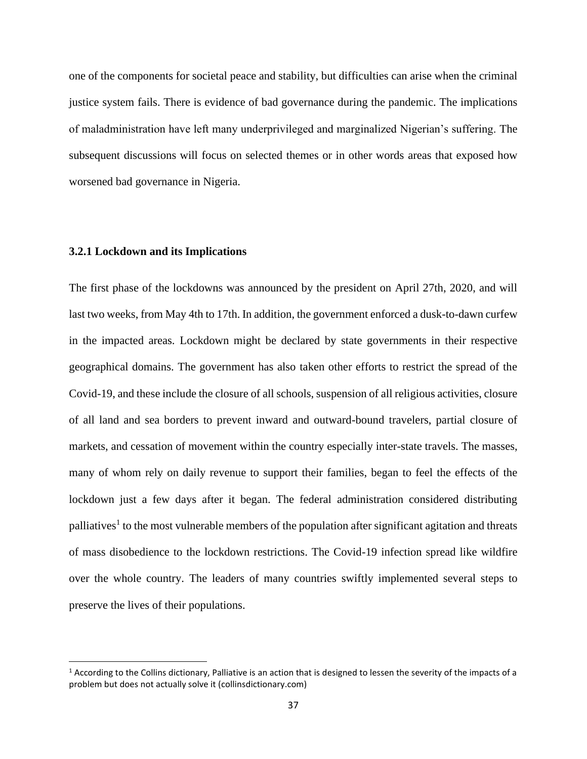one of the components for societal peace and stability, but difficulties can arise when the criminal justice system fails. There is evidence of bad governance during the pandemic. The implications of maladministration have left many underprivileged and marginalized Nigerian's suffering. The subsequent discussions will focus on selected themes or in other words areas that exposed how worsened bad governance in Nigeria.

### 3.2.1 Lockdown and its Implications

The first phase of the lockdowns was announced by the president on April 27th, 2020, and will last two weeks, from May 4th to 17th. In addition, the government enforced a dusk-to-dawn curfew in the impacted areas. Lockdown might be declared by state governments in their respective geographical domains. The government has also taken other efforts to restrict the spread of the Covid-19, and these include the closure of all schools, suspension of all religious activities, closure of all land and sea borders to prevent inward and outward-bound travelers, partial closure of markets, and cessation of movement within the country especially inter-state travels. The masses, many of whom rely on daily revenue to support their families, began to feel the effects of the lockdown just a few days after it began. The federal administration considered distributing palliatives[1] to the most vulnerable members of the population after significant agitation and threats of mass disobedience to the lockdown restrictions. The Covid-19 infection spread like wildfire over the whole country. The leaders of many countries swiftly implemented several steps to preserve the lives of their populations.

---

[1] According to the Collins dictionary, Palliative is an action that is designed to lessen the severity of the impacts of a problem but does not actually solve it (collinsdictionary.com)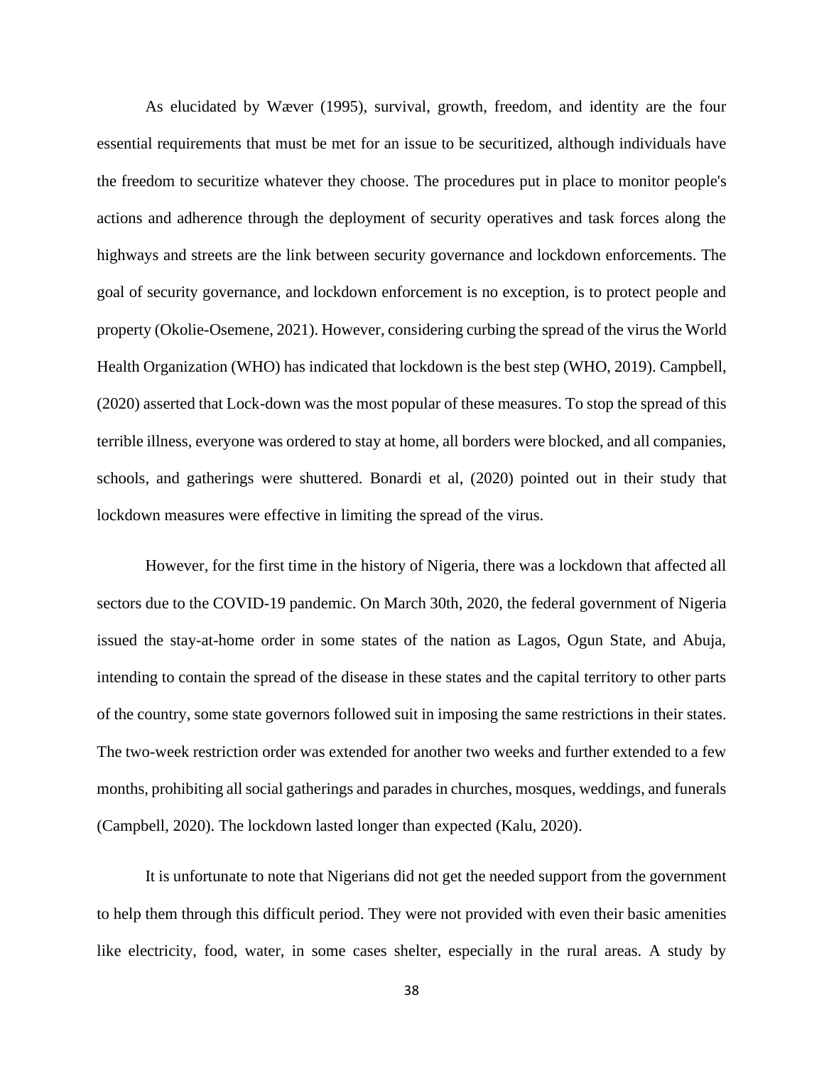As elucidated by Wæver (1995), survival, growth, freedom, and identity are the four essential requirements that must be met for an issue to be securitized, although individuals have the freedom to securitize whatever they choose. The procedures put in place to monitor people's actions and adherence through the deployment of security operatives and task forces along the highways and streets are the link between security governance and lockdown enforcements. The goal of security governance, and lockdown enforcement is no exception, is to protect people and property (Okolie-Osemene, 2021). However, considering curbing the spread of the virus the World Health Organization (WHO) has indicated that lockdown is the best step (WHO, 2019). Campbell, (2020) asserted that Lock-down was the most popular of these measures. To stop the spread of this terrible illness, everyone was ordered to stay at home, all borders were blocked, and all companies, schools, and gatherings were shuttered. Bonardi et al, (2020) pointed out in their study that lockdown measures were effective in limiting the spread of the virus.

However, for the first time in the history of Nigeria, there was a lockdown that affected all sectors due to the COVID-19 pandemic. On March 30th, 2020, the federal government of Nigeria issued the stay-at-home order in some states of the nation as Lagos, Ogun State, and Abuja, intending to contain the spread of the disease in these states and the capital territory to other parts of the country, some state governors followed suit in imposing the same restrictions in their states. The two-week restriction order was extended for another two weeks and further extended to a few months, prohibiting all social gatherings and parades in churches, mosques, weddings, and funerals (Campbell, 2020). The lockdown lasted longer than expected (Kalu, 2020).

It is unfortunate to note that Nigerians did not get the needed support from the government to help them through this difficult period. They were not provided with even their basic amenities like electricity, food, water, in some cases shelter, especially in the rural areas. A study by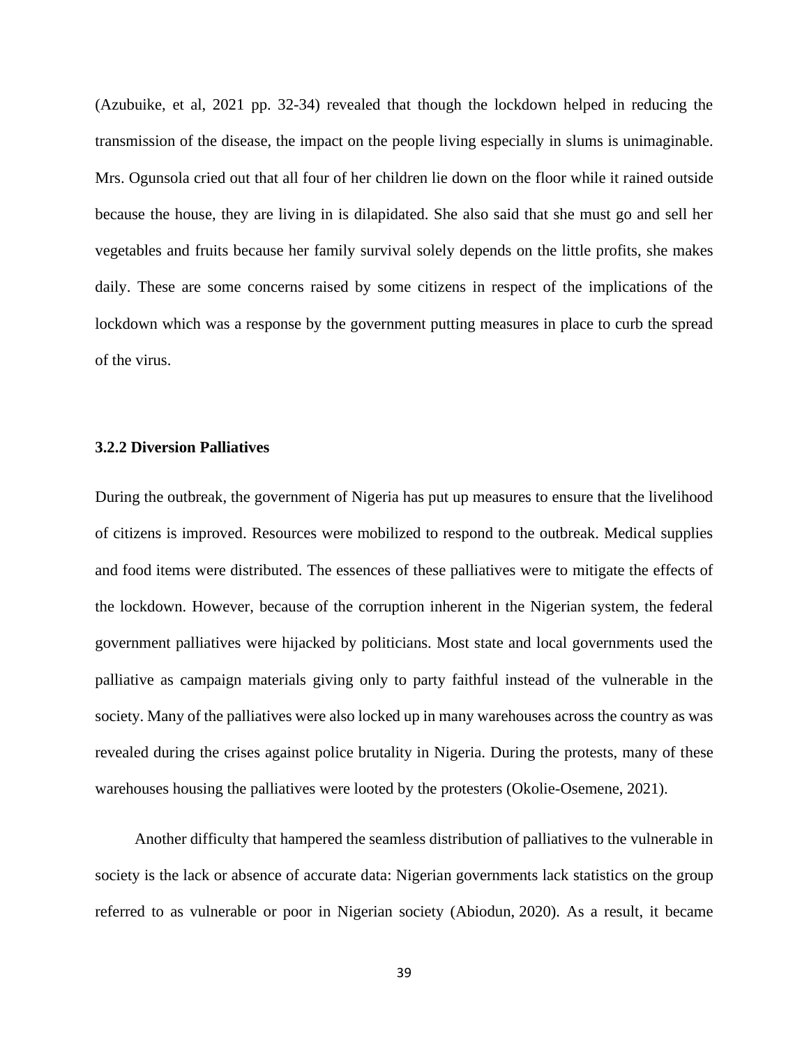(Azubuike, et al, 2021 pp. 32-34) revealed that though the lockdown helped in reducing the transmission of the disease, the impact on the people living especially in slums is unimaginable. Mrs. Ogunsola cried out that all four of her children lie down on the floor while it rained outside because the house, they are living in is dilapidated. She also said that she must go and sell her vegetables and fruits because her family survival solely depends on the little profits, she makes daily. These are some concerns raised by some citizens in respect of the implications of the lockdown which was a response by the government putting measures in place to curb the spread of the virus.

### 3.2.2 Diversion Palliatives

During the outbreak, the government of Nigeria has put up measures to ensure that the livelihood of citizens is improved. Resources were mobilized to respond to the outbreak. Medical supplies and food items were distributed. The essences of these palliatives were to mitigate the effects of the lockdown. However, because of the corruption inherent in the Nigerian system, the federal government palliatives were hijacked by politicians. Most state and local governments used the palliative as campaign materials giving only to party faithful instead of the vulnerable in the society. Many of the palliatives were also locked up in many warehouses across the country as was revealed during the crises against police brutality in Nigeria. During the protests, many of these warehouses housing the palliatives were looted by the protesters (Okolie-Osemene, 2021).

Another difficulty that hampered the seamless distribution of palliatives to the vulnerable in society is the lack or absence of accurate data: Nigerian governments lack statistics on the group referred to as vulnerable or poor in Nigerian society (Abiodun, 2020). As a result, it became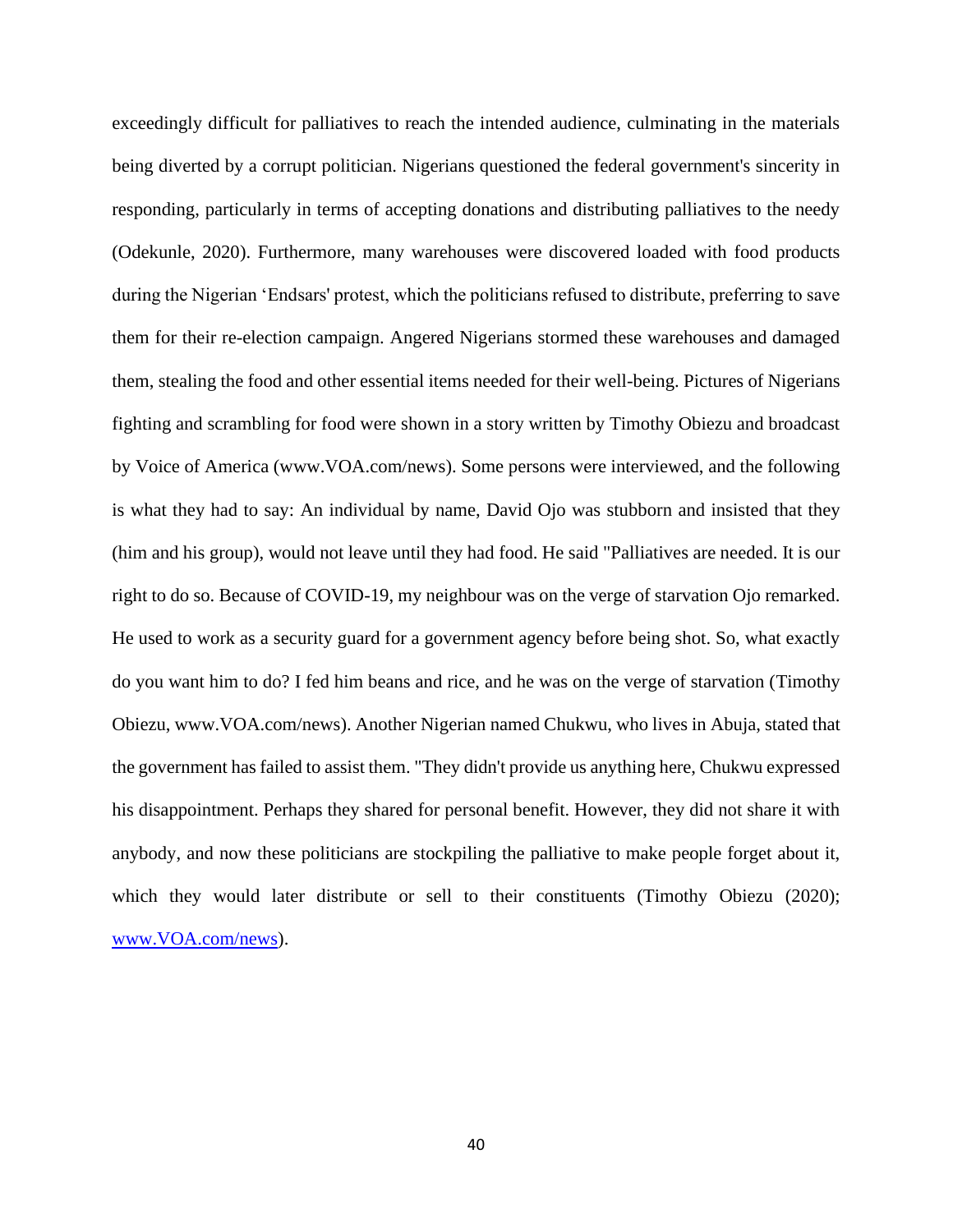exceedingly difficult for palliatives to reach the intended audience, culminating in the materials being diverted by a corrupt politician. Nigerians questioned the federal government's sincerity in responding, particularly in terms of accepting donations and distributing palliatives to the needy (Odekunle, 2020). Furthermore, many warehouses were discovered loaded with food products during the Nigerian 'Endsars' protest, which the politicians refused to distribute, preferring to save them for their re-election campaign. Angered Nigerians stormed these warehouses and damaged them, stealing the food and other essential items needed for their well-being. Pictures of Nigerians fighting and scrambling for food were shown in a story written by Timothy Obiezu and broadcast by Voice of America (www.VOA.com/news). Some persons were interviewed, and the following is what they had to say: An individual by name, David Ojo was stubborn and insisted that they (him and his group), would not leave until they had food. He said "Palliatives are needed. It is our right to do so. Because of COVID-19, my neighbour was on the verge of starvation Ojo remarked. He used to work as a security guard for a government agency before being shot. So, what exactly do you want him to do? I fed him beans and rice, and he was on the verge of starvation (Timothy Obiezu, www.VOA.com/news). Another Nigerian named Chukwu, who lives in Abuja, stated that the government has failed to assist them. "They didn't provide us anything here, Chukwu expressed his disappointment. Perhaps they shared for personal benefit. However, they did not share it with anybody, and now these politicians are stockpiling the palliative to make people forget about it, which they would later distribute or sell to their constituents (Timothy Obiezu (2020); [www.VOA.com/news](www.VOA.com/news)).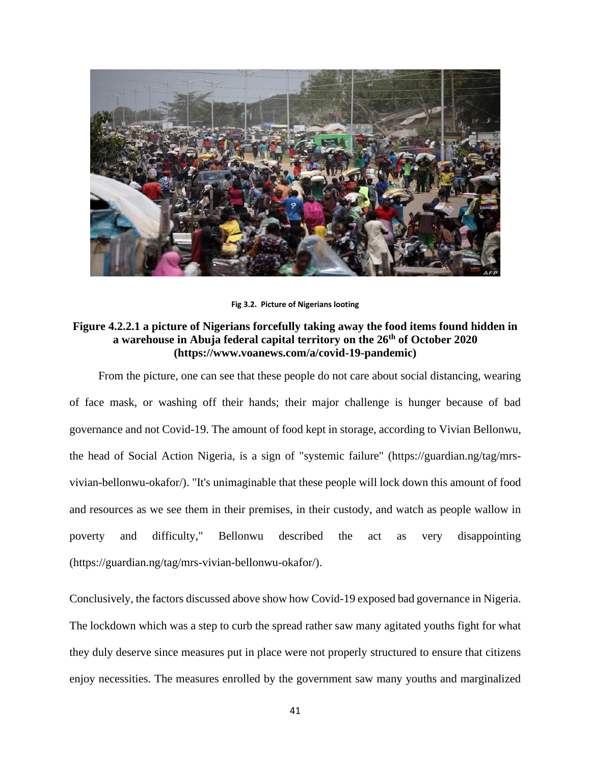Fig 3.2. Picture of Nigerians looting

**Figure 4.2.2.1 a picture of Nigerians forcefully taking away the food items found hidden in a warehouse in Abuja federal capital territory on the 26th of October 2020 (https://www.voanews.com/a/covid-19-pandemic)**

From the picture, one can see that these people do not care about social distancing, wearing of face mask, or washing off their hands; their major challenge is hunger because of bad governance and not Covid-19. The amount of food kept in storage, according to Vivian Bellonwu, the head of Social Action Nigeria, is a sign of "systemic failure" (https://guardian.ng/tag/mrs-vivian-bellonwu-okafor/). "It's unimaginable that these people will lock down this amount of food and resources as we see them in their premises, in their custody, and watch as people wallow in poverty and difficulty," Bellonwu described the act as very disappointing (https://guardian.ng/tag/mrs-vivian-bellonwu-okafor/).

Conclusively, the factors discussed above show how Covid-19 exposed bad governance in Nigeria. The lockdown which was a step to curb the spread rather saw many agitated youths fight for what they duly deserve since measures put in place were not properly structured to ensure that citizens enjoy necessities. The measures enrolled by the government saw many youths and marginalized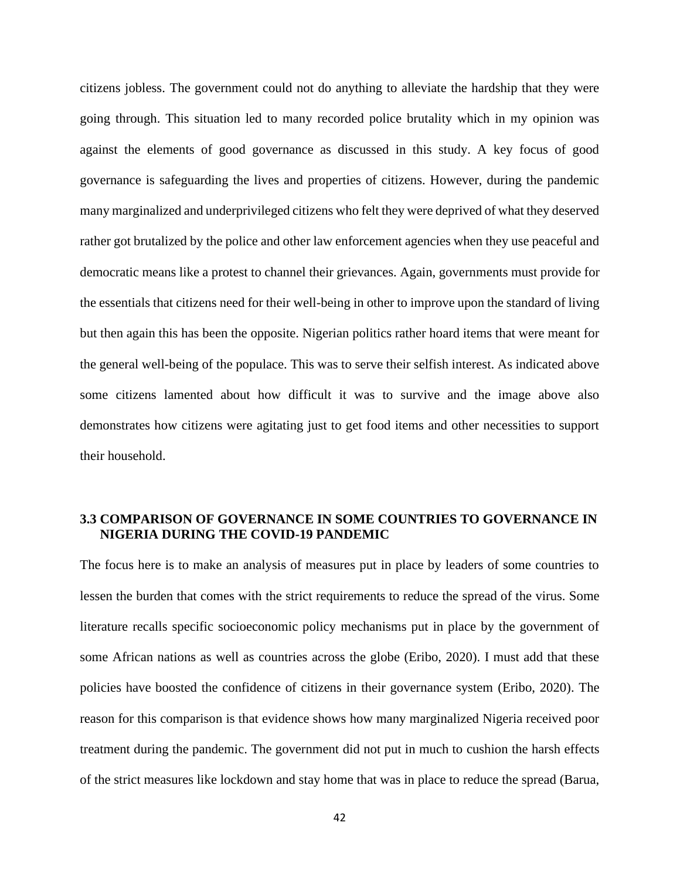citizens jobless. The government could not do anything to alleviate the hardship that they were going through. This situation led to many recorded police brutality which in my opinion was against the elements of good governance as discussed in this study. A key focus of good governance is safeguarding the lives and properties of citizens. However, during the pandemic many marginalized and underprivileged citizens who felt they were deprived of what they deserved rather got brutalized by the police and other law enforcement agencies when they use peaceful and democratic means like a protest to channel their grievances. Again, governments must provide for the essentials that citizens need for their well-being in other to improve upon the standard of living but then again this has been the opposite. Nigerian politics rather hoard items that were meant for the general well-being of the populace. This was to serve their selfish interest. As indicated above some citizens lamented about how difficult it was to survive and the image above also demonstrates how citizens were agitating just to get food items and other necessities to support their household.

### 3.3 COMPARISON OF GOVERNANCE IN SOME COUNTRIES TO GOVERNANCE IN NIGERIA DURING THE COVID-19 PANDEMIC

The focus here is to make an analysis of measures put in place by leaders of some countries to lessen the burden that comes with the strict requirements to reduce the spread of the virus. Some literature recalls specific socioeconomic policy mechanisms put in place by the government of some African nations as well as countries across the globe (Eribo, 2020). I must add that these policies have boosted the confidence of citizens in their governance system (Eribo, 2020). The reason for this comparison is that evidence shows how many marginalized Nigeria received poor treatment during the pandemic. The government did not put in much to cushion the harsh effects of the strict measures like lockdown and stay home that was in place to reduce the spread (Barua,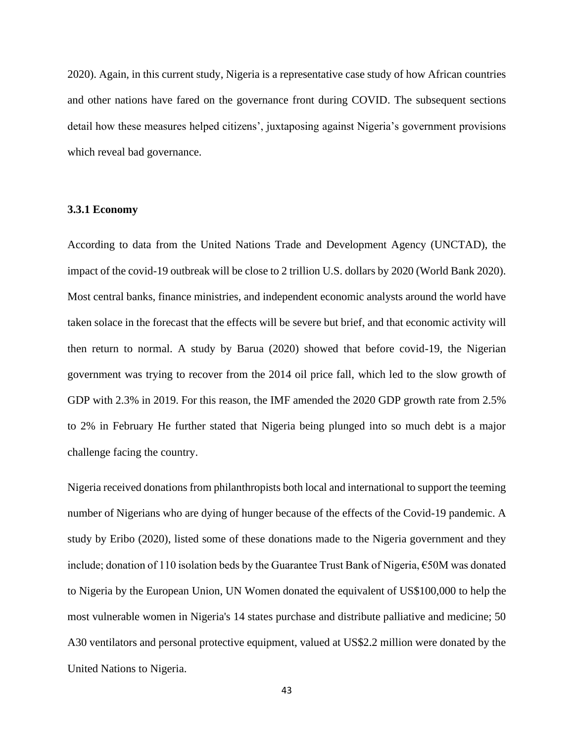2020). Again, in this current study, Nigeria is a representative case study of how African countries and other nations have fared on the governance front during COVID. The subsequent sections detail how these measures helped citizens', juxtaposing against Nigeria's government provisions which reveal bad governance.

### 3.3.1 Economy

According to data from the United Nations Trade and Development Agency (UNCTAD), the impact of the covid-19 outbreak will be close to 2 trillion U.S. dollars by 2020 (World Bank 2020). Most central banks, finance ministries, and independent economic analysts around the world have taken solace in the forecast that the effects will be severe but brief, and that economic activity will then return to normal. A study by Barua (2020) showed that before covid-19, the Nigerian government was trying to recover from the 2014 oil price fall, which led to the slow growth of GDP with 2.3% in 2019. For this reason, the IMF amended the 2020 GDP growth rate from 2.5% to 2% in February He further stated that Nigeria being plunged into so much debt is a major challenge facing the country.

Nigeria received donations from philanthropists both local and international to support the teeming number of Nigerians who are dying of hunger because of the effects of the Covid-19 pandemic. A study by Eribo (2020), listed some of these donations made to the Nigeria government and they include; donation of 110 isolation beds by the Guarantee Trust Bank of Nigeria, €50M was donated to Nigeria by the European Union, UN Women donated the equivalent of US$100,000 to help the most vulnerable women in Nigeria's 14 states purchase and distribute palliative and medicine; 50 A30 ventilators and personal protective equipment, valued at US$2.2 million were donated by the United Nations to Nigeria.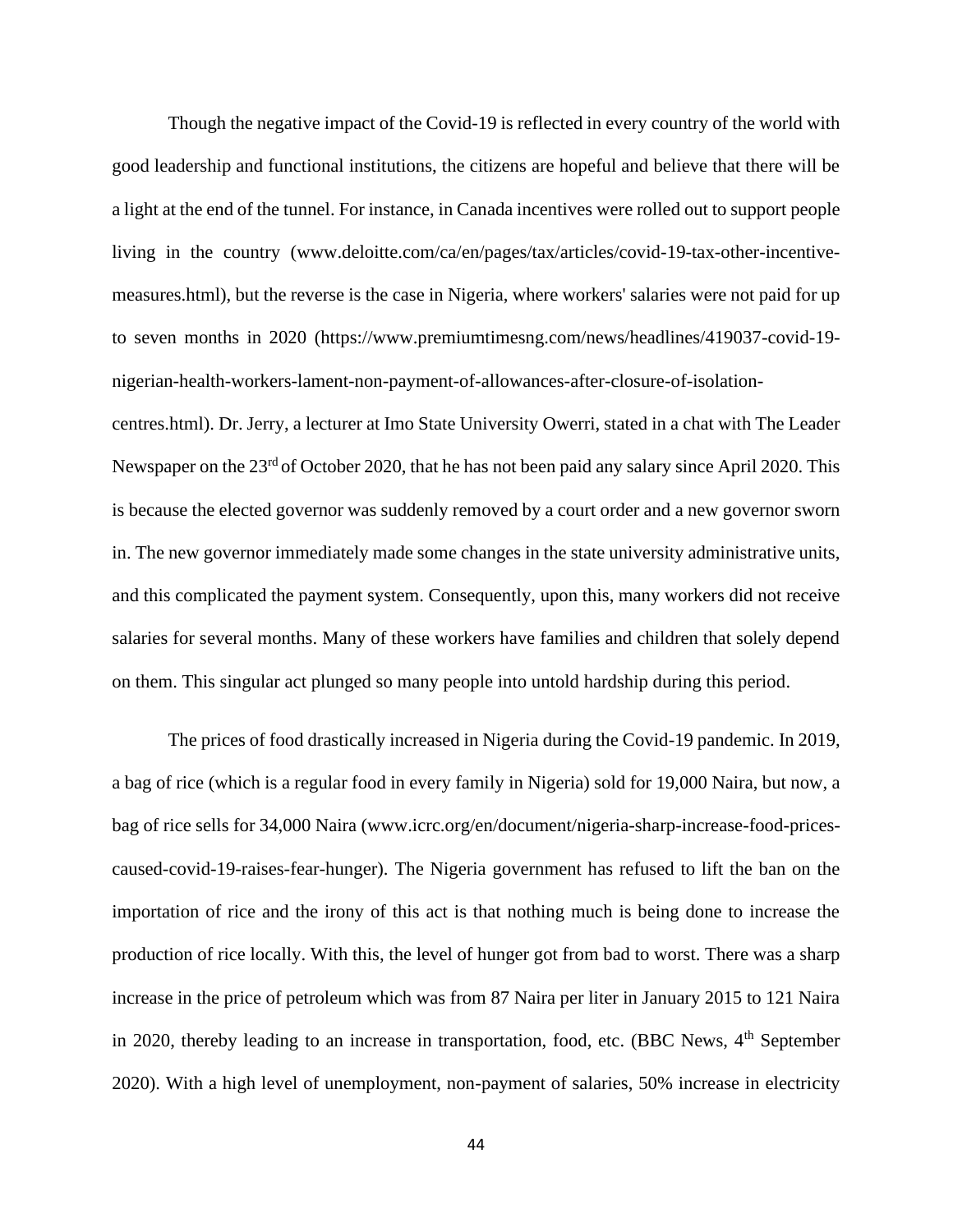Though the negative impact of the Covid-19 is reflected in every country of the world with good leadership and functional institutions, the citizens are hopeful and believe that there will be a light at the end of the tunnel. For instance, in Canada incentives were rolled out to support people living in the country (www.deloitte.com/ca/en/pages/tax/articles/covid-19-tax-other-incentive-measures.html), but the reverse is the case in Nigeria, where workers' salaries were not paid for up to seven months in 2020 (https://www.premiumtimesng.com/news/headlines/419037-covid-19-nigerian-health-workers-lament-non-payment-of-allowances-after-closure-of-isolation-centres.html). Dr. Jerry, a lecturer at Imo State University Owerri, stated in a chat with The Leader Newspaper on the 23rd of October 2020, that he has not been paid any salary since April 2020. This is because the elected governor was suddenly removed by a court order and a new governor sworn in. The new governor immediately made some changes in the state university administrative units, and this complicated the payment system. Consequently, upon this, many workers did not receive salaries for several months. Many of these workers have families and children that solely depend on them. This singular act plunged so many people into untold hardship during this period.

The prices of food drastically increased in Nigeria during the Covid-19 pandemic. In 2019, a bag of rice (which is a regular food in every family in Nigeria) sold for 19,000 Naira, but now, a bag of rice sells for 34,000 Naira (www.icrc.org/en/document/nigeria-sharp-increase-food-prices-caused-covid-19-raises-fear-hunger). The Nigeria government has refused to lift the ban on the importation of rice and the irony of this act is that nothing much is being done to increase the production of rice locally. With this, the level of hunger got from bad to worst. There was a sharp increase in the price of petroleum which was from 87 Naira per liter in January 2015 to 121 Naira in 2020, thereby leading to an increase in transportation, food, etc. (BBC News, 4th September 2020). With a high level of unemployment, non-payment of salaries, 50% increase in electricity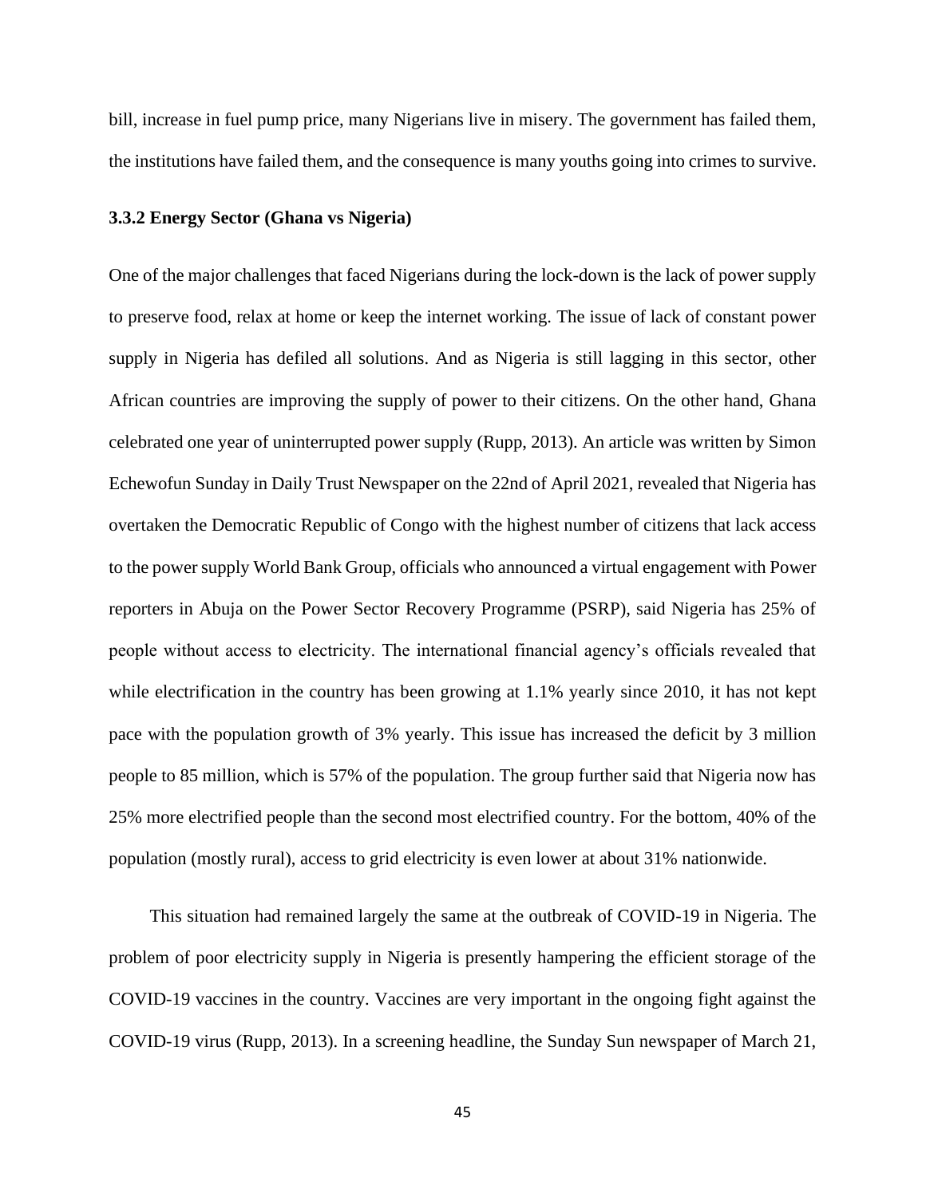bill, increase in fuel pump price, many Nigerians live in misery. The government has failed them, the institutions have failed them, and the consequence is many youths going into crimes to survive.

### 3.3.2 Energy Sector (Ghana vs Nigeria)

One of the major challenges that faced Nigerians during the lock-down is the lack of power supply to preserve food, relax at home or keep the internet working. The issue of lack of constant power supply in Nigeria has defiled all solutions. And as Nigeria is still lagging in this sector, other African countries are improving the supply of power to their citizens. On the other hand, Ghana celebrated one year of uninterrupted power supply (Rupp, 2013). An article was written by Simon Echewofun Sunday in Daily Trust Newspaper on the 22nd of April 2021, revealed that Nigeria has overtaken the Democratic Republic of Congo with the highest number of citizens that lack access to the power supply World Bank Group, officials who announced a virtual engagement with Power reporters in Abuja on the Power Sector Recovery Programme (PSRP), said Nigeria has 25% of people without access to electricity. The international financial agency's officials revealed that while electrification in the country has been growing at 1.1% yearly since 2010, it has not kept pace with the population growth of 3% yearly. This issue has increased the deficit by 3 million people to 85 million, which is 57% of the population. The group further said that Nigeria now has 25% more electrified people than the second most electrified country. For the bottom, 40% of the population (mostly rural), access to grid electricity is even lower at about 31% nationwide.

This situation had remained largely the same at the outbreak of COVID-19 in Nigeria. The problem of poor electricity supply in Nigeria is presently hampering the efficient storage of the COVID-19 vaccines in the country. Vaccines are very important in the ongoing fight against the COVID-19 virus (Rupp, 2013). In a screening headline, the Sunday Sun newspaper of March 21,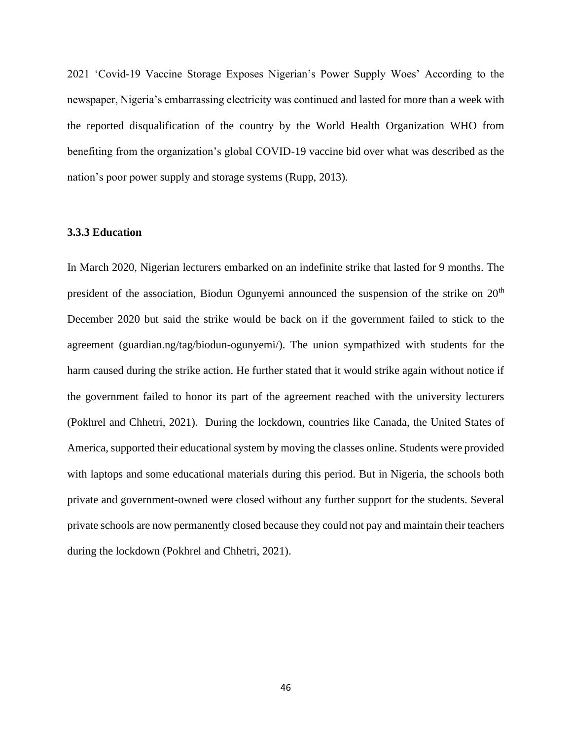2021 'Covid-19 Vaccine Storage Exposes Nigerian's Power Supply Woes' According to the newspaper, Nigeria's embarrassing electricity was continued and lasted for more than a week with the reported disqualification of the country by the World Health Organization WHO from benefiting from the organization's global COVID-19 vaccine bid over what was described as the nation's poor power supply and storage systems (Rupp, 2013).

### 3.3.3 Education

In March 2020, Nigerian lecturers embarked on an indefinite strike that lasted for 9 months. The president of the association, Biodun Ogunyemi announced the suspension of the strike on 20th December 2020 but said the strike would be back on if the government failed to stick to the agreement (guardian.ng/tag/biodun-ogunyemi/). The union sympathized with students for the harm caused during the strike action. He further stated that it would strike again without notice if the government failed to honor its part of the agreement reached with the university lecturers (Pokhrel and Chhetri, 2021). During the lockdown, countries like Canada, the United States of America, supported their educational system by moving the classes online. Students were provided with laptops and some educational materials during this period. But in Nigeria, the schools both private and government-owned were closed without any further support for the students. Several private schools are now permanently closed because they could not pay and maintain their teachers during the lockdown (Pokhrel and Chhetri, 2021).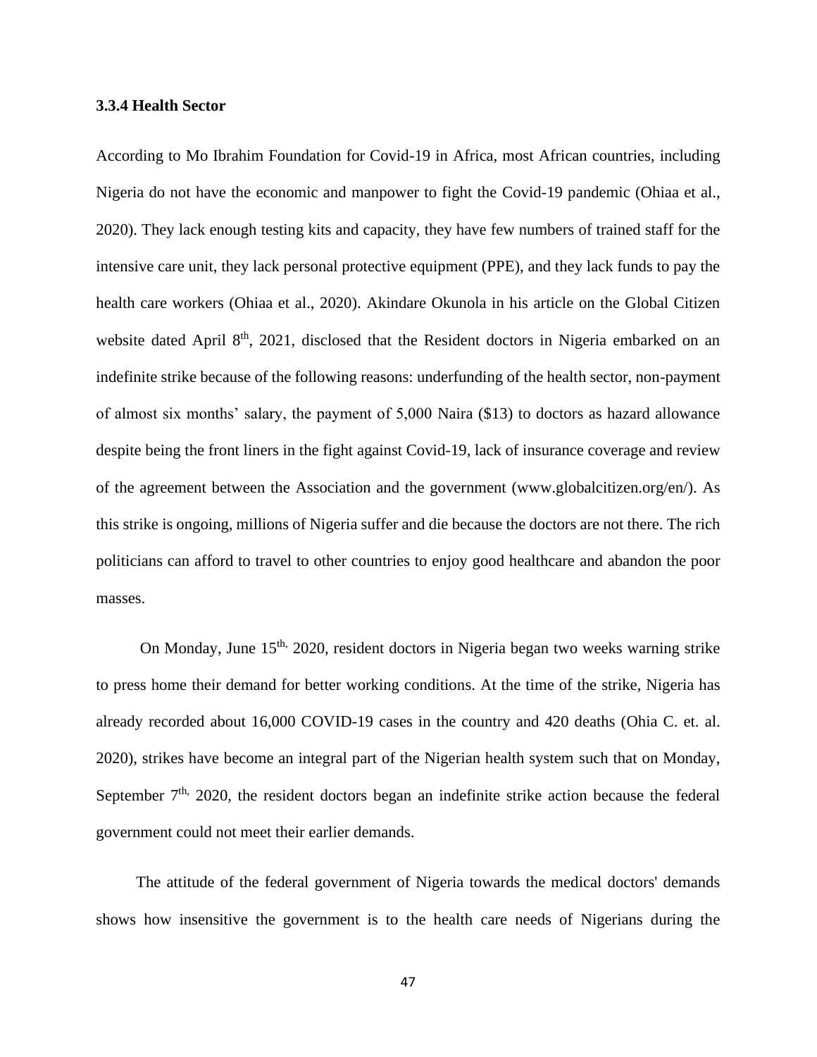### 3.3.4 Health Sector

According to Mo Ibrahim Foundation for Covid-19 in Africa, most African countries, including Nigeria do not have the economic and manpower to fight the Covid-19 pandemic (Ohiaa et al., 2020). They lack enough testing kits and capacity, they have few numbers of trained staff for the intensive care unit, they lack personal protective equipment (PPE), and they lack funds to pay the health care workers (Ohiaa et al., 2020). Akindare Okunola in his article on the Global Citizen website dated April 8th, 2021, disclosed that the Resident doctors in Nigeria embarked on an indefinite strike because of the following reasons: underfunding of the health sector, non-payment of almost six months' salary, the payment of 5,000 Naira ($13) to doctors as hazard allowance despite being the front liners in the fight against Covid-19, lack of insurance coverage and review of the agreement between the Association and the government (www.globalcitizen.org/en/). As this strike is ongoing, millions of Nigeria suffer and die because the doctors are not there. The rich politicians can afford to travel to other countries to enjoy good healthcare and abandon the poor masses.

On Monday, June 15th, 2020, resident doctors in Nigeria began two weeks warning strike to press home their demand for better working conditions. At the time of the strike, Nigeria has already recorded about 16,000 COVID-19 cases in the country and 420 deaths (Ohia C. et. al. 2020), strikes have become an integral part of the Nigerian health system such that on Monday, September 7th, 2020, the resident doctors began an indefinite strike action because the federal government could not meet their earlier demands.

The attitude of the federal government of Nigeria towards the medical doctors' demands shows how insensitive the government is to the health care needs of Nigerians during the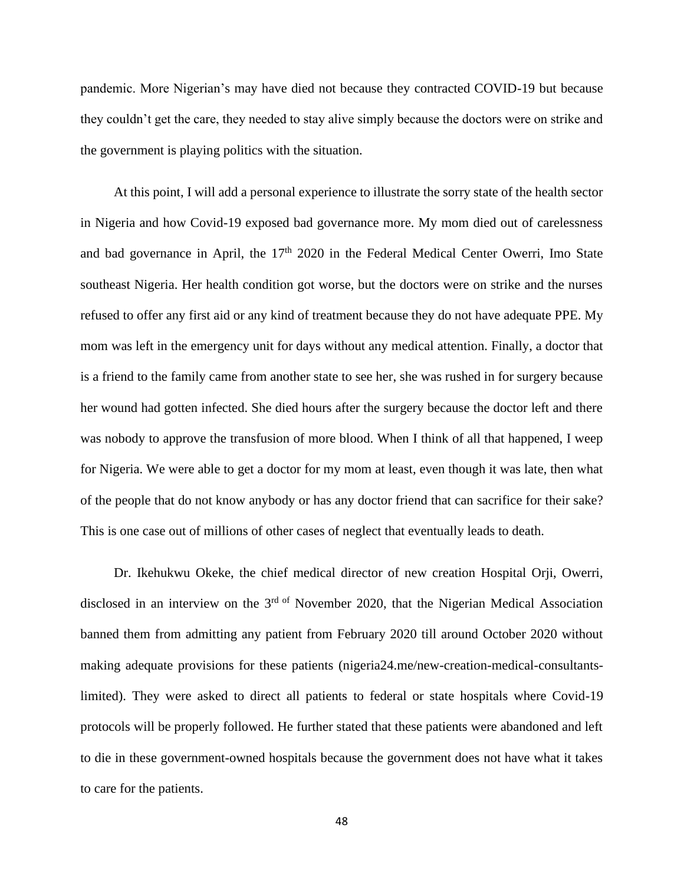pandemic. More Nigerian's may have died not because they contracted COVID-19 but because they couldn't get the care, they needed to stay alive simply because the doctors were on strike and the government is playing politics with the situation.

At this point, I will add a personal experience to illustrate the sorry state of the health sector in Nigeria and how Covid-19 exposed bad governance more. My mom died out of carelessness and bad governance in April, the 17th 2020 in the Federal Medical Center Owerri, Imo State southeast Nigeria. Her health condition got worse, but the doctors were on strike and the nurses refused to offer any first aid or any kind of treatment because they do not have adequate PPE. My mom was left in the emergency unit for days without any medical attention. Finally, a doctor that is a friend to the family came from another state to see her, she was rushed in for surgery because her wound had gotten infected. She died hours after the surgery because the doctor left and there was nobody to approve the transfusion of more blood. When I think of all that happened, I weep for Nigeria. We were able to get a doctor for my mom at least, even though it was late, then what of the people that do not know anybody or has any doctor friend that can sacrifice for their sake? This is one case out of millions of other cases of neglect that eventually leads to death.

Dr. Ikehukwu Okeke, the chief medical director of new creation Hospital Orji, Owerri, disclosed in an interview on the 3rd of November 2020, that the Nigerian Medical Association banned them from admitting any patient from February 2020 till around October 2020 without making adequate provisions for these patients (nigeria24.me/new-creation-medical-consultants-limited). They were asked to direct all patients to federal or state hospitals where Covid-19 protocols will be properly followed. He further stated that these patients were abandoned and left to die in these government-owned hospitals because the government does not have what it takes to care for the patients.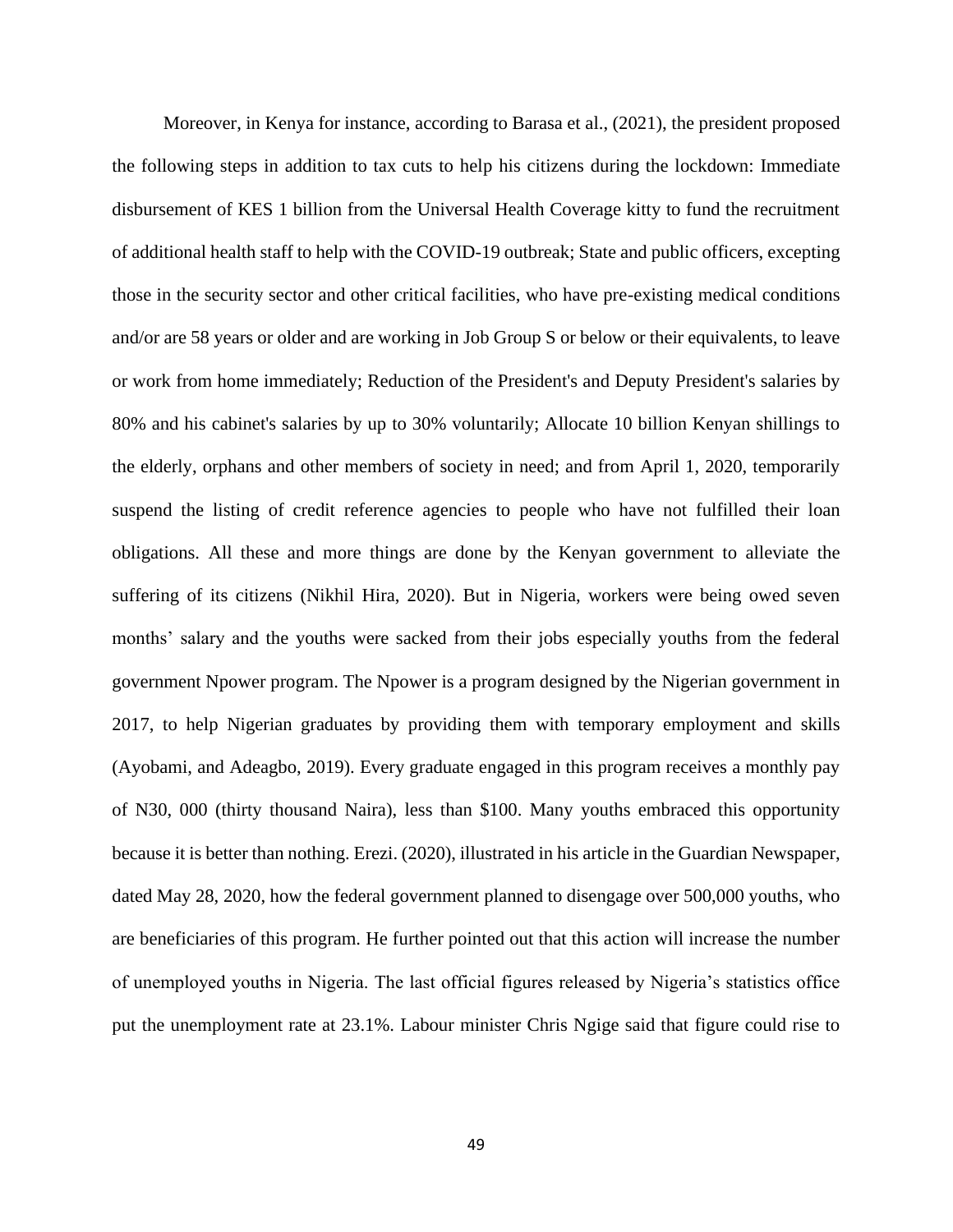Moreover, in Kenya for instance, according to Barasa et al., (2021), the president proposed the following steps in addition to tax cuts to help his citizens during the lockdown: Immediate disbursement of KES 1 billion from the Universal Health Coverage kitty to fund the recruitment of additional health staff to help with the COVID-19 outbreak; State and public officers, excepting those in the security sector and other critical facilities, who have pre-existing medical conditions and/or are 58 years or older and are working in Job Group S or below or their equivalents, to leave or work from home immediately; Reduction of the President's and Deputy President's salaries by 80% and his cabinet's salaries by up to 30% voluntarily; Allocate 10 billion Kenyan shillings to the elderly, orphans and other members of society in need; and from April 1, 2020, temporarily suspend the listing of credit reference agencies to people who have not fulfilled their loan obligations. All these and more things are done by the Kenyan government to alleviate the suffering of its citizens (Nikhil Hira, 2020). But in Nigeria, workers were being owed seven months' salary and the youths were sacked from their jobs especially youths from the federal government Npower program. The Npower is a program designed by the Nigerian government in 2017, to help Nigerian graduates by providing them with temporary employment and skills (Ayobami, and Adeagbo, 2019). Every graduate engaged in this program receives a monthly pay of N30, 000 (thirty thousand Naira), less than $100. Many youths embraced this opportunity because it is better than nothing. Erezi. (2020), illustrated in his article in the Guardian Newspaper, dated May 28, 2020, how the federal government planned to disengage over 500,000 youths, who are beneficiaries of this program. He further pointed out that this action will increase the number of unemployed youths in Nigeria. The last official figures released by Nigeria's statistics office put the unemployment rate at 23.1%. Labour minister Chris Ngige said that figure could rise to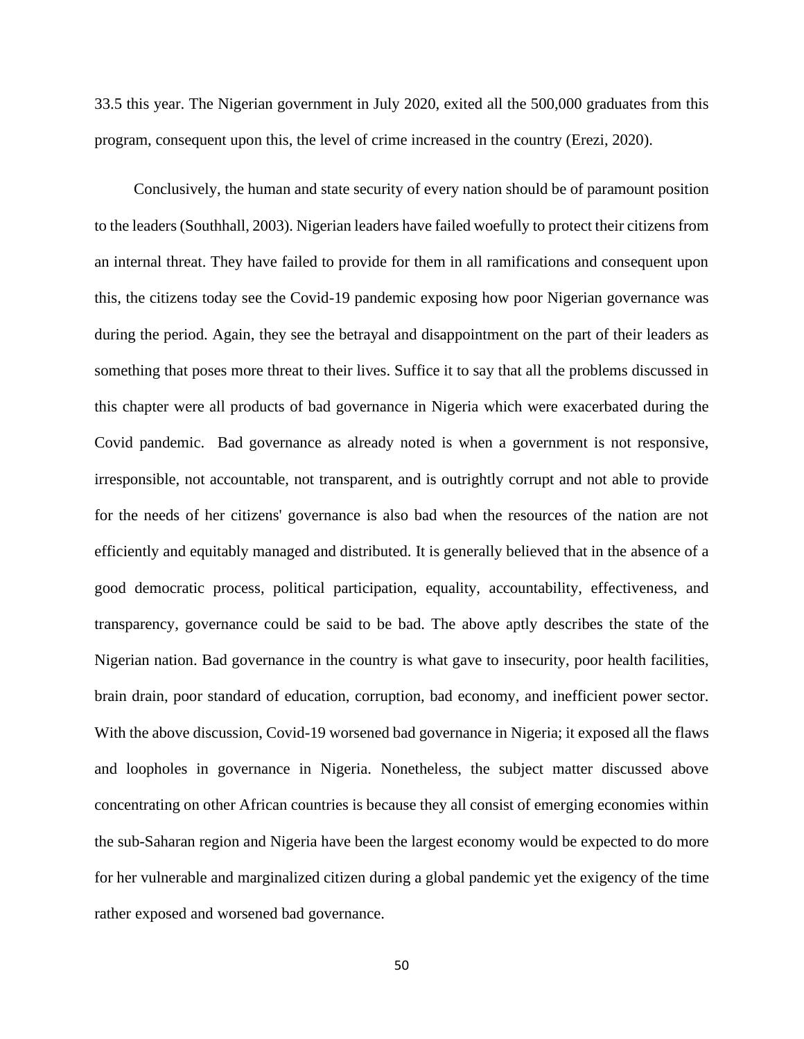33.5 this year. The Nigerian government in July 2020, exited all the 500,000 graduates from this program, consequent upon this, the level of crime increased in the country (Erezi, 2020).

Conclusively, the human and state security of every nation should be of paramount position to the leaders (Southhall, 2003). Nigerian leaders have failed woefully to protect their citizens from an internal threat. They have failed to provide for them in all ramifications and consequent upon this, the citizens today see the Covid-19 pandemic exposing how poor Nigerian governance was during the period. Again, they see the betrayal and disappointment on the part of their leaders as something that poses more threat to their lives. Suffice it to say that all the problems discussed in this chapter were all products of bad governance in Nigeria which were exacerbated during the Covid pandemic. Bad governance as already noted is when a government is not responsive, irresponsible, not accountable, not transparent, and is outrightly corrupt and not able to provide for the needs of her citizens' governance is also bad when the resources of the nation are not efficiently and equitably managed and distributed. It is generally believed that in the absence of a good democratic process, political participation, equality, accountability, effectiveness, and transparency, governance could be said to be bad. The above aptly describes the state of the Nigerian nation. Bad governance in the country is what gave to insecurity, poor health facilities, brain drain, poor standard of education, corruption, bad economy, and inefficient power sector. With the above discussion, Covid-19 worsened bad governance in Nigeria; it exposed all the flaws and loopholes in governance in Nigeria. Nonetheless, the subject matter discussed above concentrating on other African countries is because they all consist of emerging economies within the sub-Saharan region and Nigeria have been the largest economy would be expected to do more for her vulnerable and marginalized citizen during a global pandemic yet the exigency of the time rather exposed and worsened bad governance.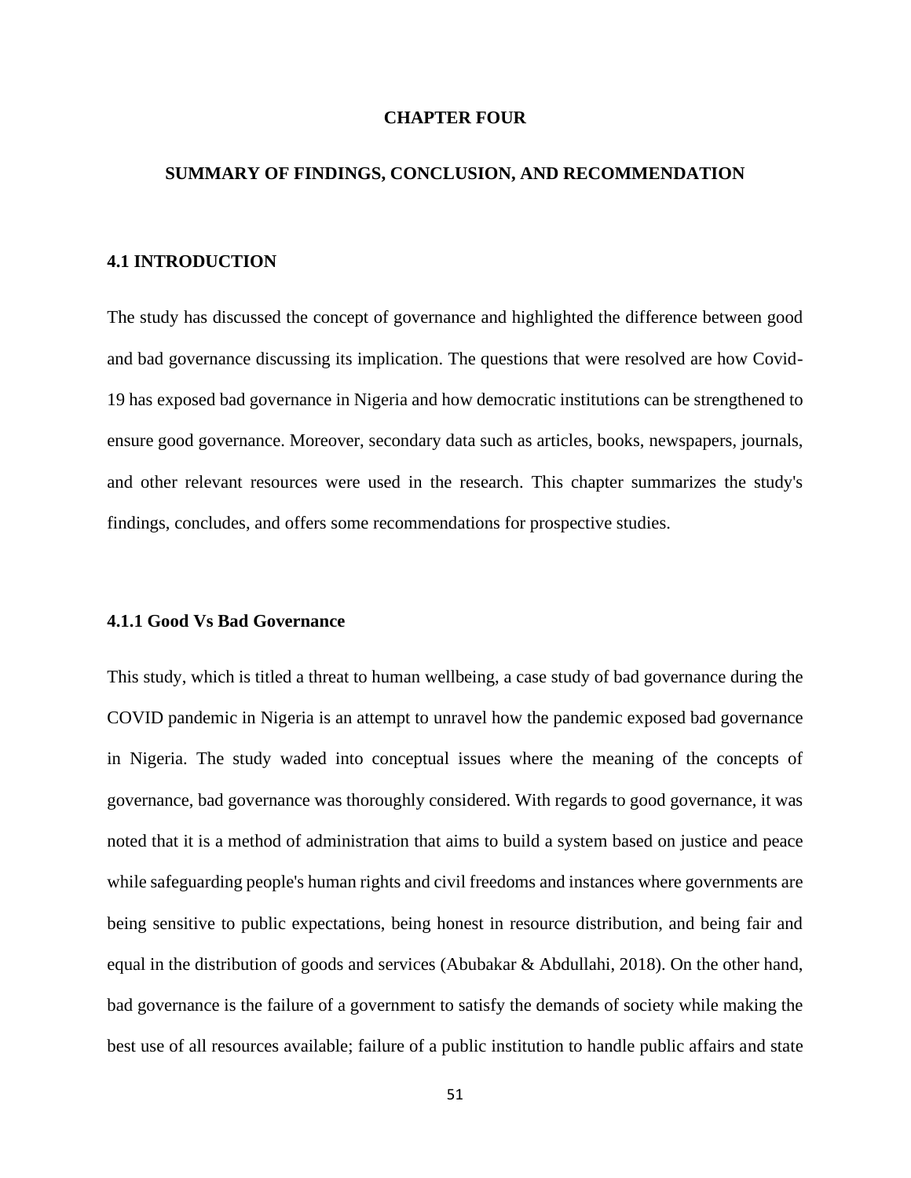# CHAPTER FOUR

## SUMMARY OF FINDINGS, CONCLUSION, AND RECOMMENDATION

### 4.1 INTRODUCTION

The study has discussed the concept of governance and highlighted the difference between good and bad governance discussing its implication. The questions that were resolved are how Covid-19 has exposed bad governance in Nigeria and how democratic institutions can be strengthened to ensure good governance. Moreover, secondary data such as articles, books, newspapers, journals, and other relevant resources were used in the research. This chapter summarizes the study's findings, concludes, and offers some recommendations for prospective studies.

#### 4.1.1 Good Vs Bad Governance

This study, which is titled a threat to human wellbeing, a case study of bad governance during the COVID pandemic in Nigeria is an attempt to unravel how the pandemic exposed bad governance in Nigeria. The study waded into conceptual issues where the meaning of the concepts of governance, bad governance was thoroughly considered. With regards to good governance, it was noted that it is a method of administration that aims to build a system based on justice and peace while safeguarding people's human rights and civil freedoms and instances where governments are being sensitive to public expectations, being honest in resource distribution, and being fair and equal in the distribution of goods and services (Abubakar & Abdullahi, 2018). On the other hand, bad governance is the failure of a government to satisfy the demands of society while making the best use of all resources available; failure of a public institution to handle public affairs and state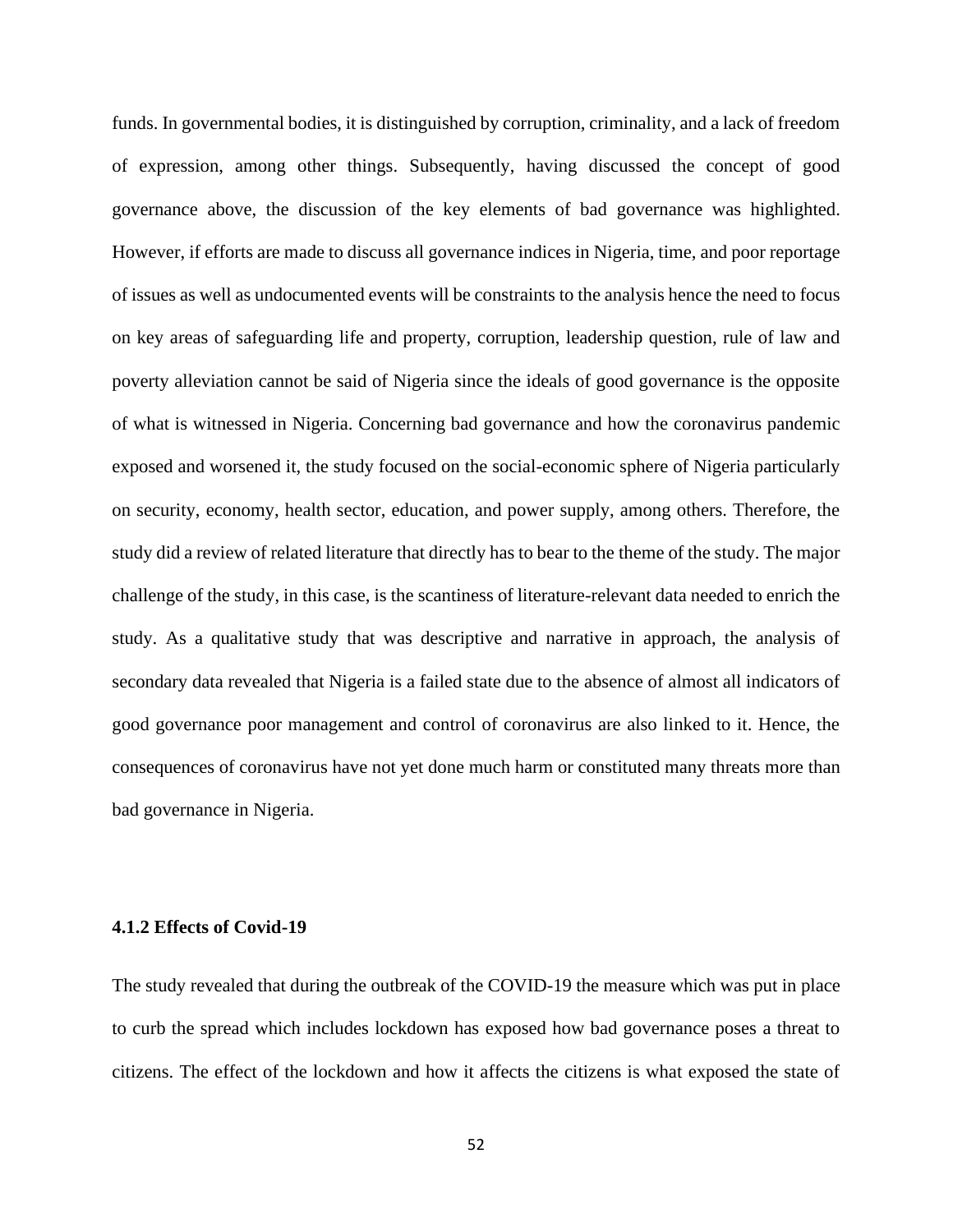funds. In governmental bodies, it is distinguished by corruption, criminality, and a lack of freedom of expression, among other things. Subsequently, having discussed the concept of good governance above, the discussion of the key elements of bad governance was highlighted. However, if efforts are made to discuss all governance indices in Nigeria, time, and poor reportage of issues as well as undocumented events will be constraints to the analysis hence the need to focus on key areas of safeguarding life and property, corruption, leadership question, rule of law and poverty alleviation cannot be said of Nigeria since the ideals of good governance is the opposite of what is witnessed in Nigeria. Concerning bad governance and how the coronavirus pandemic exposed and worsened it, the study focused on the social-economic sphere of Nigeria particularly on security, economy, health sector, education, and power supply, among others. Therefore, the study did a review of related literature that directly has to bear to the theme of the study. The major challenge of the study, in this case, is the scantiness of literature-relevant data needed to enrich the study. As a qualitative study that was descriptive and narrative in approach, the analysis of secondary data revealed that Nigeria is a failed state due to the absence of almost all indicators of good governance poor management and control of coronavirus are also linked to it. Hence, the consequences of coronavirus have not yet done much harm or constituted many threats more than bad governance in Nigeria.

### 4.1.2 Effects of Covid-19

The study revealed that during the outbreak of the COVID-19 the measure which was put in place to curb the spread which includes lockdown has exposed how bad governance poses a threat to citizens. The effect of the lockdown and how it affects the citizens is what exposed the state of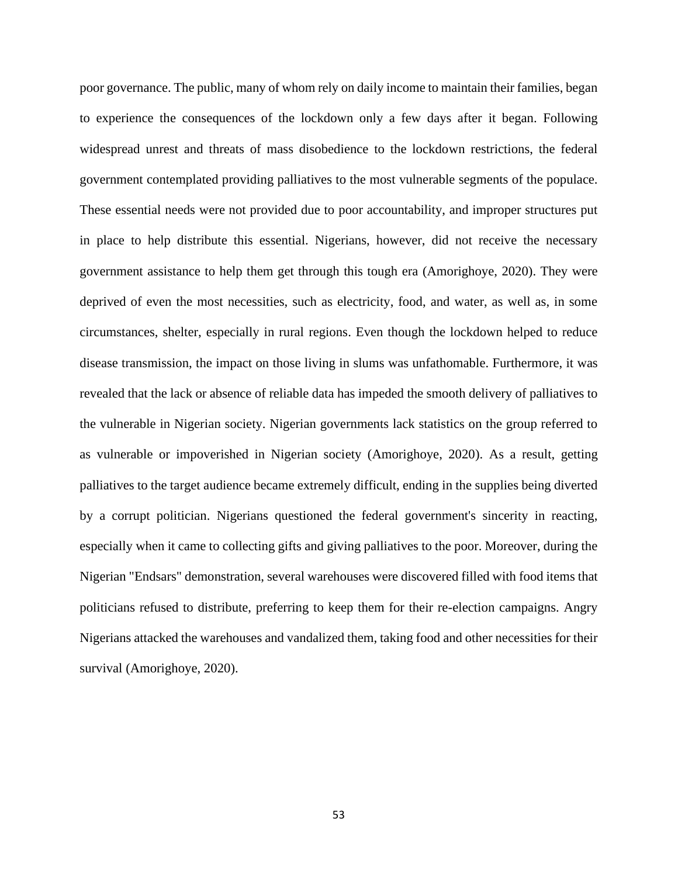poor governance. The public, many of whom rely on daily income to maintain their families, began to experience the consequences of the lockdown only a few days after it began. Following widespread unrest and threats of mass disobedience to the lockdown restrictions, the federal government contemplated providing palliatives to the most vulnerable segments of the populace. These essential needs were not provided due to poor accountability, and improper structures put in place to help distribute this essential. Nigerians, however, did not receive the necessary government assistance to help them get through this tough era (Amorighoye, 2020). They were deprived of even the most necessities, such as electricity, food, and water, as well as, in some circumstances, shelter, especially in rural regions. Even though the lockdown helped to reduce disease transmission, the impact on those living in slums was unfathomable. Furthermore, it was revealed that the lack or absence of reliable data has impeded the smooth delivery of palliatives to the vulnerable in Nigerian society. Nigerian governments lack statistics on the group referred to as vulnerable or impoverished in Nigerian society (Amorighoye, 2020). As a result, getting palliatives to the target audience became extremely difficult, ending in the supplies being diverted by a corrupt politician. Nigerians questioned the federal government's sincerity in reacting, especially when it came to collecting gifts and giving palliatives to the poor. Moreover, during the Nigerian "Endsars" demonstration, several warehouses were discovered filled with food items that politicians refused to distribute, preferring to keep them for their re-election campaigns. Angry Nigerians attacked the warehouses and vandalized them, taking food and other necessities for their survival (Amorighoye, 2020).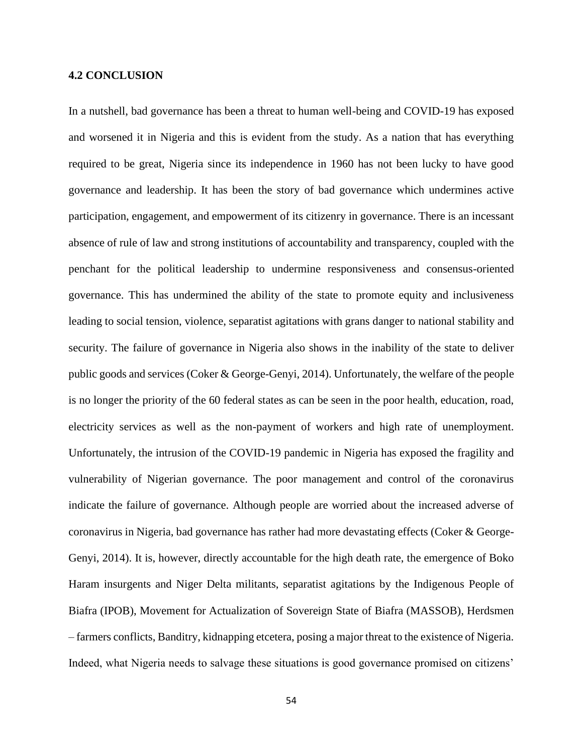### 4.2 CONCLUSION

In a nutshell, bad governance has been a threat to human well-being and COVID-19 has exposed and worsened it in Nigeria and this is evident from the study. As a nation that has everything required to be great, Nigeria since its independence in 1960 has not been lucky to have good governance and leadership. It has been the story of bad governance which undermines active participation, engagement, and empowerment of its citizenry in governance. There is an incessant absence of rule of law and strong institutions of accountability and transparency, coupled with the penchant for the political leadership to undermine responsiveness and consensus-oriented governance. This has undermined the ability of the state to promote equity and inclusiveness leading to social tension, violence, separatist agitations with grans danger to national stability and security. The failure of governance in Nigeria also shows in the inability of the state to deliver public goods and services (Coker & George-Genyi, 2014). Unfortunately, the welfare of the people is no longer the priority of the 60 federal states as can be seen in the poor health, education, road, electricity services as well as the non-payment of workers and high rate of unemployment. Unfortunately, the intrusion of the COVID-19 pandemic in Nigeria has exposed the fragility and vulnerability of Nigerian governance. The poor management and control of the coronavirus indicate the failure of governance. Although people are worried about the increased adverse of coronavirus in Nigeria, bad governance has rather had more devastating effects (Coker & George-Genyi, 2014). It is, however, directly accountable for the high death rate, the emergence of Boko Haram insurgents and Niger Delta militants, separatist agitations by the Indigenous People of Biafra (IPOB), Movement for Actualization of Sovereign State of Biafra (MASSOB), Herdsmen – farmers conflicts, Banditry, kidnapping etcetera, posing a major threat to the existence of Nigeria. Indeed, what Nigeria needs to salvage these situations is good governance promised on citizens'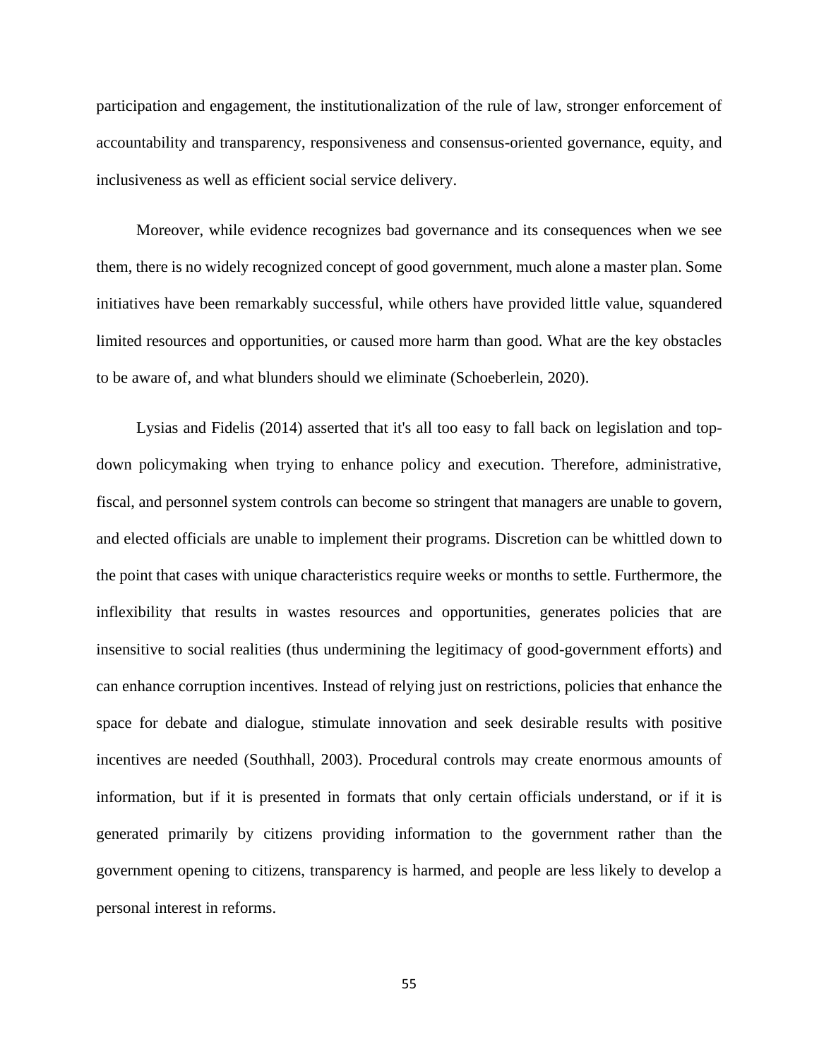participation and engagement, the institutionalization of the rule of law, stronger enforcement of accountability and transparency, responsiveness and consensus-oriented governance, equity, and inclusiveness as well as efficient social service delivery.

Moreover, while evidence recognizes bad governance and its consequences when we see them, there is no widely recognized concept of good government, much alone a master plan. Some initiatives have been remarkably successful, while others have provided little value, squandered limited resources and opportunities, or caused more harm than good. What are the key obstacles to be aware of, and what blunders should we eliminate (Schoeberlein, 2020).

Lysias and Fidelis (2014) asserted that it's all too easy to fall back on legislation and top-down policymaking when trying to enhance policy and execution. Therefore, administrative, fiscal, and personnel system controls can become so stringent that managers are unable to govern, and elected officials are unable to implement their programs. Discretion can be whittled down to the point that cases with unique characteristics require weeks or months to settle. Furthermore, the inflexibility that results in wastes resources and opportunities, generates policies that are insensitive to social realities (thus undermining the legitimacy of good-government efforts) and can enhance corruption incentives. Instead of relying just on restrictions, policies that enhance the space for debate and dialogue, stimulate innovation and seek desirable results with positive incentives are needed (Southhall, 2003). Procedural controls may create enormous amounts of information, but if it is presented in formats that only certain officials understand, or if it is generated primarily by citizens providing information to the government rather than the government opening to citizens, transparency is harmed, and people are less likely to develop a personal interest in reforms.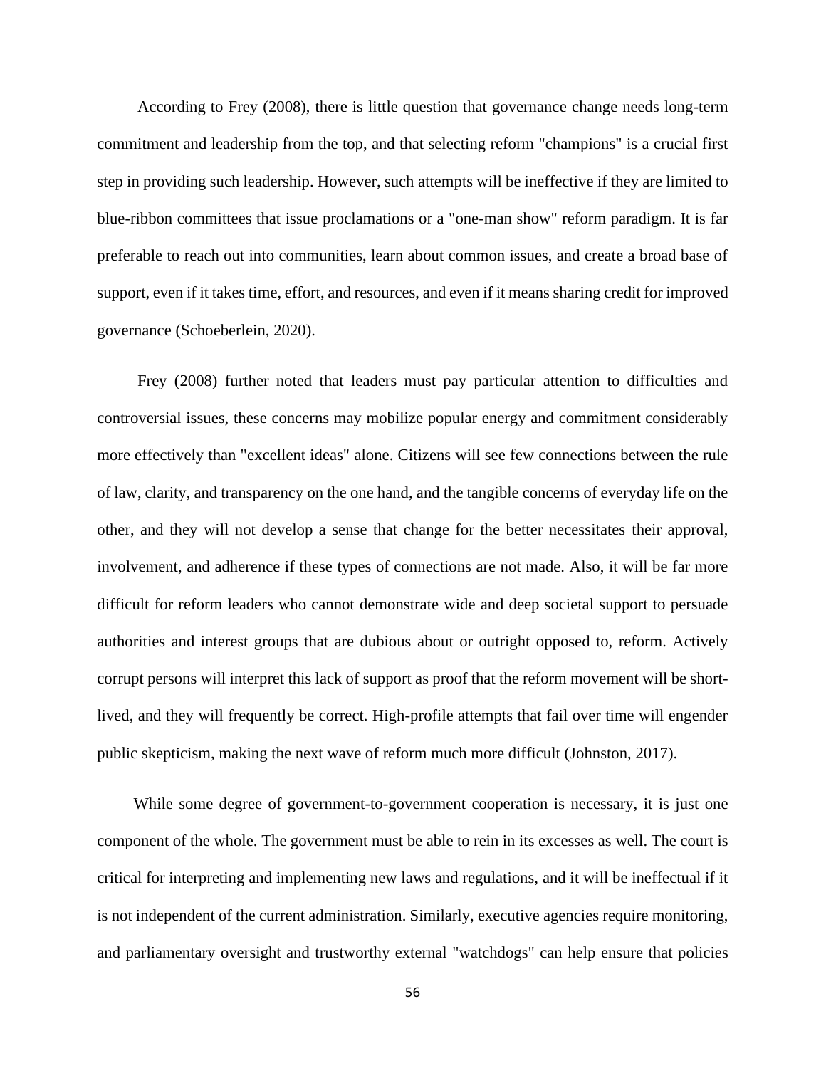According to Frey (2008), there is little question that governance change needs long-term commitment and leadership from the top, and that selecting reform "champions" is a crucial first step in providing such leadership. However, such attempts will be ineffective if they are limited to blue-ribbon committees that issue proclamations or a "one-man show" reform paradigm. It is far preferable to reach out into communities, learn about common issues, and create a broad base of support, even if it takes time, effort, and resources, and even if it means sharing credit for improved governance (Schoeberlein, 2020).

Frey (2008) further noted that leaders must pay particular attention to difficulties and controversial issues, these concerns may mobilize popular energy and commitment considerably more effectively than "excellent ideas" alone. Citizens will see few connections between the rule of law, clarity, and transparency on the one hand, and the tangible concerns of everyday life on the other, and they will not develop a sense that change for the better necessitates their approval, involvement, and adherence if these types of connections are not made. Also, it will be far more difficult for reform leaders who cannot demonstrate wide and deep societal support to persuade authorities and interest groups that are dubious about or outright opposed to, reform. Actively corrupt persons will interpret this lack of support as proof that the reform movement will be short-lived, and they will frequently be correct. High-profile attempts that fail over time will engender public skepticism, making the next wave of reform much more difficult (Johnston, 2017).

While some degree of government-to-government cooperation is necessary, it is just one component of the whole. The government must be able to rein in its excesses as well. The court is critical for interpreting and implementing new laws and regulations, and it will be ineffectual if it is not independent of the current administration. Similarly, executive agencies require monitoring, and parliamentary oversight and trustworthy external "watchdogs" can help ensure that policies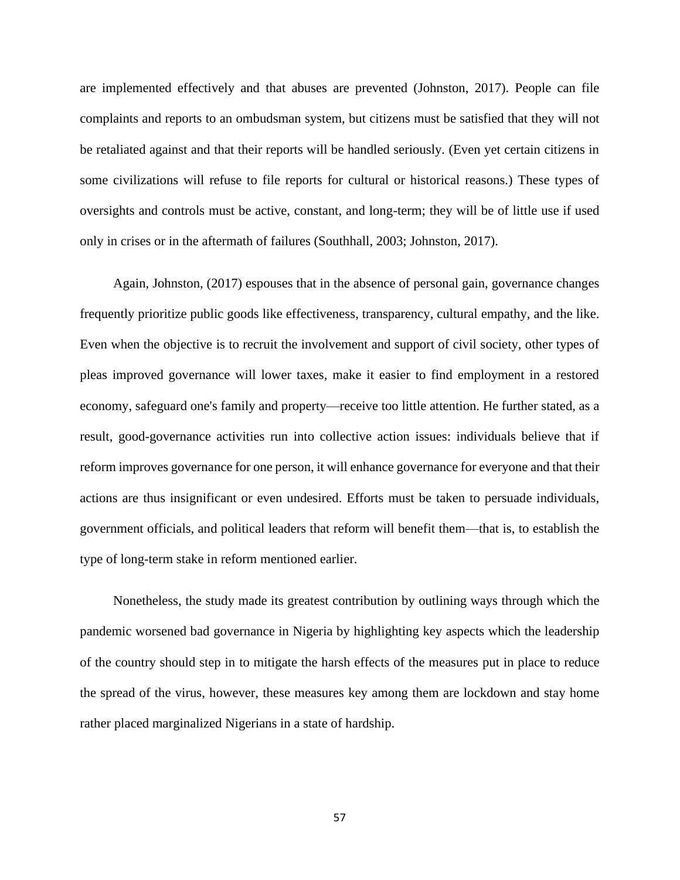are implemented effectively and that abuses are prevented (Johnston, 2017). People can file complaints and reports to an ombudsman system, but citizens must be satisfied that they will not be retaliated against and that their reports will be handled seriously. (Even yet certain citizens in some civilizations will refuse to file reports for cultural or historical reasons.) These types of oversights and controls must be active, constant, and long-term; they will be of little use if used only in crises or in the aftermath of failures (Southhall, 2003; Johnston, 2017).

Again, Johnston, (2017) espouses that in the absence of personal gain, governance changes frequently prioritize public goods like effectiveness, transparency, cultural empathy, and the like. Even when the objective is to recruit the involvement and support of civil society, other types of pleas improved governance will lower taxes, make it easier to find employment in a restored economy, safeguard one's family and property—receive too little attention. He further stated, as a result, good-governance activities run into collective action issues: individuals believe that if reform improves governance for one person, it will enhance governance for everyone and that their actions are thus insignificant or even undesired. Efforts must be taken to persuade individuals, government officials, and political leaders that reform will benefit them—that is, to establish the type of long-term stake in reform mentioned earlier.

Nonetheless, the study made its greatest contribution by outlining ways through which the pandemic worsened bad governance in Nigeria by highlighting key aspects which the leadership of the country should step in to mitigate the harsh effects of the measures put in place to reduce the spread of the virus, however, these measures key among them are lockdown and stay home rather placed marginalized Nigerians in a state of hardship.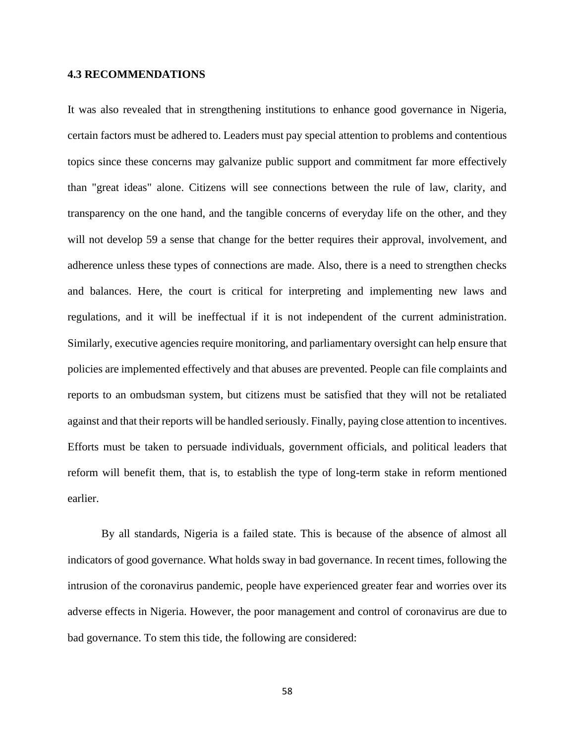### 4.3 RECOMMENDATIONS

It was also revealed that in strengthening institutions to enhance good governance in Nigeria, certain factors must be adhered to. Leaders must pay special attention to problems and contentious topics since these concerns may galvanize public support and commitment far more effectively than "great ideas" alone. Citizens will see connections between the rule of law, clarity, and transparency on the one hand, and the tangible concerns of everyday life on the other, and they will not develop 59 a sense that change for the better requires their approval, involvement, and adherence unless these types of connections are made. Also, there is a need to strengthen checks and balances. Here, the court is critical for interpreting and implementing new laws and regulations, and it will be ineffectual if it is not independent of the current administration. Similarly, executive agencies require monitoring, and parliamentary oversight can help ensure that policies are implemented effectively and that abuses are prevented. People can file complaints and reports to an ombudsman system, but citizens must be satisfied that they will not be retaliated against and that their reports will be handled seriously. Finally, paying close attention to incentives. Efforts must be taken to persuade individuals, government officials, and political leaders that reform will benefit them, that is, to establish the type of long-term stake in reform mentioned earlier.

By all standards, Nigeria is a failed state. This is because of the absence of almost all indicators of good governance. What holds sway in bad governance. In recent times, following the intrusion of the coronavirus pandemic, people have experienced greater fear and worries over its adverse effects in Nigeria. However, the poor management and control of coronavirus are due to bad governance. To stem this tide, the following are considered: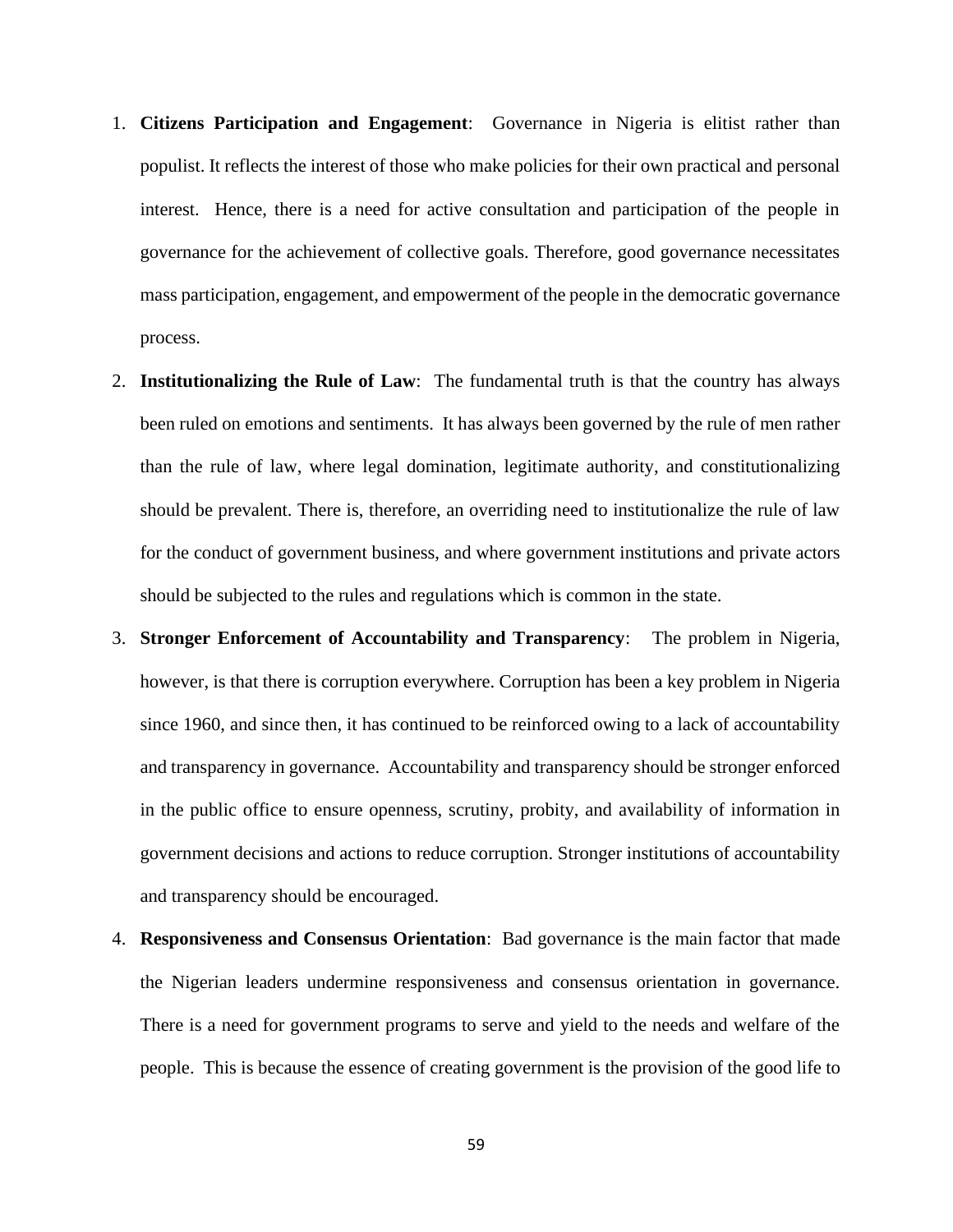1. **Citizens Participation and Engagement**: Governance in Nigeria is elitist rather than populist. It reflects the interest of those who make policies for their own practical and personal interest. Hence, there is a need for active consultation and participation of the people in governance for the achievement of collective goals. Therefore, good governance necessitates mass participation, engagement, and empowerment of the people in the democratic governance process.
2. **Institutionalizing the Rule of Law**: The fundamental truth is that the country has always been ruled on emotions and sentiments. It has always been governed by the rule of men rather than the rule of law, where legal domination, legitimate authority, and constitutionalizing should be prevalent. There is, therefore, an overriding need to institutionalize the rule of law for the conduct of government business, and where government institutions and private actors should be subjected to the rules and regulations which is common in the state.
3. **Stronger Enforcement of Accountability and Transparency**: The problem in Nigeria, however, is that there is corruption everywhere. Corruption has been a key problem in Nigeria since 1960, and since then, it has continued to be reinforced owing to a lack of accountability and transparency in governance. Accountability and transparency should be stronger enforced in the public office to ensure openness, scrutiny, probity, and availability of information in government decisions and actions to reduce corruption. Stronger institutions of accountability and transparency should be encouraged.
4. **Responsiveness and Consensus Orientation**: Bad governance is the main factor that made the Nigerian leaders undermine responsiveness and consensus orientation in governance. There is a need for government programs to serve and yield to the needs and welfare of the people. This is because the essence of creating government is the provision of the good life to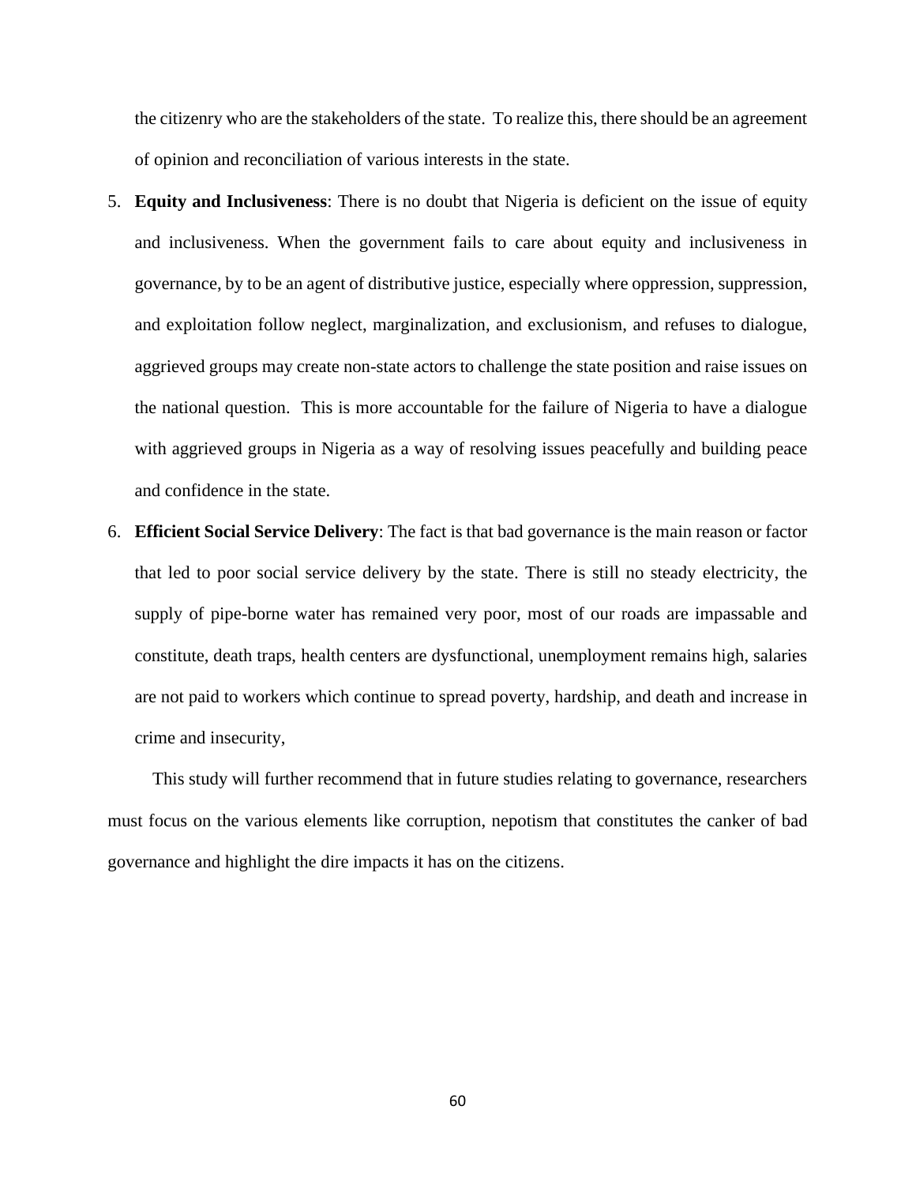the citizenry who are the stakeholders of the state. To realize this, there should be an agreement of opinion and reconciliation of various interests in the state.

5. **Equity and Inclusiveness**: There is no doubt that Nigeria is deficient on the issue of equity and inclusiveness. When the government fails to care about equity and inclusiveness in governance, by to be an agent of distributive justice, especially where oppression, suppression, and exploitation follow neglect, marginalization, and exclusionism, and refuses to dialogue, aggrieved groups may create non-state actors to challenge the state position and raise issues on the national question. This is more accountable for the failure of Nigeria to have a dialogue with aggrieved groups in Nigeria as a way of resolving issues peacefully and building peace and confidence in the state.
6. **Efficient Social Service Delivery**: The fact is that bad governance is the main reason or factor that led to poor social service delivery by the state. There is still no steady electricity, the supply of pipe-borne water has remained very poor, most of our roads are impassable and constitute, death traps, health centers are dysfunctional, unemployment remains high, salaries are not paid to workers which continue to spread poverty, hardship, and death and increase in crime and insecurity,

This study will further recommend that in future studies relating to governance, researchers must focus on the various elements like corruption, nepotism that constitutes the canker of bad governance and highlight the dire impacts it has on the citizens.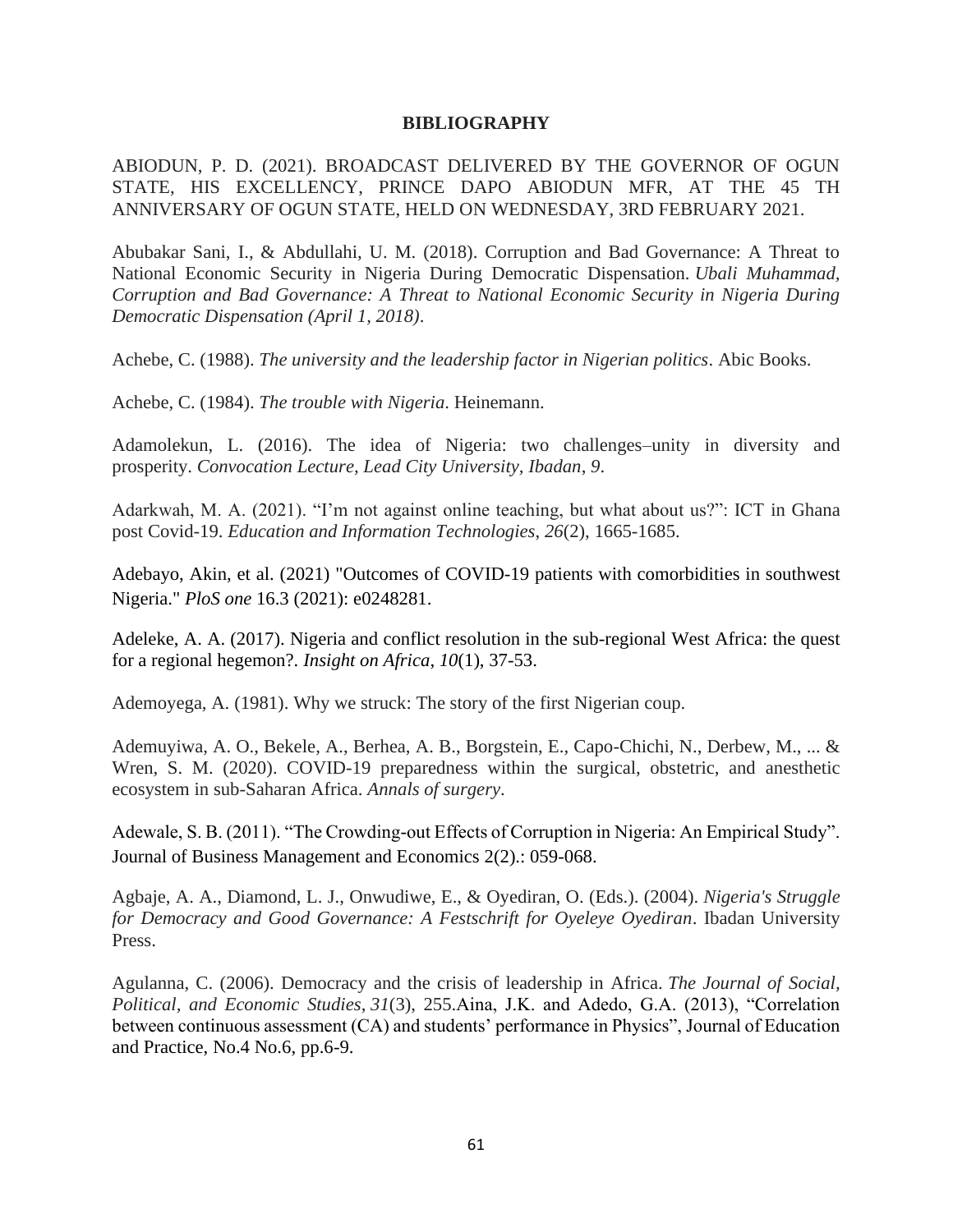# BIBLIOGRAPHY

ABIODUN, P. D. (2021). BROADCAST DELIVERED BY THE GOVERNOR OF OGUN STATE, HIS EXCELLENCY, PRINCE DAPO ABIODUN MFR, AT THE 45 TH ANNIVERSARY OF OGUN STATE, HELD ON WEDNESDAY, 3RD FEBRUARY 2021.

Abubakar Sani, I., & Abdullahi, U. M. (2018). Corruption and Bad Governance: A Threat to National Economic Security in Nigeria During Democratic Dispensation. *Ubali Muhammad, Corruption and Bad Governance: A Threat to National Economic Security in Nigeria During Democratic Dispensation (April 1, 2018)*.

Achebe, C. (1988). *The university and the leadership factor in Nigerian politics*. Abic Books.

Achebe, C. (1984). *The trouble with Nigeria*. Heinemann.

Adamolekun, L. (2016). The idea of Nigeria: two challenges–unity in diversity and prosperity. *Convocation Lecture, Lead City University, Ibadan*, *9*.

Adarkwah, M. A. (2021). "I'm not against online teaching, but what about us?": ICT in Ghana post Covid-19. *Education and Information Technologies*, *26*(2), 1665-1685.

Adebayo, Akin, et al. (2021) "Outcomes of COVID-19 patients with comorbidities in southwest Nigeria." *PloS one* 16.3 (2021): e0248281.

Adeleke, A. A. (2017). Nigeria and conflict resolution in the sub-regional West Africa: the quest for a regional hegemon?. *Insight on Africa*, *10*(1), 37-53.

Ademoyega, A. (1981). Why we struck: The story of the first Nigerian coup.

Ademuyiwa, A. O., Bekele, A., Berhea, A. B., Borgstein, E., Capo-Chichi, N., Derbew, M., ... & Wren, S. M. (2020). COVID-19 preparedness within the surgical, obstetric, and anesthetic ecosystem in sub-Saharan Africa. *Annals of surgery*.

Adewale, S. B. (2011). "The Crowding-out Effects of Corruption in Nigeria: An Empirical Study". Journal of Business Management and Economics 2(2).: 059-068.

Agbaje, A. A., Diamond, L. J., Onwudiwe, E., & Oyediran, O. (Eds.). (2004). *Nigeria's Struggle for Democracy and Good Governance: A Festschrift for Oyeleye Oyediran*. Ibadan University Press.

Agulanna, C. (2006). Democracy and the crisis of leadership in Africa. *The Journal of Social, Political, and Economic Studies*, *31*(3), 255.Aina, J.K. and Adedo, G.A. (2013), "Correlation between continuous assessment (CA) and students' performance in Physics", Journal of Education and Practice, No.4 No.6, pp.6-9.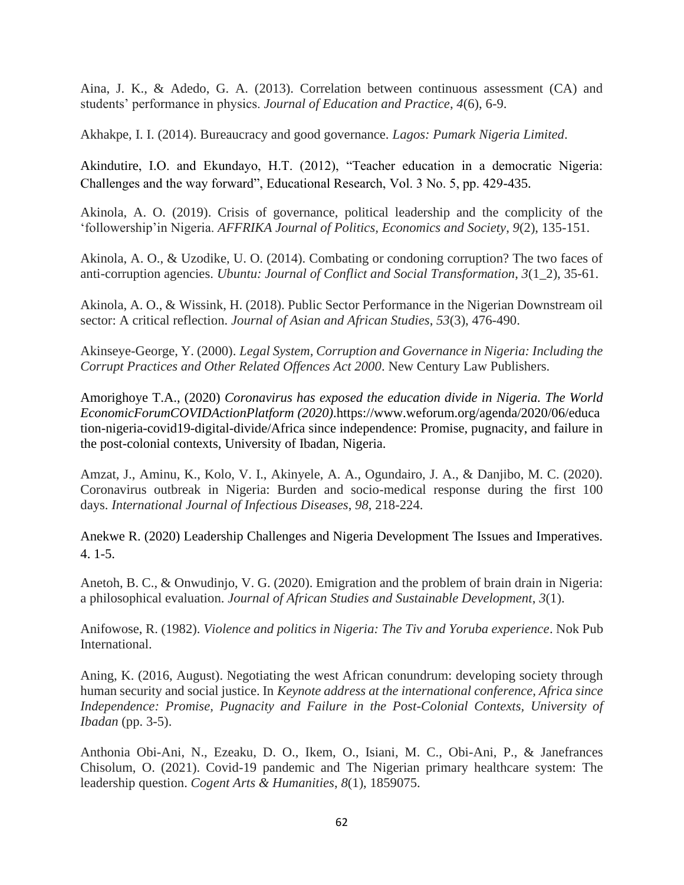Aina, J. K., & Adedo, G. A. (2013). Correlation between continuous assessment (CA) and students' performance in physics. *Journal of Education and Practice*, *4*(6), 6-9.

Akhakpe, I. I. (2014). Bureaucracy and good governance. *Lagos: Pumark Nigeria Limited*.

Akindutire, I.O. and Ekundayo, H.T. (2012), "Teacher education in a democratic Nigeria: Challenges and the way forward", Educational Research, Vol. 3 No. 5, pp. 429-435.

Akinola, A. O. (2019). Crisis of governance, political leadership and the complicity of the 'followership'in Nigeria. *AFFRIKA Journal of Politics, Economics and Society*, *9*(2), 135-151.

Akinola, A. O., & Uzodike, U. O. (2014). Combating or condoning corruption? The two faces of anti-corruption agencies. *Ubuntu: Journal of Conflict and Social Transformation*, *3*(1_2), 35-61.

Akinola, A. O., & Wissink, H. (2018). Public Sector Performance in the Nigerian Downstream oil sector: A critical reflection. *Journal of Asian and African Studies*, *53*(3), 476-490.

Akinseye-George, Y. (2000). *Legal System, Corruption and Governance in Nigeria: Including the Corrupt Practices and Other Related Offences Act 2000*. New Century Law Publishers.

Amorighoye T.A., (2020) *Coronavirus has exposed the education divide in Nigeria. The World EconomicForumCOVIDActionPlatform (2020)*.https://www.weforum.org/agenda/2020/06/education-nigeria-covid19-digital-divide/Africa since independence: Promise, pugnacity, and failure in the post-colonial contexts, University of Ibadan, Nigeria.

Amzat, J., Aminu, K., Kolo, V. I., Akinyele, A. A., Ogundairo, J. A., & Danjibo, M. C. (2020). Coronavirus outbreak in Nigeria: Burden and socio-medical response during the first 100 days. *International Journal of Infectious Diseases*, *98*, 218-224.

Anekwe R. (2020) Leadership Challenges and Nigeria Development The Issues and Imperatives. 4. 1-5.

Anetoh, B. C., & Onwudinjo, V. G. (2020). Emigration and the problem of brain drain in Nigeria: a philosophical evaluation. *Journal of African Studies and Sustainable Development*, *3*(1).

Anifowose, R. (1982). *Violence and politics in Nigeria: The Tiv and Yoruba experience*. Nok Pub International.

Aning, K. (2016, August). Negotiating the west African conundrum: developing society through human security and social justice. In *Keynote address at the international conference, Africa since Independence: Promise, Pugnacity and Failure in the Post-Colonial Contexts, University of Ibadan* (pp. 3-5).

Anthonia Obi-Ani, N., Ezeaku, D. O., Ikem, O., Isiani, M. C., Obi-Ani, P., & Janefrances Chisolum, O. (2021). Covid-19 pandemic and The Nigerian primary healthcare system: The leadership question. *Cogent Arts & Humanities*, *8*(1), 1859075.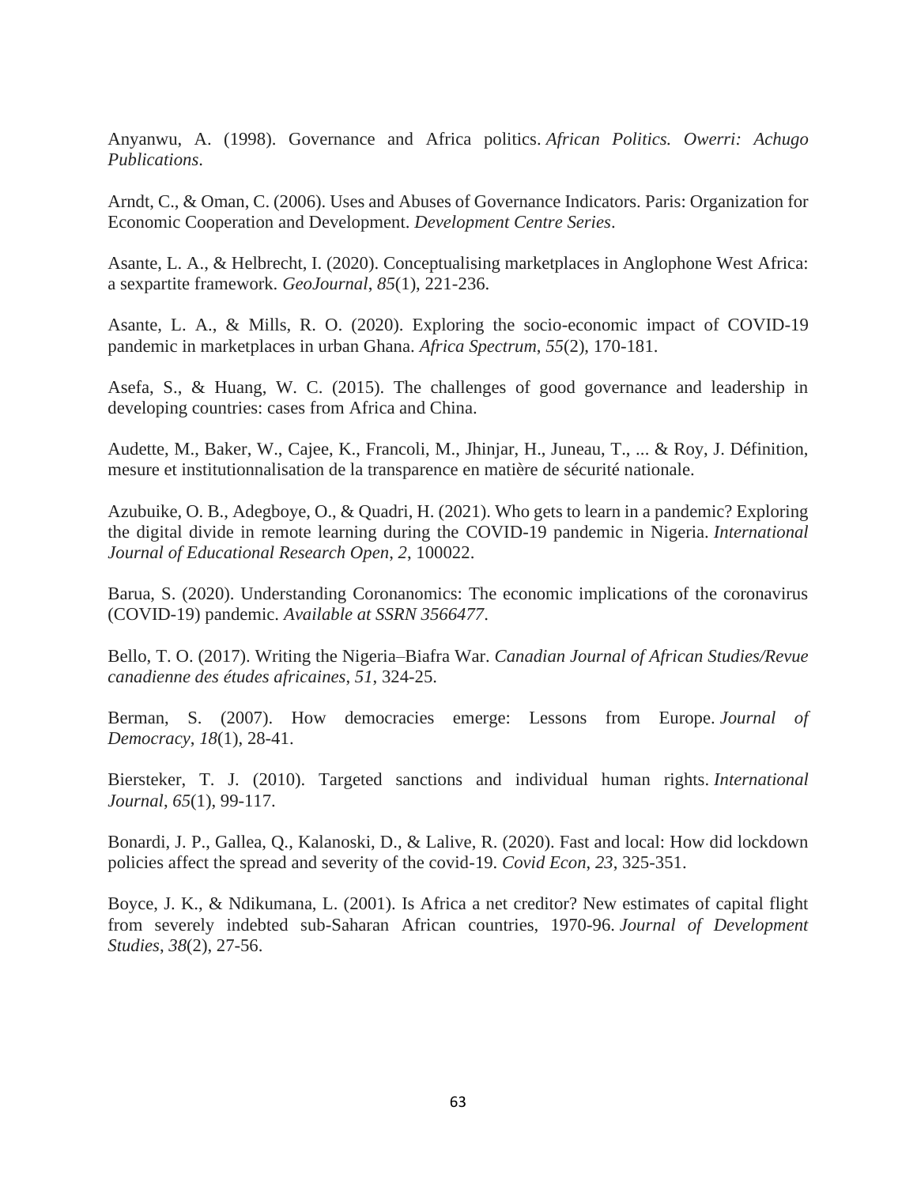Anyanwu, A. (1998). Governance and Africa politics. *African Politics. Owerri: Achugo Publications*.

Arndt, C., & Oman, C. (2006). Uses and Abuses of Governance Indicators. Paris: Organization for Economic Cooperation and Development. *Development Centre Series*.

Asante, L. A., & Helbrecht, I. (2020). Conceptualising marketplaces in Anglophone West Africa: a sexpartite framework. *GeoJournal*, *85*(1), 221-236.

Asante, L. A., & Mills, R. O. (2020). Exploring the socio-economic impact of COVID-19 pandemic in marketplaces in urban Ghana. *Africa Spectrum*, *55*(2), 170-181.

Asefa, S., & Huang, W. C. (2015). The challenges of good governance and leadership in developing countries: cases from Africa and China.

Audette, M., Baker, W., Cajee, K., Francoli, M., Jhinjar, H., Juneau, T., ... & Roy, J. Définition, mesure et institutionnalisation de la transparence en matière de sécurité nationale.

Azubuike, O. B., Adegboye, O., & Quadri, H. (2021). Who gets to learn in a pandemic? Exploring the digital divide in remote learning during the COVID-19 pandemic in Nigeria. *International Journal of Educational Research Open*, *2*, 100022.

Barua, S. (2020). Understanding Coronanomics: The economic implications of the coronavirus (COVID-19) pandemic. *Available at SSRN 3566477*.

Bello, T. O. (2017). Writing the Nigeria–Biafra War. *Canadian Journal of African Studies/Revue canadienne des études africaines*, *51*, 324-25.

Berman, S. (2007). How democracies emerge: Lessons from Europe. *Journal of Democracy*, *18*(1), 28-41.

Biersteker, T. J. (2010). Targeted sanctions and individual human rights. *International Journal*, *65*(1), 99-117.

Bonardi, J. P., Gallea, Q., Kalanoski, D., & Lalive, R. (2020). Fast and local: How did lockdown policies affect the spread and severity of the covid-19. *Covid Econ*, *23*, 325-351.

Boyce, J. K., & Ndikumana, L. (2001). Is Africa a net creditor? New estimates of capital flight from severely indebted sub-Saharan African countries, 1970-96. *Journal of Development Studies*, *38*(2), 27-56.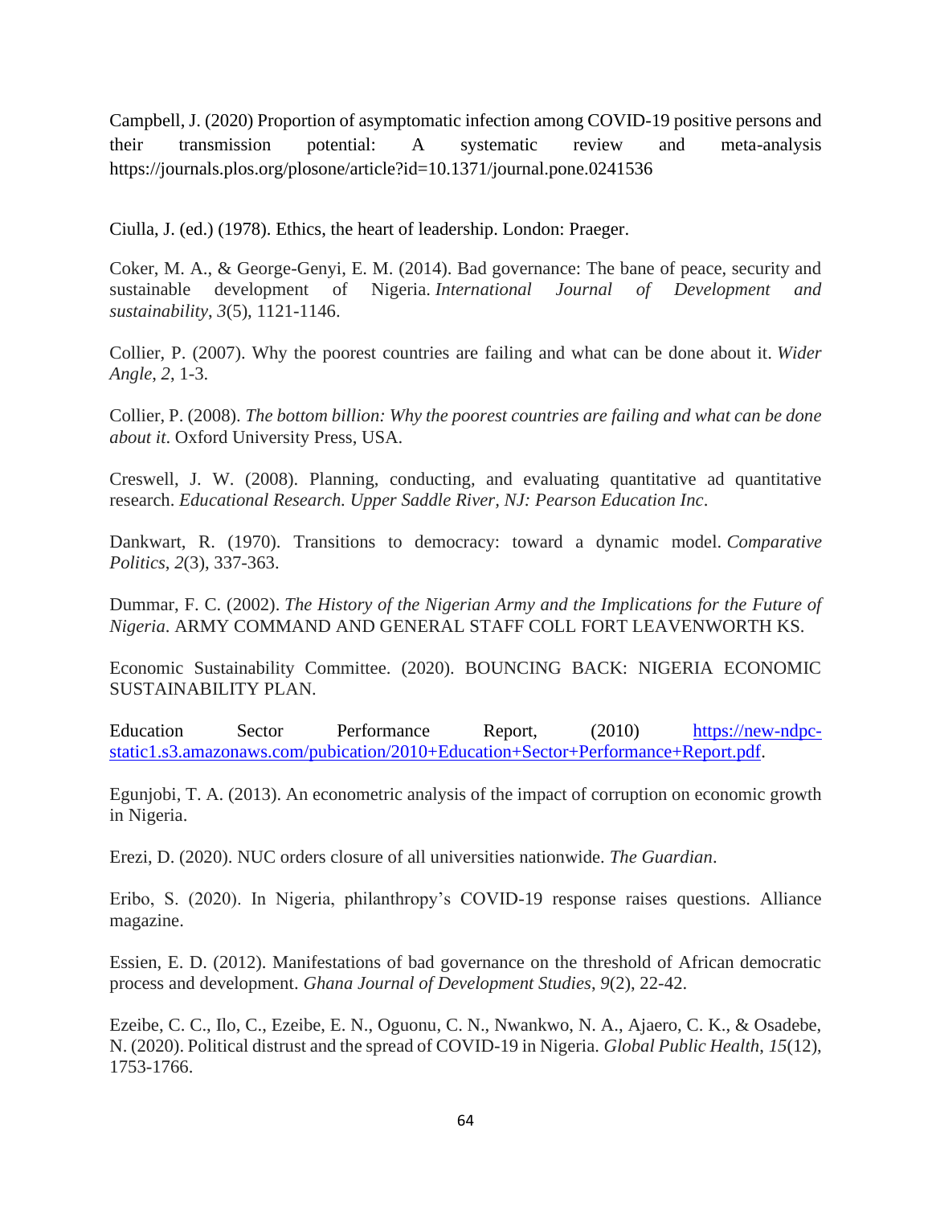Campbell, J. (2020) Proportion of asymptomatic infection among COVID-19 positive persons and their transmission potential: A systematic review and meta-analysis https://journals.plos.org/plosone/article?id=10.1371/journal.pone.0241536

Ciulla, J. (ed.) (1978). Ethics, the heart of leadership. London: Praeger.

Coker, M. A., & George-Genyi, E. M. (2014). Bad governance: The bane of peace, security and sustainable development of Nigeria. *International Journal of Development and sustainability*, *3*(5), 1121-1146.

Collier, P. (2007). Why the poorest countries are failing and what can be done about it. *Wider Angle*, *2*, 1-3.

Collier, P. (2008). *The bottom billion: Why the poorest countries are failing and what can be done about it*. Oxford University Press, USA.

Creswell, J. W. (2008). Planning, conducting, and evaluating quantitative ad quantitative research. *Educational Research. Upper Saddle River, NJ: Pearson Education Inc*.

Dankwart, R. (1970). Transitions to democracy: toward a dynamic model. *Comparative Politics*, *2*(3), 337-363.

Dummar, F. C. (2002). *The History of the Nigerian Army and the Implications for the Future of Nigeria*. ARMY COMMAND AND GENERAL STAFF COLL FORT LEAVENWORTH KS.

Economic Sustainability Committee. (2020). BOUNCING BACK: NIGERIA ECONOMIC SUSTAINABILITY PLAN.

Education Sector Performance Report, (2010) [https://new-ndpc-static1.s3.amazonaws.com/pubication/2010+Education+Sector+Performance+Report.pdf](https://new-ndpc-static1.s3.amazonaws.com/pubication/2010+Education+Sector+Performance+Report.pdf).

Egunjobi, T. A. (2013). An econometric analysis of the impact of corruption on economic growth in Nigeria.

Erezi, D. (2020). NUC orders closure of all universities nationwide. *The Guardian*.

Eribo, S. (2020). In Nigeria, philanthropy's COVID-19 response raises questions. Alliance magazine.

Essien, E. D. (2012). Manifestations of bad governance on the threshold of African democratic process and development. *Ghana Journal of Development Studies*, *9*(2), 22-42.

Ezeibe, C. C., Ilo, C., Ezeibe, E. N., Oguonu, C. N., Nwankwo, N. A., Ajaero, C. K., & Osadebe, N. (2020). Political distrust and the spread of COVID-19 in Nigeria. *Global Public Health*, *15*(12), 1753-1766.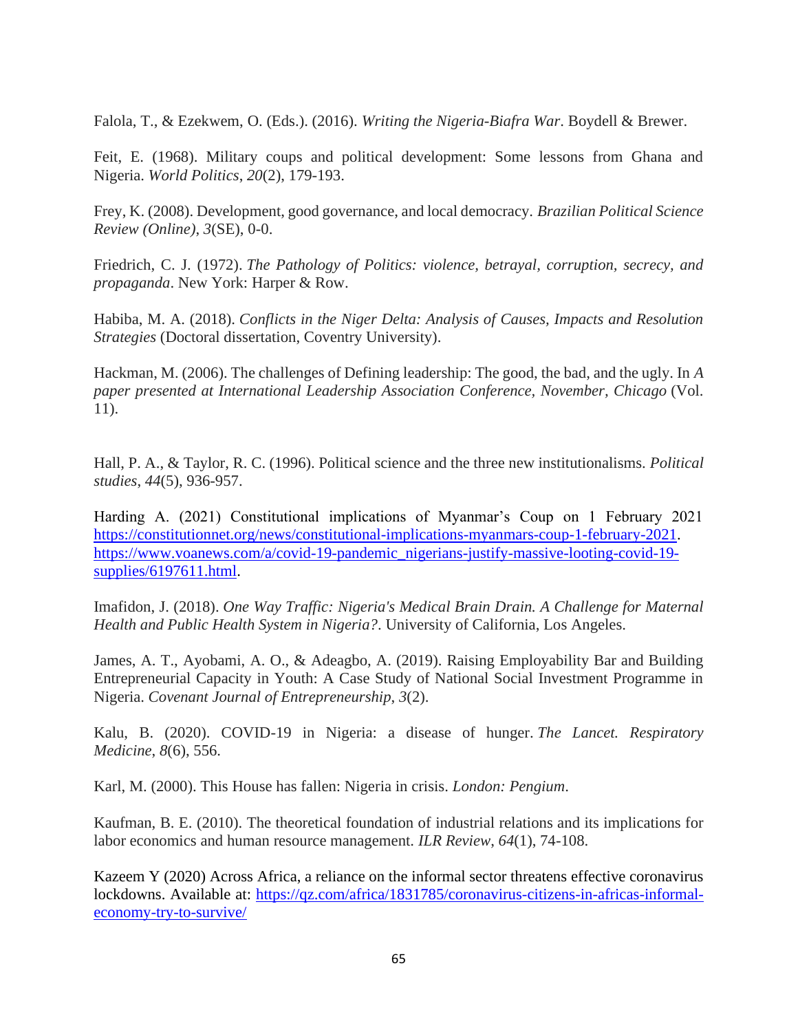Falola, T., & Ezekwem, O. (Eds.). (2016). *Writing the Nigeria-Biafra War*. Boydell & Brewer.

Feit, E. (1968). Military coups and political development: Some lessons from Ghana and Nigeria. *World Politics*, *20*(2), 179-193.

Frey, K. (2008). Development, good governance, and local democracy. *Brazilian Political Science Review (Online)*, *3*(SE), 0-0.

Friedrich, C. J. (1972). *The Pathology of Politics: violence, betrayal, corruption, secrecy, and propaganda*. New York: Harper & Row.

Habiba, M. A. (2018). *Conflicts in the Niger Delta: Analysis of Causes, Impacts and Resolution Strategies* (Doctoral dissertation, Coventry University).

Hackman, M. (2006). The challenges of Defining leadership: The good, the bad, and the ugly. In *A paper presented at International Leadership Association Conference, November, Chicago* (Vol. 11).

Hall, P. A., & Taylor, R. C. (1996). Political science and the three new institutionalisms. *Political studies*, *44*(5), 936-957.

Harding A. (2021) Constitutional implications of Myanmar's Coup on 1 February 2021 https://constitutionnet.org/news/constitutional-implications-myanmars-coup-1-february-2021. https://www.voanews.com/a/covid-19-pandemic_nigerians-justify-massive-looting-covid-19-supplies/6197611.html.

Imafidon, J. (2018). *One Way Traffic: Nigeria's Medical Brain Drain. A Challenge for Maternal Health and Public Health System in Nigeria?*. University of California, Los Angeles.

James, A. T., Ayobami, A. O., & Adeagbo, A. (2019). Raising Employability Bar and Building Entrepreneurial Capacity in Youth: A Case Study of National Social Investment Programme in Nigeria. *Covenant Journal of Entrepreneurship*, *3*(2).

Kalu, B. (2020). COVID-19 in Nigeria: a disease of hunger. *The Lancet. Respiratory Medicine*, *8*(6), 556.

Karl, M. (2000). This House has fallen: Nigeria in crisis. *London: Pengium*.

Kaufman, B. E. (2010). The theoretical foundation of industrial relations and its implications for labor economics and human resource management. *ILR Review*, *64*(1), 74-108.

Kazeem Y (2020) Across Africa, a reliance on the informal sector threatens effective coronavirus lockdowns. Available at: https://qz.com/africa/1831785/coronavirus-citizens-in-africas-informal-economy-try-to-survive/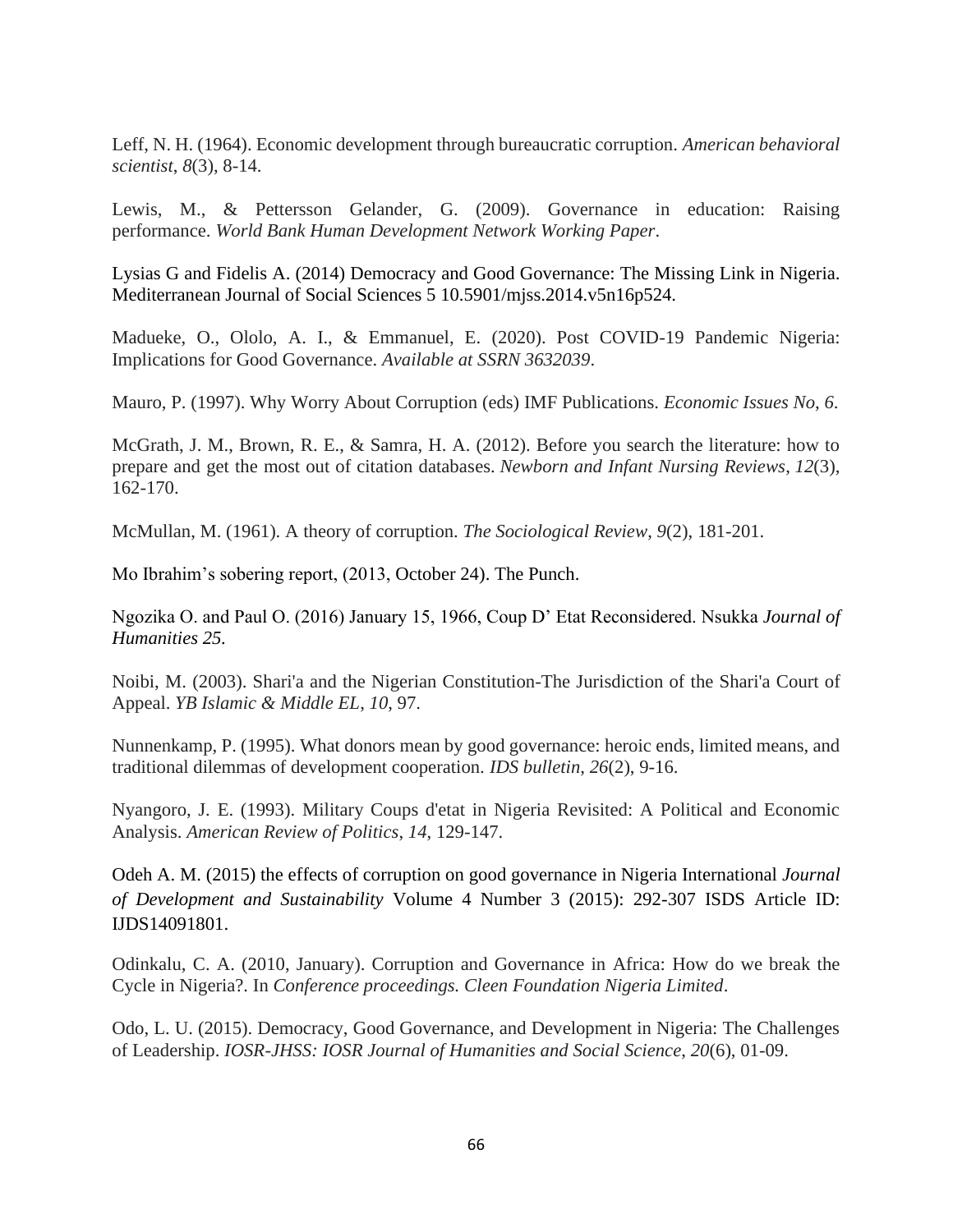Leff, N. H. (1964). Economic development through bureaucratic corruption. *American behavioral scientist*, *8*(3), 8-14.

Lewis, M., & Pettersson Gelander, G. (2009). Governance in education: Raising performance. *World Bank Human Development Network Working Paper*.

Lysias G and Fidelis A. (2014) Democracy and Good Governance: The Missing Link in Nigeria. Mediterranean Journal of Social Sciences 5 10.5901/mjss.2014.v5n16p524.

Madueke, O., Ololo, A. I., & Emmanuel, E. (2020). Post COVID-19 Pandemic Nigeria: Implications for Good Governance. *Available at SSRN 3632039*.

Mauro, P. (1997). Why Worry About Corruption (eds) IMF Publications. *Economic Issues No, 6*.

McGrath, J. M., Brown, R. E., & Samra, H. A. (2012). Before you search the literature: how to prepare and get the most out of citation databases. *Newborn and Infant Nursing Reviews*, *12*(3), 162-170.

McMullan, M. (1961). A theory of corruption. *The Sociological Review*, *9*(2), 181-201.

Mo Ibrahim's sobering report, (2013, October 24). The Punch.

Ngozika O. and Paul O. (2016) January 15, 1966, Coup D' Etat Reconsidered. Nsukka *Journal of Humanities 25.*

Noibi, M. (2003). Shari'a and the Nigerian Constitution-The Jurisdiction of the Shari'a Court of Appeal. *YB Islamic & Middle EL*, *10*, 97.

Nunnenkamp, P. (1995). What donors mean by good governance: heroic ends, limited means, and traditional dilemmas of development cooperation. *IDS bulletin*, *26*(2), 9-16.

Nyangoro, J. E. (1993). Military Coups d'etat in Nigeria Revisited: A Political and Economic Analysis. *American Review of Politics*, *14*, 129-147.

Odeh A. M. (2015) the effects of corruption on good governance in Nigeria International *Journal of Development and Sustainability* Volume 4 Number 3 (2015): 292-307 ISDS Article ID: IJDS14091801.

Odinkalu, C. A. (2010, January). Corruption and Governance in Africa: How do we break the Cycle in Nigeria?. In *Conference proceedings. Cleen Foundation Nigeria Limited*.

Odo, L. U. (2015). Democracy, Good Governance, and Development in Nigeria: The Challenges of Leadership. *IOSR-JHSS: IOSR Journal of Humanities and Social Science*, *20*(6), 01-09.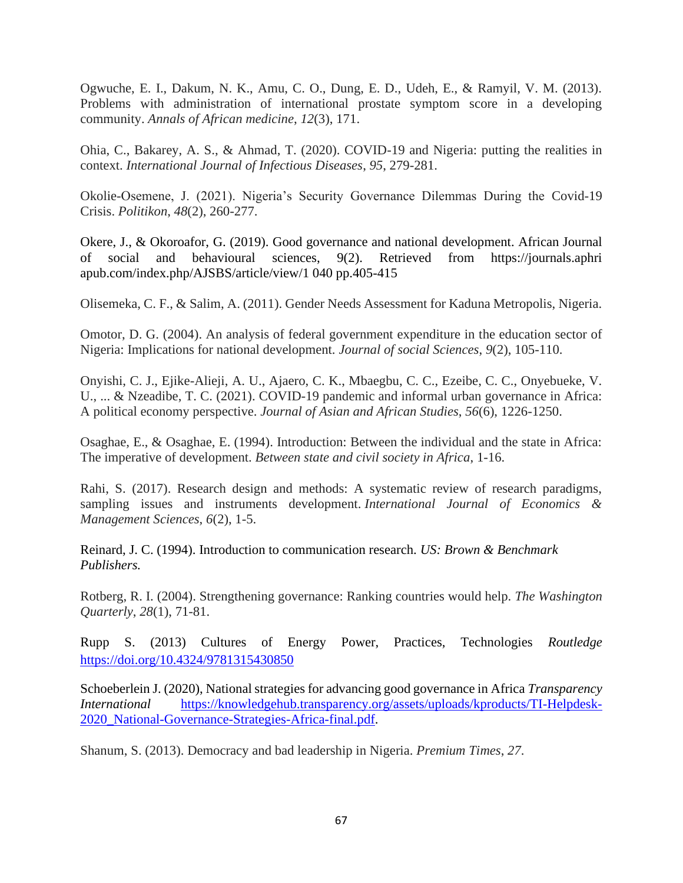Ogwuche, E. I., Dakum, N. K., Amu, C. O., Dung, E. D., Udeh, E., & Ramyil, V. M. (2013). Problems with administration of international prostate symptom score in a developing community. *Annals of African medicine*, *12*(3), 171.

Ohia, C., Bakarey, A. S., & Ahmad, T. (2020). COVID-19 and Nigeria: putting the realities in context. *International Journal of Infectious Diseases*, *95*, 279-281.

Okolie-Osemene, J. (2021). Nigeria's Security Governance Dilemmas During the Covid-19 Crisis. *Politikon*, *48*(2), 260-277.

Okere, J., & Okoroafor, G. (2019). Good governance and national development. African Journal of social and behavioural sciences, 9(2). Retrieved from https://journals.aphriapub.com/index.php/AJSBS/article/view/1 040 pp.405-415

Olisemeka, C. F., & Salim, A. (2011). Gender Needs Assessment for Kaduna Metropolis, Nigeria.

Omotor, D. G. (2004). An analysis of federal government expenditure in the education sector of Nigeria: Implications for national development. *Journal of social Sciences*, *9*(2), 105-110.

Onyishi, C. J., Ejike-Alieji, A. U., Ajaero, C. K., Mbaegbu, C. C., Ezeibe, C. C., Onyebueke, V. U., ... & Nzeadibe, T. C. (2021). COVID-19 pandemic and informal urban governance in Africa: A political economy perspective. *Journal of Asian and African Studies*, *56*(6), 1226-1250.

Osaghae, E., & Osaghae, E. (1994). Introduction: Between the individual and the state in Africa: The imperative of development. *Between state and civil society in Africa*, 1-16.

Rahi, S. (2017). Research design and methods: A systematic review of research paradigms, sampling issues and instruments development. *International Journal of Economics & Management Sciences*, *6*(2), 1-5.

Reinard, J. C. (1994). Introduction to communication research. *US: Brown & Benchmark Publishers.*

Rotberg, R. I. (2004). Strengthening governance: Ranking countries would help. *The Washington Quarterly*, *28*(1), 71-81.

Rupp S. (2013) Cultures of Energy Power, Practices, Technologies *Routledge* https://doi.org/10.4324/9781315430850

Schoeberlein J. (2020), National strategies for advancing good governance in Africa *Transparency International* https://knowledgehub.transparency.org/assets/uploads/kproducts/TI-Helpdesk-2020_National-Governance-Strategies-Africa-final.pdf.

Shanum, S. (2013). Democracy and bad leadership in Nigeria. *Premium Times*, *27*.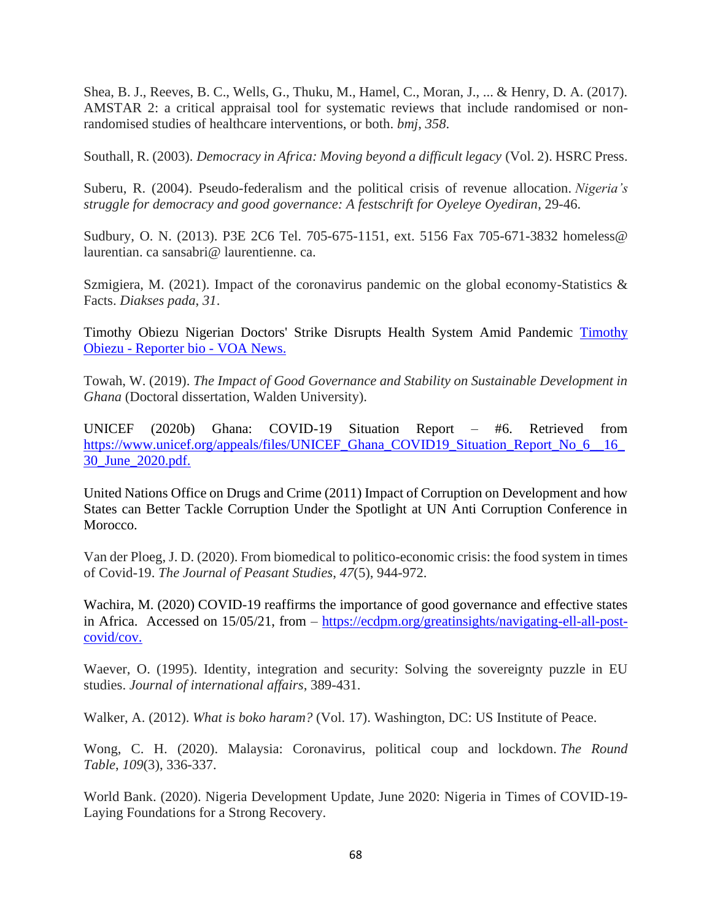Shea, B. J., Reeves, B. C., Wells, G., Thuku, M., Hamel, C., Moran, J., ... & Henry, D. A. (2017). AMSTAR 2: a critical appraisal tool for systematic reviews that include randomised or non-randomised studies of healthcare interventions, or both. *bmj*, *358*.

Southall, R. (2003). *Democracy in Africa: Moving beyond a difficult legacy* (Vol. 2). HSRC Press.

Suberu, R. (2004). Pseudo-federalism and the political crisis of revenue allocation. *Nigeria's struggle for democracy and good governance: A festschrift for Oyeleye Oyediran*, 29-46.

Sudbury, O. N. (2013). P3E 2C6 Tel. 705-675-1151, ext. 5156 Fax 705-671-3832 homeless@ laurentian. ca sansabri@ laurentienne. ca.

Szmigiera, M. (2021). Impact of the coronavirus pandemic on the global economy-Statistics & Facts. *Diakses pada*, *31*.

Timothy Obiezu Nigerian Doctors' Strike Disrupts Health System Amid Pandemic [Timothy Obiezu - Reporter bio - VOA News.](#)

Towah, W. (2019). *The Impact of Good Governance and Stability on Sustainable Development in Ghana* (Doctoral dissertation, Walden University).

UNICEF (2020b) Ghana: COVID-19 Situation Report – #6. Retrieved from [https://www.unicef.org/appeals/files/UNICEF_Ghana_COVID19_Situation_Report_No_6__16_30_June_2020.pdf.](https://www.unicef.org/appeals/files/UNICEF_Ghana_COVID19_Situation_Report_No_6__16_30_June_2020.pdf)

United Nations Office on Drugs and Crime (2011) Impact of Corruption on Development and how States can Better Tackle Corruption Under the Spotlight at UN Anti Corruption Conference in Morocco.

Van der Ploeg, J. D. (2020). From biomedical to politico-economic crisis: the food system in times of Covid-19. *The Journal of Peasant Studies*, *47*(5), 944-972.

Wachira, M. (2020) COVID-19 reaffirms the importance of good governance and effective states in Africa. Accessed on 15/05/21, from – [https://ecdpm.org/greatinsights/navigating-ell-all-post-covid/cov.](https://ecdpm.org/greatinsights/navigating-ell-all-post-covid/cov)

Waever, O. (1995). Identity, integration and security: Solving the sovereignty puzzle in EU studies. *Journal of international affairs*, 389-431.

Walker, A. (2012). *What is boko haram?* (Vol. 17). Washington, DC: US Institute of Peace.

Wong, C. H. (2020). Malaysia: Coronavirus, political coup and lockdown. *The Round Table*, *109*(3), 336-337.

World Bank. (2020). Nigeria Development Update, June 2020: Nigeria in Times of COVID-19-Laying Foundations for a Strong Recovery.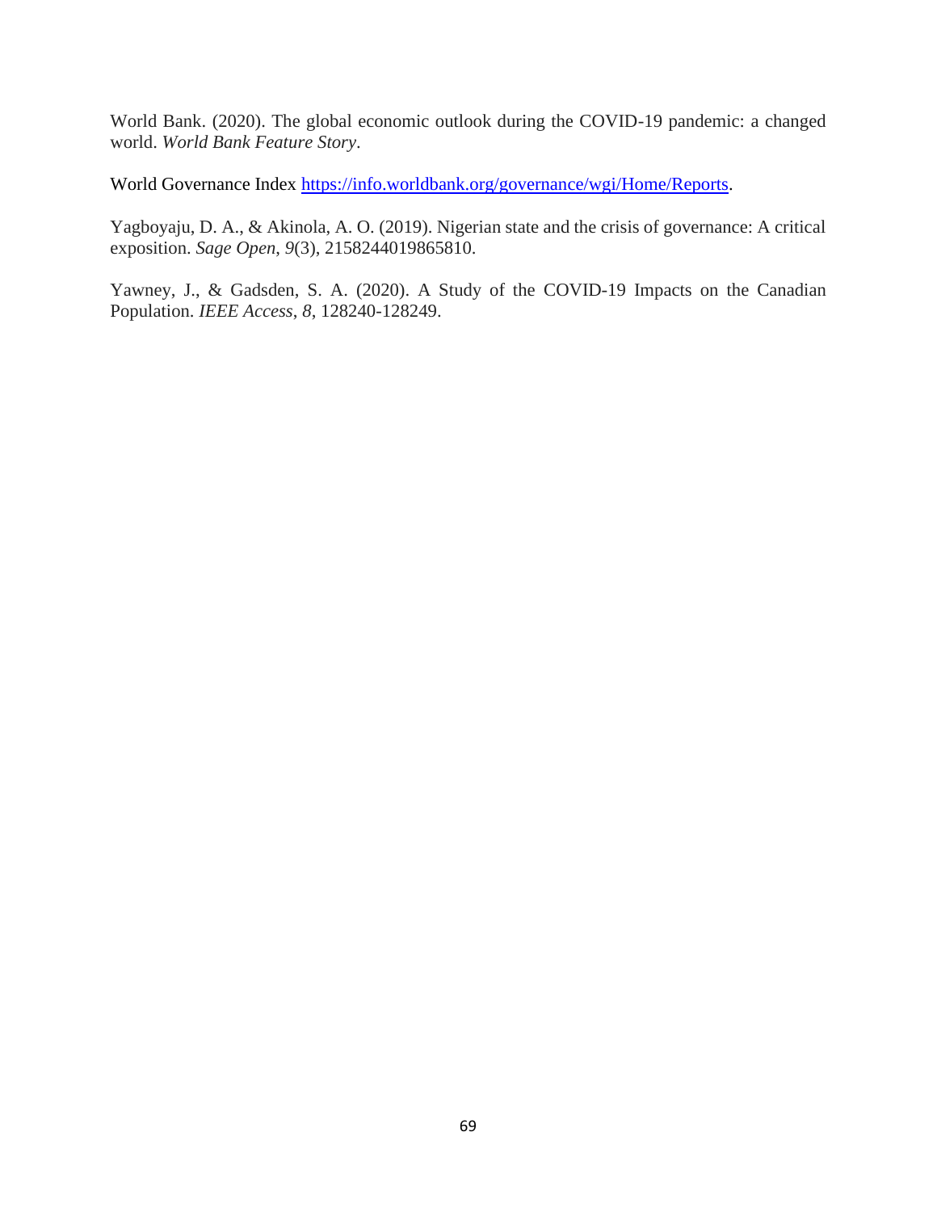World Bank. (2020). The global economic outlook during the COVID-19 pandemic: a changed world. *World Bank Feature Story*.

World Governance Index [https://info.worldbank.org/governance/wgi/Home/Reports](https://info.worldbank.org/governance/wgi/Home/Reports).

Yagboyaju, D. A., & Akinola, A. O. (2019). Nigerian state and the crisis of governance: A critical exposition. *Sage Open*, *9*(3), 2158244019865810.

Yawney, J., & Gadsden, S. A. (2020). A Study of the COVID-19 Impacts on the Canadian Population. *IEEE Access*, *8*, 128240-128249.